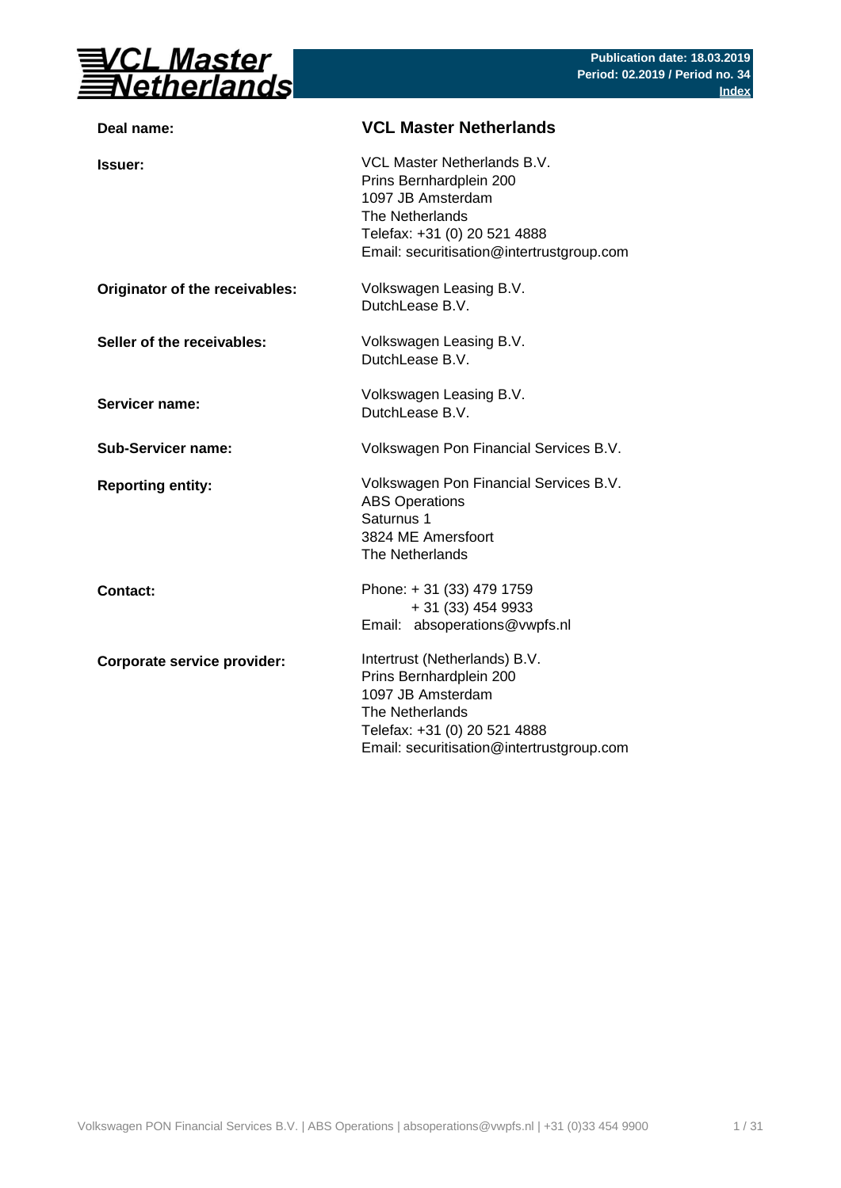**VCL Master Netherlands**

**Publication date: 18.03.2019**
**Period: 02.2019 / Period no. 34**
**Index**

| | |
|---|---|
| **Deal name:** | **VCL Master Netherlands** |
| **Issuer:** | VCL Master Netherlands B.V.<br>Prins Bernhardplein 200<br>1097 JB Amsterdam<br>The Netherlands<br>Telefax: +31 (0) 20 521 4888<br>Email: securitisation@intertrustgroup.com |
| **Originator of the receivables:** | Volkswagen Leasing B.V.<br>DutchLease B.V. |
| **Seller of the receivables:** | Volkswagen Leasing B.V.<br>DutchLease B.V. |
| **Servicer name:** | Volkswagen Leasing B.V.<br>DutchLease B.V. |
| **Sub-Servicer name:** | Volkswagen Pon Financial Services B.V. |
| **Reporting entity:** | Volkswagen Pon Financial Services B.V.<br>ABS Operations<br>Saturnus 1<br>3824 ME Amersfoort<br>The Netherlands |
| **Contact:** | Phone: + 31 (33) 479 1759<br>+ 31 (33) 454 9933<br>Email: absoperations@vwpfs.nl |
| **Corporate service provider:** | Intertrust (Netherlands) B.V.<br>Prins Bernhardplein 200<br>1097 JB Amsterdam<br>The Netherlands<br>Telefax: +31 (0) 20 521 4888<br>Email: securitisation@intertrustgroup.com |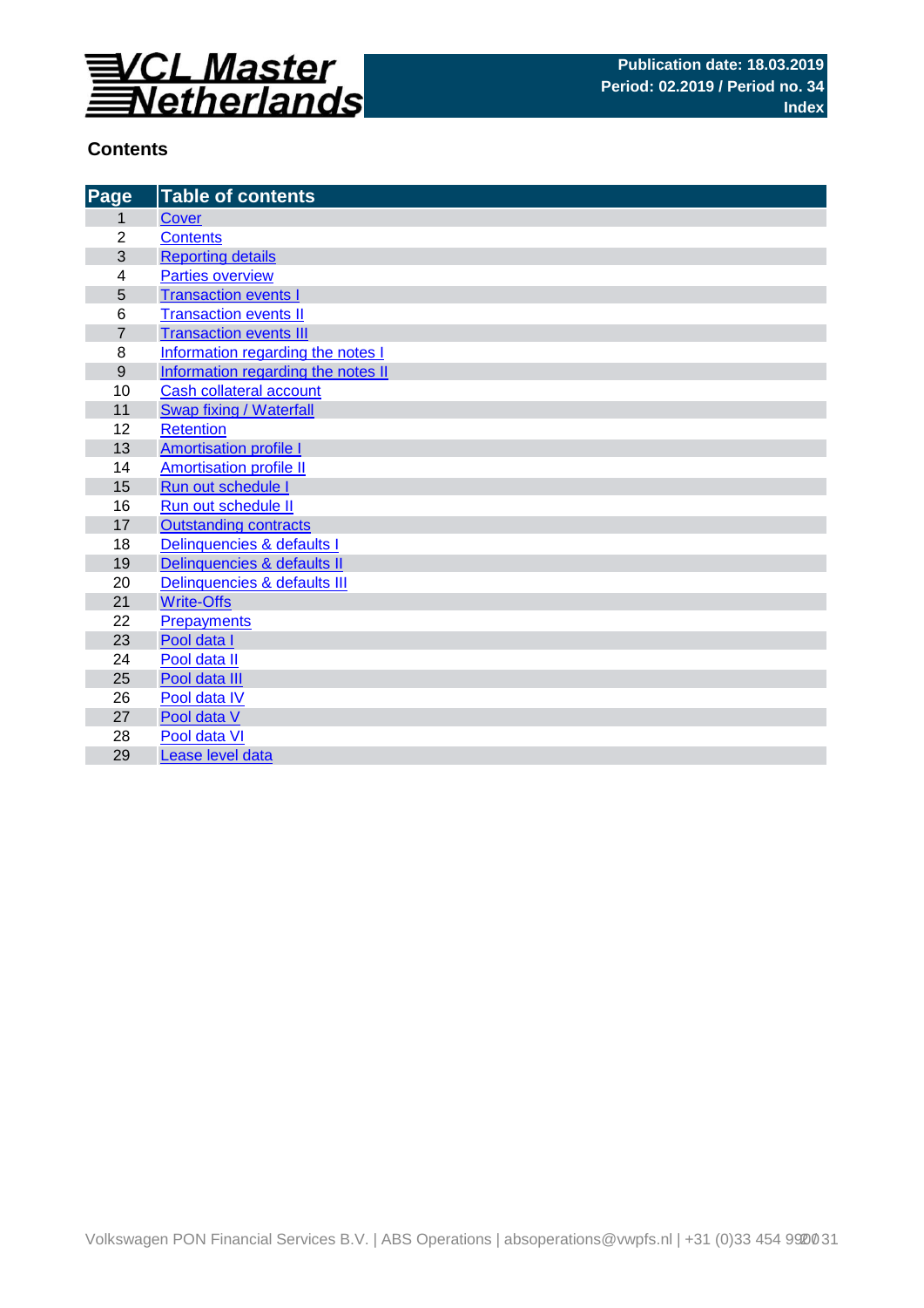**VCL Master Netherlands**

**Publication date: 18.03.2019**
**Period: 02.2019 / Period no. 34**
**Index**

## Contents

| Page | Table of contents |
|---|---|
| 1 | Cover |
| 2 | Contents |
| 3 | Reporting details |
| 4 | Parties overview |
| 5 | Transaction events I |
| 6 | Transaction events II |
| 7 | Transaction events III |
| 8 | Information regarding the notes I |
| 9 | Information regarding the notes II |
| 10 | Cash collateral account |
| 11 | Swap fixing / Waterfall |
| 12 | Retention |
| 13 | Amortisation profile I |
| 14 | Amortisation profile II |
| 15 | Run out schedule I |
| 16 | Run out schedule II |
| 17 | Outstanding contracts |
| 18 | Delinquencies & defaults I |
| 19 | Delinquencies & defaults II |
| 20 | Delinquencies & defaults III |
| 21 | Write-Offs |
| 22 | Prepayments |
| 23 | Pool data I |
| 24 | Pool data II |
| 25 | Pool data III |
| 26 | Pool data IV |
| 27 | Pool data V |
| 28 | Pool data VI |
| 29 | Lease level data |

Volkswagen PON Financial Services B.V. | ABS Operations | absoperations@vwpfs.nl | +31 (0)33 454 9900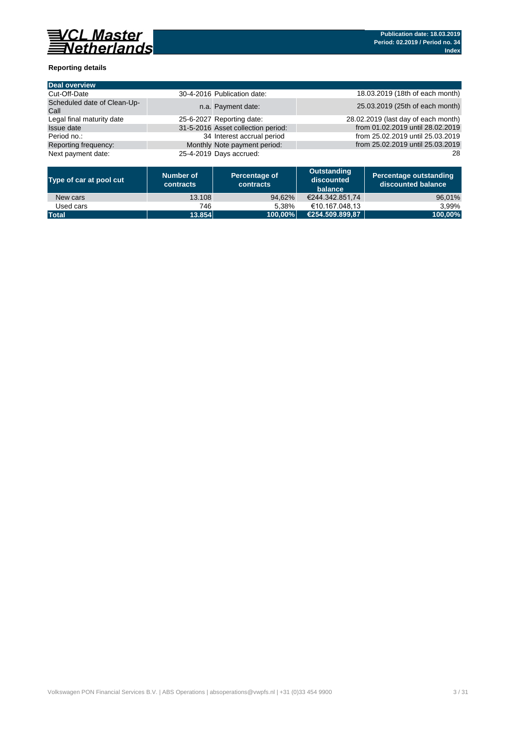**Publication date: 18.03.2019**
**Period: 02.2019 / Period no. 34**
**Index**

## Reporting details

| Deal overview | | | |
|---|---|---|---|
| Cut-Off-Date | 30-4-2016 | Publication date: | 18.03.2019 (18th of each month) |
| Scheduled date of Clean-Up-Call | n.a. | Payment date: | 25.03.2019 (25th of each month) |
| Legal final maturity date | 25-6-2027 | Reporting date: | 28.02.2019 (last day of each month) |
| Issue date | 31-5-2016 | Asset collection period: | from 01.02.2019 until 28.02.2019 |
| Period no.: | 34 | Interest accrual period | from 25.02.2019 until 25.03.2019 |
| Reporting frequency: | Monthly | Note payment period: | from 25.02.2019 until 25.03.2019 |
| Next payment date: | 25-4-2019 | Days accrued: | 28 |

| Type of car at pool cut | Number of contracts | Percentage of contracts | Outstanding discounted balance | Percentage outstanding discounted balance |
|---|---|---|---|---|
| New cars | 13.108 | 94,62% | €244.342.851,74 | 96,01% |
| Used cars | 746 | 5,38% | €10.167.048,13 | 3,99% |
| **Total** | **13.854** | **100,00%** | **€254.509.899,87** | **100,00%** |

Volkswagen PON Financial Services B.V. | ABS Operations | absoperations@vwpfs.nl | +31 (0)33 454 9900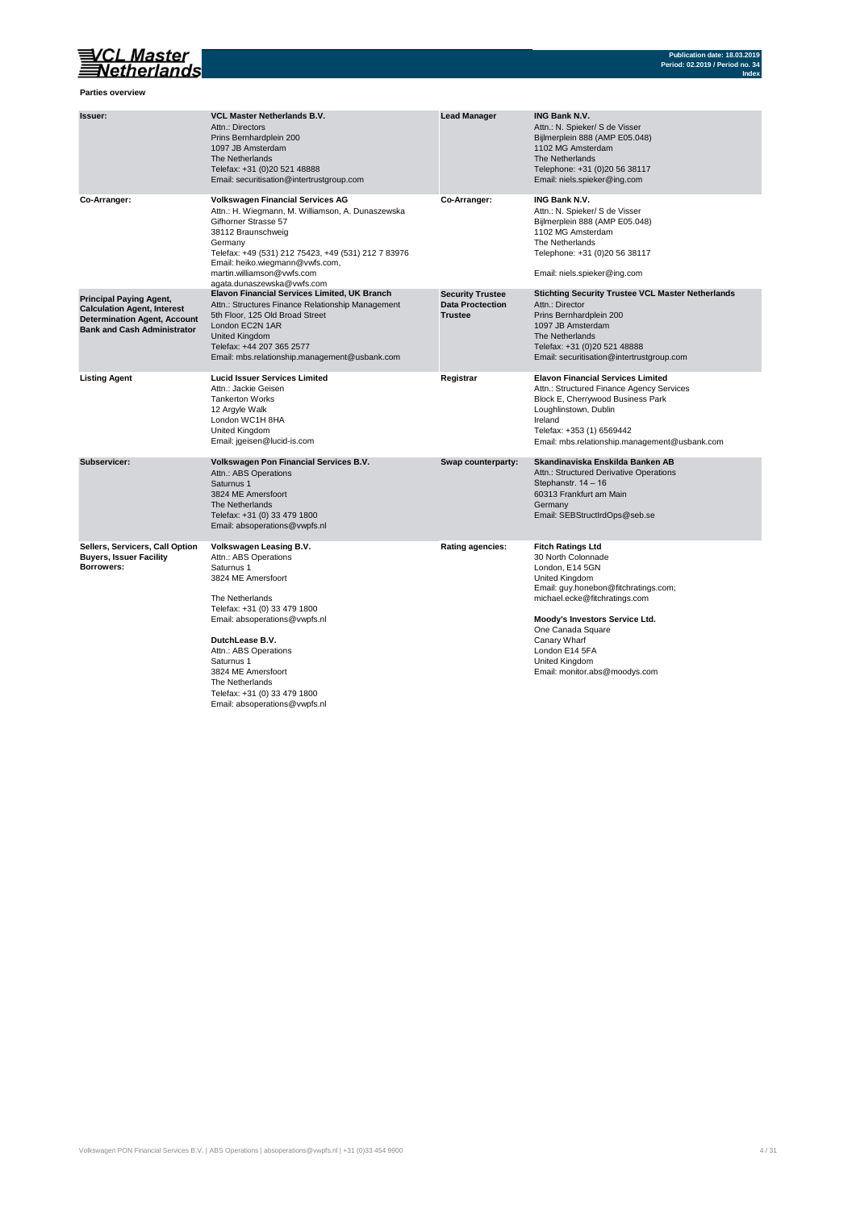**Parties overview**

| | | | |
|---|---|---|---|
| **Issuer:** | **VCL Master Netherlands B.V.**<br>Attn.: Directors<br>Prins Bernhardplein 200<br>1097 JB Amsterdam<br>The Netherlands<br>Telefax: +31 (0)20 521 48888<br>Email: securitisation@intertrustgroup.com | **Lead Manager** | **ING Bank N.V.**<br>Attn.: N. Spieker/ S de Visser<br>Bijlmerplein 888 (AMP E05.048)<br>1102 MG Amsterdam<br>The Netherlands<br>Telephone: +31 (0)20 56 38117<br>Email: niels.spieker@ing.com |
| **Co-Arranger:** | **Volkswagen Financial Services AG**<br>Attn.: H. Wiegmann, M. Williamson, A. Dunaszewska<br>Gifhorner Strasse 57<br>38112 Braunschweig<br>Germany<br>Telefax: +49 (531) 212 75423, +49 (531) 212 7 83976<br>Email: heiko.wiegmann@vwfs.com,<br>martin.williamson@vwfs.com<br>agata.dunaszewska@vwfs.com | **Co-Arranger:** | **ING Bank N.V.**<br>Attn.: N. Spieker/ S de Visser<br>Bijlmerplein 888 (AMP E05.048)<br>1102 MG Amsterdam<br>The Netherlands<br>Telephone: +31 (0)20 56 38117<br><br>Email: niels.spieker@ing.com |
| **Principal Paying Agent, Calculation Agent, Interest Determination Agent, Account Bank and Cash Administrator** | **Elavon Financial Services Limited, UK Branch**<br>Attn.: Structures Finance Relationship Management<br>5th Floor, 125 Old Broad Street<br>London EC2N 1AR<br>United Kingdom<br>Telefax: +44 207 365 2577<br>Email: mbs.relationship.management@usbank.com | **Security Trustee Data Proctection Trustee** | **Stichting Security Trustee VCL Master Netherlands**<br>Attn.: Director<br>Prins Bernhardplein 200<br>1097 JB Amsterdam<br>The Netherlands<br>Telefax: +31 (0)20 521 48888<br>Email: securitisation@intertrustgroup.com |
| **Listing Agent** | **Lucid Issuer Services Limited**<br>Attn.: Jackie Geisen<br>Tankerton Works<br>12 Argyle Walk<br>London WC1H 8HA<br>United Kingdom<br>Email: jgeisen@lucid-is.com | **Registrar** | **Elavon Financial Services Limited**<br>Attn.: Structured Finance Agency Services<br>Block E, Cherrywood Business Park<br>Loughlinstown, Dublin<br>Ireland<br>Telefax: +353 (1) 6569442<br>Email: mbs.relationship.management@usbank.com |
| **Subservicer:** | **Volkswagen Pon Financial Services B.V.**<br>Attn.: ABS Operations<br>Saturnus 1<br>3824 ME Amersfoort<br>The Netherlands<br>Telefax: +31 (0) 33 479 1800<br>Email: absoperations@vwpfs.nl | **Swap counterparty:** | **Skandinaviska Enskilda Banken AB**<br>Attn.: Structured Derivative Operations<br>Stephanstr. 14 – 16<br>60313 Frankfurt am Main<br>Germany<br>Email: SEBStructIrdOps@seb.se |
| **Sellers, Servicers, Call Option Buyers, Issuer Facility Borrowers:** | **Volkswagen Leasing B.V.**<br>Attn.: ABS Operations<br>Saturnus 1<br>3824 ME Amersfoort<br><br>The Netherlands<br>Telefax: +31 (0) 33 479 1800<br>Email: absoperations@vwpfs.nl<br><br>**DutchLease B.V.**<br>Attn.: ABS Operations<br>Saturnus 1<br>3824 ME Amersfoort<br>The Netherlands<br>Telefax: +31 (0) 33 479 1800<br>Email: absoperations@vwpfs.nl | **Rating agencies:** | **Fitch Ratings Ltd**<br>30 North Colonnade<br>London, E14 5GN<br>United Kingdom<br>Email: guy.honebon@fitchratings.com;<br>michael.ecke@fitchratings.com<br><br>**Moody's Investors Service Ltd.**<br>One Canada Square<br>Canary Wharf<br>London E14 5FA<br>United Kingdom<br>Email: monitor.abs@moodys.com |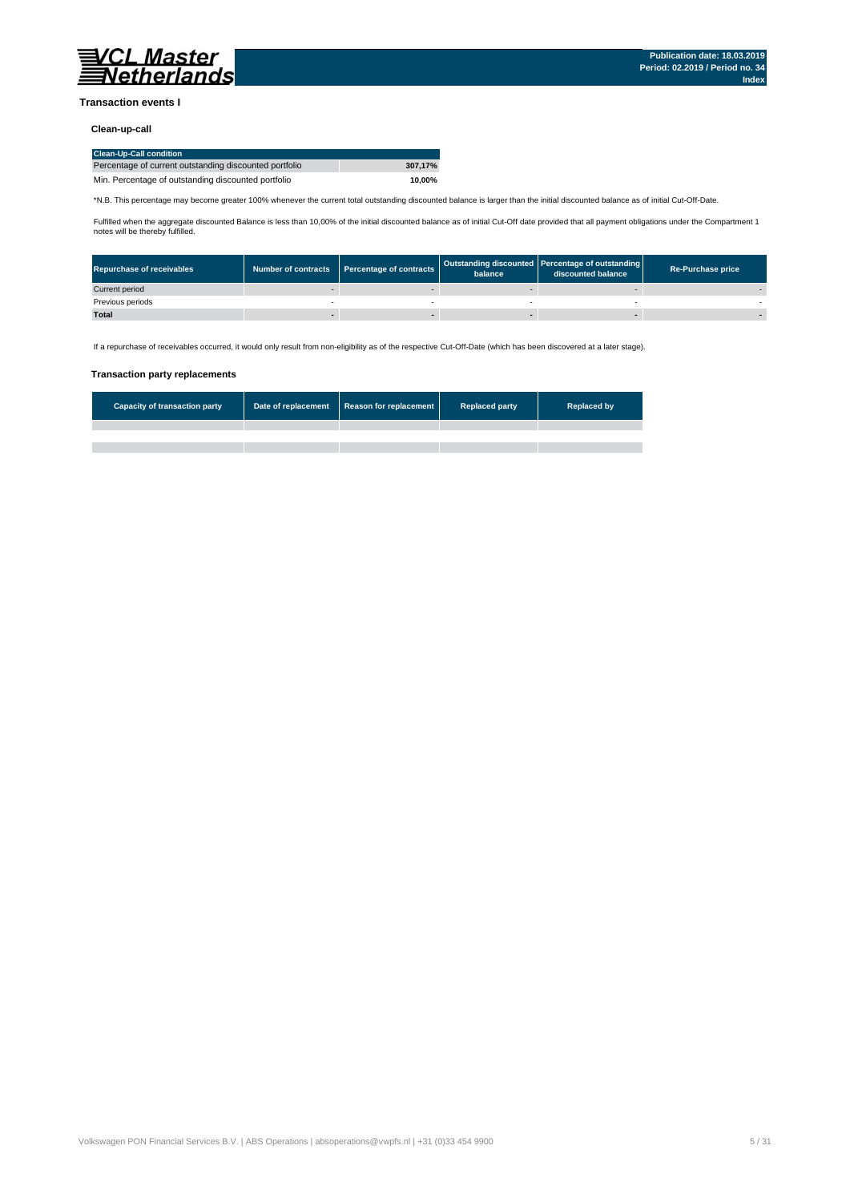## Transaction events I

### Clean-up-call

| Clean-Up-Call condition | |
|---|---|
| Percentage of current outstanding discounted portfolio | **307,17%** |
| Min. Percentage of outstanding discounted portfolio | **10,00%** |

*N.B. This percentage may become greater 100% whenever the current total outstanding discounted balance is larger than the initial discounted balance as of initial Cut-Off-Date.

Fulfilled when the aggregate discounted Balance is less than 10,00% of the initial discounted balance as of initial Cut-Off date provided that all payment obligations under the Compartment 1 notes will be thereby fulfilled.

| Repurchase of receivables | Number of contracts | Percentage of contracts | Outstanding discounted balance | Percentage of outstanding discounted balance | Re-Purchase price |
|---|---|---|---|---|---|
| Current period | - | - | - | - | - |
| Previous periods | - | - | - | - | - |
| **Total** | **-** | **-** | **-** | **-** | **-** |

If a repurchase of receivables occurred, it would only result from non-eligibility as of the respective Cut-Off-Date (which has been discovered at a later stage).

### Transaction party replacements

| Capacity of transaction party | Date of replacement | Reason for replacement | Replaced party | Replaced by |
|---|---|---|---|---|
| | | | | |
| | | | | |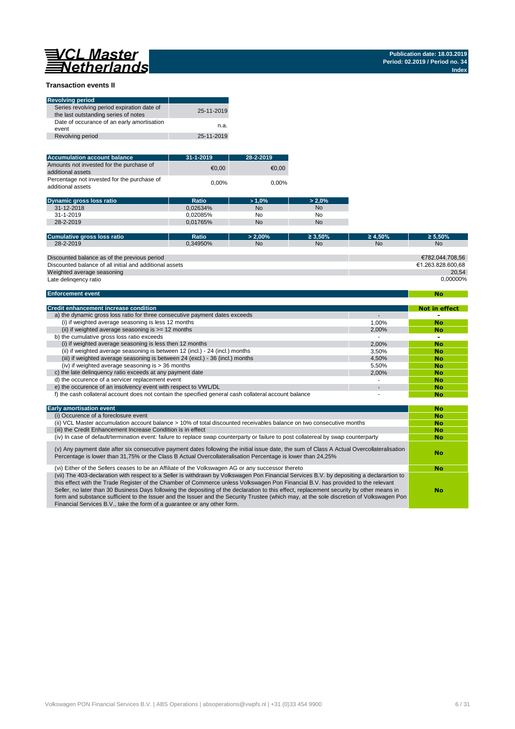VCL Master Netherlands

Publication date: 18.03.2019
Period: 02.2019 / Period no. 34
Index

## Transaction events II

| Revolving period | |
|---|---|
| Series revolving period expiration date of the last outstanding series of notes | 25-11-2019 |
| Date of occurance of an early amortisation event | n.a. |
| Revolving period | 25-11-2019 |

| Accumulation account balance | 31-1-2019 | 28-2-2019 |
|---|---|---|
| Amounts not invested for the purchase of additional assets | €0,00 | €0,00 |
| Percentage not invested for the purchase of additional assets | 0,00% | 0,00% |

| Dynamic gross loss ratio | Ratio | > 1,0% | > 2,0% |
|---|---|---|---|
| 31-12-2018 | 0,02634% | No | No |
| 31-1-2019 | 0,02085% | No | No |
| 28-2-2019 | 0,01765% | No | No |

| Cumulative gross loss ratio | Ratio | > 2,00% | ≥ 3,50% | ≥ 4,50% | ≥ 5,50% |
|---|---|---|---|---|---|
| 28-2-2019 | 0,34950% | No | No | No | No |

| | |
|---|---|
| Discounted balance as of the previous period | €782.044.708,56 |
| Discounted balance of all initial and additional assets | €1.263.828.600,68 |
| Weighted average seasoning | 20,54 |
| Late delinqency ratio | 0,00000% |

| Enforcement event | No |
|---|---|

| Credit enhancement increase condition | | Not in effect |
|---|---|---|
| a) the dynamic gross loss ratio for three consecutive payment dates exceeds | - | - |
| (i) if weighted average seasoning is less 12 months | 1,00% | No |
| (ii) if weighted average seasoning is >= 12 months | 2,00% | No |
| b) the cumulative gross loss ratio exceeds | - | - |
| (i) if weighted average seasoning is less then 12 months | 2,00% | No |
| (ii) if weighted average seasoning is between 12 (incl.) - 24 (incl.) months | 3,50% | No |
| (iii) if weighted average seasoning is between 24 (excl.) - 36 (incl.) months | 4,50% | No |
| (iv) if weighted average seasoning is > 36 months | 5,50% | No |
| c) the late delinquency ratio exceeds at any payment date | 2,00% | No |
| d) the occurence of a servicer replacement event | - | No |
| e) the occurence of an insolvency event with respect to VWL/DL | - | No |
| f) the cash collateral account does not contain the specified general cash collateral account balance | - | No |

| Early amortisation event | No |
|---|---|
| (i) Occurence of a foreclosure event | No |
| (ii) VCL Master accumulation account balance > 10% of total discounted receivables balance on two consecutive months | No |
| (iii) the Credit Enhancement Increase Condition is in effect | No |
| (iv) In case of default/termination event: failure to replace swap counterparty or failure to post collatereal by swap counterparty | No |
| (v) Any payment date after six consecutive payment dates following the initial issue date, the sum of Class A Actual Overcollateralisation Percentage is lower than 31,75% or the Class B Actual Overcollateralisation Percentage is lower than 24,25% | No |
| (vi) Either of the Sellers ceases to be an Affiliate of the Volkswagen AG or any successor thereto | No |
| (vii) The 403-declaration with respect to a Seller is withdrawn by Volkswagen Pon Financial Services B.V. by depositing a declarartion to this effect with the Trade Register of the Chamber of Commerce unless Volkswagen Pon Financial B.V. has provided to the relevant Seller, no later than 30 Business Days following the depositing of the declaration to this effect, replacement security by other means in form and substance sufficient to the Issuer and the Issuer and the Security Trustee (which may, at the sole discretion of Volkswagen Pon Financial Services B.V., take the form of a guarantee or any other form. | No |

Volkswagen PON Financial Services B.V. | ABS Operations | absoperations@vwpfs.nl | +31 (0)33 454 9900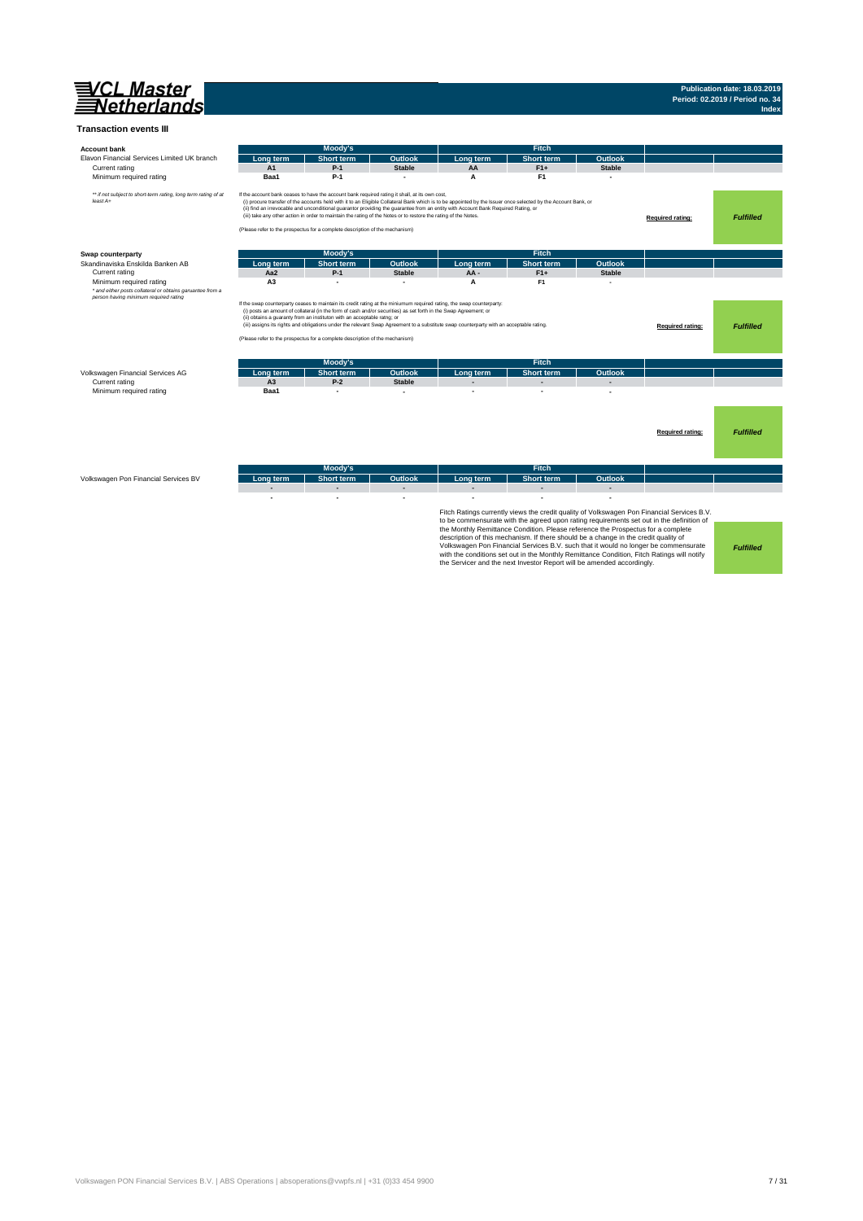**Publication date: 18.03.2019**
**Period: 02.2019 / Period no. 34**
**Index**

## Transaction events III

| Account bank | Moody's | | | Fitch | | | | |
|---|---|---|---|---|---|---|---|---|
| Elavon Financial Services Limited UK branch | Long term | Short term | Outlook | Long term | Short term | Outlook | | |
| Current rating | A1 | P-1 | Stable | AA | F1+ | Stable | | |
| Minimum required rating | Baa1 | P-1 | - | A | F1 | - | | |

*\*\* if not subject to short-term rating, long term rating of at least A+*

If the account bank ceases to have the account bank required rating it shall, at its own cost,
(i) procure transfer of the accounts held with it to an Eligible Collateral Bank which is to be appointed by the Issuer once selected by the Account Bank, or
(ii) find an irrevocable and unconditional guarantor providing the guarantee from an entity with Account Bank Required Rating, or
(iii) take any other action in order to maintain the rating of the Notes or to restore the rating of the Notes.

(Please refer to the prospectus for a complete description of the mechanism)

**Required rating:** ***Fulfilled***

| Swap counterparty | Moody's | | | Fitch | | | | |
|---|---|---|---|---|---|---|---|---|
| Skandinaviska Enskilda Banken AB | Long term | Short term | Outlook | Long term | Short term | Outlook | | |
| Current rating | Aa2 | P-1 | Stable | AA - | F1+ | Stable | | |
| Minimum required rating | A3 | - | - | A | F1 | - | | |

*\* and either posts collateral or obtains garuantee from a person having minimum required rating*

If the swap counterparty ceases to maintain its credit rating at the miniumum required rating, the swap counterparty:
(i) posts an amount of collateral (in the form of cash and/or securities) as set forth in the Swap Agreement; or
(ii) obtains a guaranty from an instituton with an acceptable ratng; or
(iii) assigns its rights and obligations under the relevant Swap Agreement to a substitute swap counterparty with an acceptable rating.

(Please refer to the prospectus for a complete description of the mechanism)

**Required rating:** ***Fulfilled***

| | Moody's | | | Fitch | | | | |
|---|---|---|---|---|---|---|---|---|
| Volkswagen Financial Services AG | Long term | Short term | Outlook | Long term | Short term | Outlook | | |
| Current rating | A3 | P-2 | Stable | - | - | - | | |
| Minimum required rating | Baa1 | - | - | - | - | - | | |

**Required rating:** ***Fulfilled***

| | Moody's | | | Fitch | | | | |
|---|---|---|---|---|---|---|---|---|
| Volkswagen Pon Financial Services BV | Long term | Short term | Outlook | Long term | Short term | Outlook | | |
| | - | - | - | - | - | - | | |
| | - | - | - | - | - | - | | |

Fitch Ratings currently views the credit quality of Volkswagen Pon Financial Services B.V. to be commensurate with the agreed upon rating requirements set out in the definition of the Monthly Remittance Condition. Please reference the Prospectus for a complete description of this mechanism. If there should be a change in the credit quality of Volkswagen Pon Financial Services B.V. such that it would no longer be commensurate with the conditions set out in the Monthly Remittance Condition, Fitch Ratings will notify the Servicer and the next Investor Report will be amended accordingly.

***Fulfilled***

Volkswagen PON Financial Services B.V. | ABS Operations | absoperations@vwpfs.nl | +31 (0)33 454 9900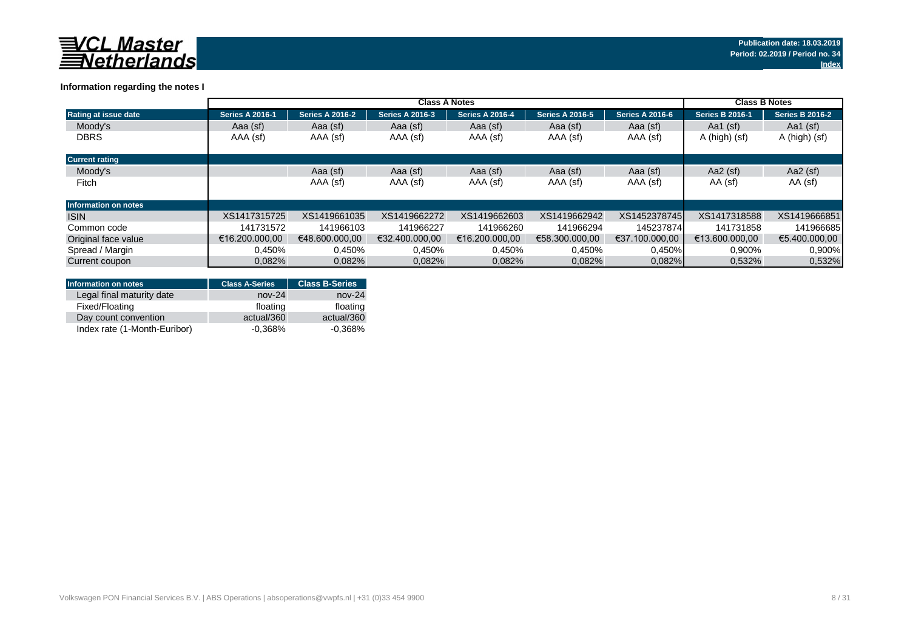**Publication date: 18.03.2019**
**Period: 02.2019 / Period no. 34**
**Index**

### Information regarding the notes I

| | Class A Notes | | | | | | Class B Notes | |
|---|---|---|---|---|---|---|---|---|
| **Rating at issue date** | **Series A 2016-1** | **Series A 2016-2** | **Series A 2016-3** | **Series A 2016-4** | **Series A 2016-5** | **Series A 2016-6** | **Series B 2016-1** | **Series B 2016-2** |
| Moody's | Aaa (sf) | Aaa (sf) | Aaa (sf) | Aaa (sf) | Aaa (sf) | Aaa (sf) | Aa1 (sf) | Aa1 (sf) |
| DBRS | AAA (sf) | AAA (sf) | AAA (sf) | AAA (sf) | AAA (sf) | AAA (sf) | A (high) (sf) | A (high) (sf) |
| **Current rating** | | | | | | | | |
| Moody's | | Aaa (sf) | Aaa (sf) | Aaa (sf) | Aaa (sf) | Aaa (sf) | Aa2 (sf) | Aa2 (sf) |
| Fitch | | AAA (sf) | AAA (sf) | AAA (sf) | AAA (sf) | AAA (sf) | AA (sf) | AA (sf) |
| **Information on notes** | | | | | | | | |
| ISIN | XS1417315725 | XS1419661035 | XS1419662272 | XS1419662603 | XS1419662942 | XS1452378745 | XS1417318588 | XS1419666851 |
| Common code | 141731572 | 141966103 | 141966227 | 141966260 | 141966294 | 145237874 | 141731858 | 141966685 |
| Original face value | €16.200.000,00 | €48.600.000,00 | €32.400.000,00 | €16.200.000,00 | €58.300.000,00 | €37.100.000,00 | €13.600.000,00 | €5.400.000,00 |
| Spread / Margin | 0,450% | 0,450% | 0,450% | 0,450% | 0,450% | 0,450% | 0,900% | 0,900% |
| Current coupon | 0,082% | 0,082% | 0,082% | 0,082% | 0,082% | 0,082% | 0,532% | 0,532% |

| Information on notes | Class A-Series | Class B-Series |
|---|---|---|
| Legal final maturity date | nov-24 | nov-24 |
| Fixed/Floating | floating | floating |
| Day count convention | actual/360 | actual/360 |
| Index rate (1-Month-Euribor) | -0,368% | -0,368% |

Volkswagen PON Financial Services B.V. | ABS Operations | absoperations@vwpfs.nl | +31 (0)33 454 9900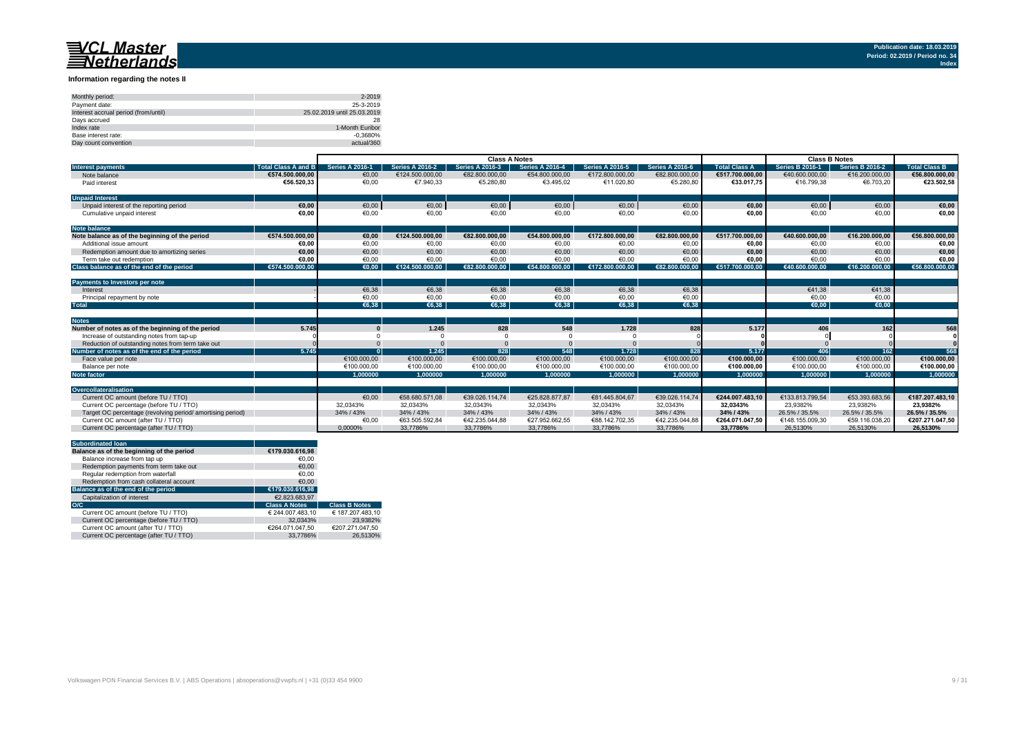## Information regarding the notes II

| | |
|---|---|
| Monthly period: | 2-2019 |
| Payment date: | 25-3-2019 |
| Interest accrual period (from/until) | 25.02.2019 until 25.03.2019 |
| Days accrued | 28 |
| Index rate | 1-Month Euribor |
| Base interest rate: | -0,3680% |
| Day count convention | actual/360 |

| | | Class A Notes | | | | | | | Class B Notes | | |
|---|---|---|---|---|---|---|---|---|---|---|---|
| **Interest payments** | **Total Class A and B** | **Series A 2016-1** | **Series A 2016-2** | **Series A 2016-3** | **Series A 2016-4** | **Series A 2016-5** | **Series A 2016-6** | **Total Class A** | **Series B 2016-1** | **Series B 2016-2** | **Total Class B** |
| Note balance | €574.500.000,00 | €0,00 | €124.500.000,00 | €82.800.000,00 | €54.800.000,00 | €172.800.000,00 | €82.800.000,00 | €517.700.000,00 | €40.600.000,00 | €16.200.000,00 | €56.800.000,00 |
| Paid interest | €56.520,33 | €0,00 | €7.940,33 | €5.280,80 | €3.495,02 | €11.020,80 | €5.280,80 | €33.017,75 | €16.799,38 | €6.703,20 | €23.502,58 |
| **Unpaid Interest** | | | | | | | | | | | |
| Unpaid interest of the reporting period | €0,00 | €0,00 | €0,00 | €0,00 | €0,00 | €0,00 | €0,00 | €0,00 | €0,00 | €0,00 | €0,00 |
| Cumulative unpaid interest | €0,00 | €0,00 | €0,00 | €0,00 | €0,00 | €0,00 | €0,00 | €0,00 | €0,00 | €0,00 | €0,00 |
| **Note balance** | | | | | | | | | | | |
| **Note balance as of the beginning of the period** | €574.500.000,00 | €0,00 | €124.500.000,00 | €82.800.000,00 | €54.800.000,00 | €172.800.000,00 | €82.800.000,00 | €517.700.000,00 | €40.600.000,00 | €16.200.000,00 | €56.800.000,00 |
| Additional issue amount | €0,00 | €0,00 | €0,00 | €0,00 | €0,00 | €0,00 | €0,00 | €0,00 | €0,00 | €0,00 | €0,00 |
| Redemption amount due to amortizing series | €0,00 | €0,00 | €0,00 | €0,00 | €0,00 | €0,00 | €0,00 | €0,00 | €0,00 | €0,00 | €0,00 |
| Term take out redemption | €0,00 | €0,00 | €0,00 | €0,00 | €0,00 | €0,00 | €0,00 | €0,00 | €0,00 | €0,00 | €0,00 |
| **Class balance as of the end of the period** | €574.500.000,00 | €0,00 | €124.500.000,00 | €82.800.000,00 | €54.800.000,00 | €172.800.000,00 | €82.800.000,00 | €517.700.000,00 | €40.600.000,00 | €16.200.000,00 | €56.800.000,00 |
| **Payments to Investors per note** | | | | | | | | | | | |
| Interest | - | €6,38 | €6,38 | €6,38 | €6,38 | €6,38 | €6,38 | | €41,38 | €41,38 | |
| Principal repayment by note | - | €0,00 | €0,00 | €0,00 | €0,00 | €0,00 | €0,00 | | €0,00 | €0,00 | |
| **Total** | | €6,38 | €6,38 | €6,38 | €6,38 | €6,38 | €6,38 | | €0,00 | €0,00 | |
| **Notes** | | | | | | | | | | | |
| **Number of notes as of the beginning of the period** | 5.745 | 0 | 1.245 | 828 | 548 | 1.728 | 828 | 5.177 | 406 | 162 | 568 |
| Increase of outstanding notes from tap-up | 0 | 0 | 0 | 0 | 0 | 0 | 0 | 0 | 0 | 0 | 0 |
| Reduction of outstanding notes from term take out | 0 | 0 | 0 | 0 | 0 | 0 | 0 | 0 | 0 | 0 | 0 |
| **Number of notes as of the end of the period** | 5.745 | 0 | 1.245 | 828 | 548 | 1.728 | 828 | 5.177 | 406 | 162 | 568 |
| Face value per note | | €100.000,00 | €100.000,00 | €100.000,00 | €100.000,00 | €100.000,00 | €100.000,00 | €100.000,00 | €100.000,00 | €100.000,00 | €100.000,00 |
| Balance per note | | €100.000,00 | €100.000,00 | €100.000,00 | €100.000,00 | €100.000,00 | €100.000,00 | €100.000,00 | €100.000,00 | €100.000,00 | €100.000,00 |
| **Note factor** | | 1,000000 | 1,000000 | 1,000000 | 1,000000 | 1,000000 | 1,000000 | 1,000000 | 1,000000 | 1,000000 | 1,000000 |
| **Overcollateralisation** | | | | | | | | | | | |
| Current OC amount (before TU / TTO) | | €0,00 | €58.680.571,08 | €39.026.114,74 | €25.828.877,87 | €81.445.804,67 | €39.026.114,74 | €244.007.483,10 | €133.813.799,54 | €53.393.683,56 | €187.207.483,10 |
| Current OC percentage (before TU / TTO) | | 32,0343% | 32,0343% | 32,0343% | 32,0343% | 32,0343% | 32,0343% | 32,0343% | 23,9382% | 23,9382% | 23,9382% |
| Target OC percentage (revolving period/ amortising period) | | 34% / 43% | 34% / 43% | 34% / 43% | 34% / 43% | 34% / 43% | 34% / 43% | 34% / 43% | 26.5% / 35.5% | 26.5% / 35.5% | 26.5% / 35.5% |
| Current OC amount (after TU / TTO) | | €0,00 | €63.505.592,84 | €42.235.044,88 | €27.952.662,55 | €88.142.702,35 | €42.235.044,88 | €264.071.047,50 | €148.155.009,30 | €59.116.038,20 | €207.271.047,50 |
| Current OC percentage (after TU / TTO) | | 0,0000% | 33,7786% | 33,7786% | 33,7786% | 33,7786% | 33,7786% | 33,7786% | 26,5130% | 26,5130% | 26,5130% |

| **Subordinated loan** | | |
|---|---|---|
| **Balance as of the beginning of the period** | €179.030.616,98 | |
| Balance increase from tap up | €0,00 | |
| Redemption payments from term take out | €0,00 | |
| Regular redemption from waterfall | €0,00 | |
| Redemption from cash collateral account | €0,00 | |
| **Balance as of the end of the period** | €179.030.616,98 | |
| Capitalization of interest | €2.823.683,97 | |
| **O/C** | **Class A Notes** | **Class B Notes** |
| Current OC amount (before TU / TTO) | € 244.007.483,10 | € 187.207.483,10 |
| Current OC percentage (before TU / TTO) | 32,0343% | 23,9382% |
| Current OC amount (after TU / TTO) | €264.071.047,50 | €207.271.047,50 |
| Current OC percentage (after TU / TTO) | 33,7786% | 26,5130% |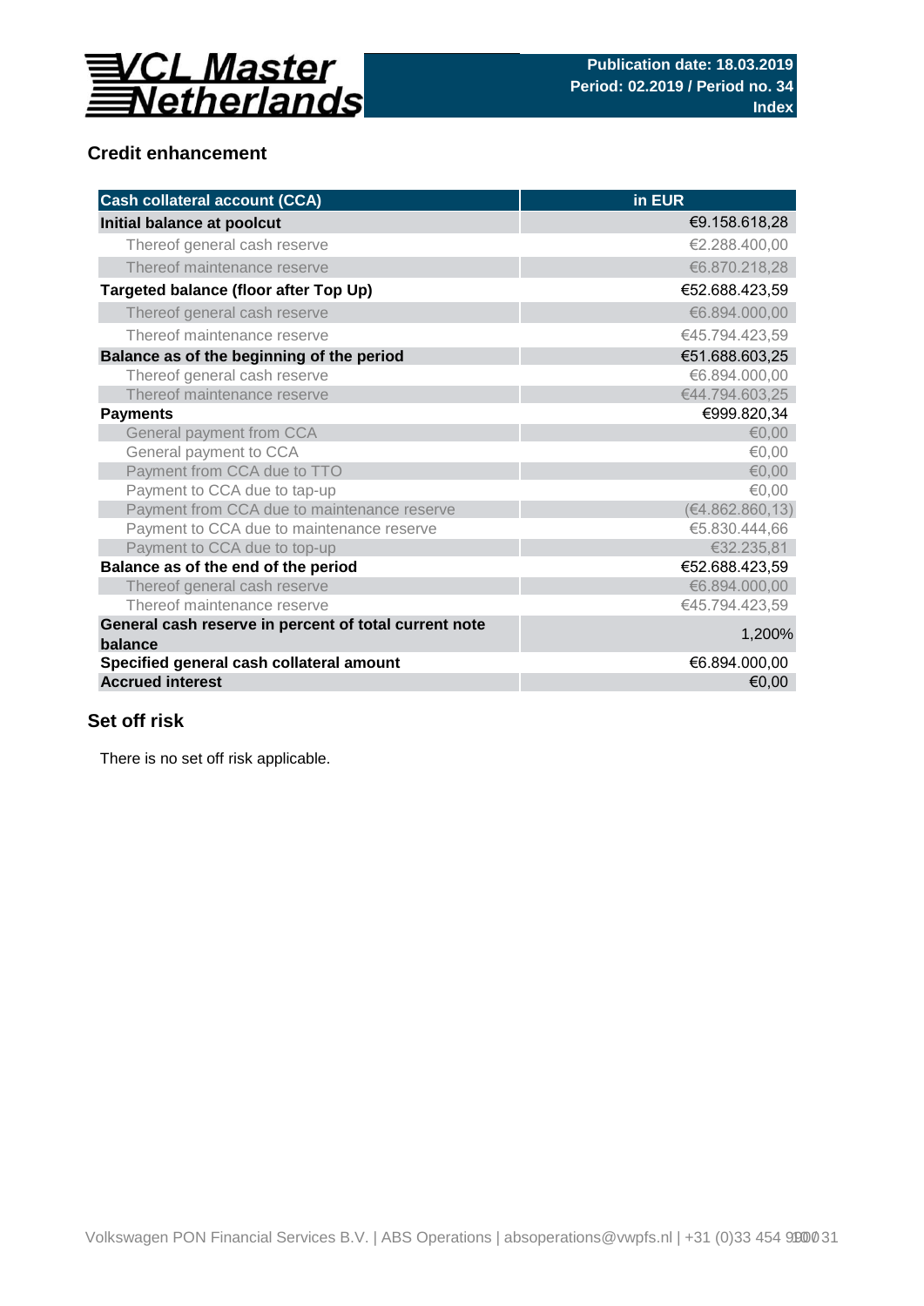## Credit enhancement

| Cash collateral account (CCA) | in EUR |
|---|---|
| **Initial balance at poolcut** | €9.158.618,28 |
| Thereof general cash reserve | €2.288.400,00 |
| Thereof maintenance reserve | €6.870.218,28 |
| **Targeted balance (floor after Top Up)** | €52.688.423,59 |
| Thereof general cash reserve | €6.894.000,00 |
| Thereof maintenance reserve | €45.794.423,59 |
| **Balance as of the beginning of the period** | €51.688.603,25 |
| Thereof general cash reserve | €6.894.000,00 |
| Thereof maintenance reserve | €44.794.603,25 |
| **Payments** | €999.820,34 |
| General payment from CCA | €0,00 |
| General payment to CCA | €0,00 |
| Payment from CCA due to TTO | €0,00 |
| Payment to CCA due to tap-up | €0,00 |
| Payment from CCA due to maintenance reserve | (€4.862.860,13) |
| Payment to CCA due to maintenance reserve | €5.830.444,66 |
| Payment to CCA due to top-up | €32.235,81 |
| **Balance as of the end of the period** | €52.688.423,59 |
| Thereof general cash reserve | €6.894.000,00 |
| Thereof maintenance reserve | €45.794.423,59 |
| **General cash reserve in percent of total current note balance** | 1,200% |
| **Specified general cash collateral amount** | €6.894.000,00 |
| **Accrued interest** | €0,00 |

## Set off risk

There is no set off risk applicable.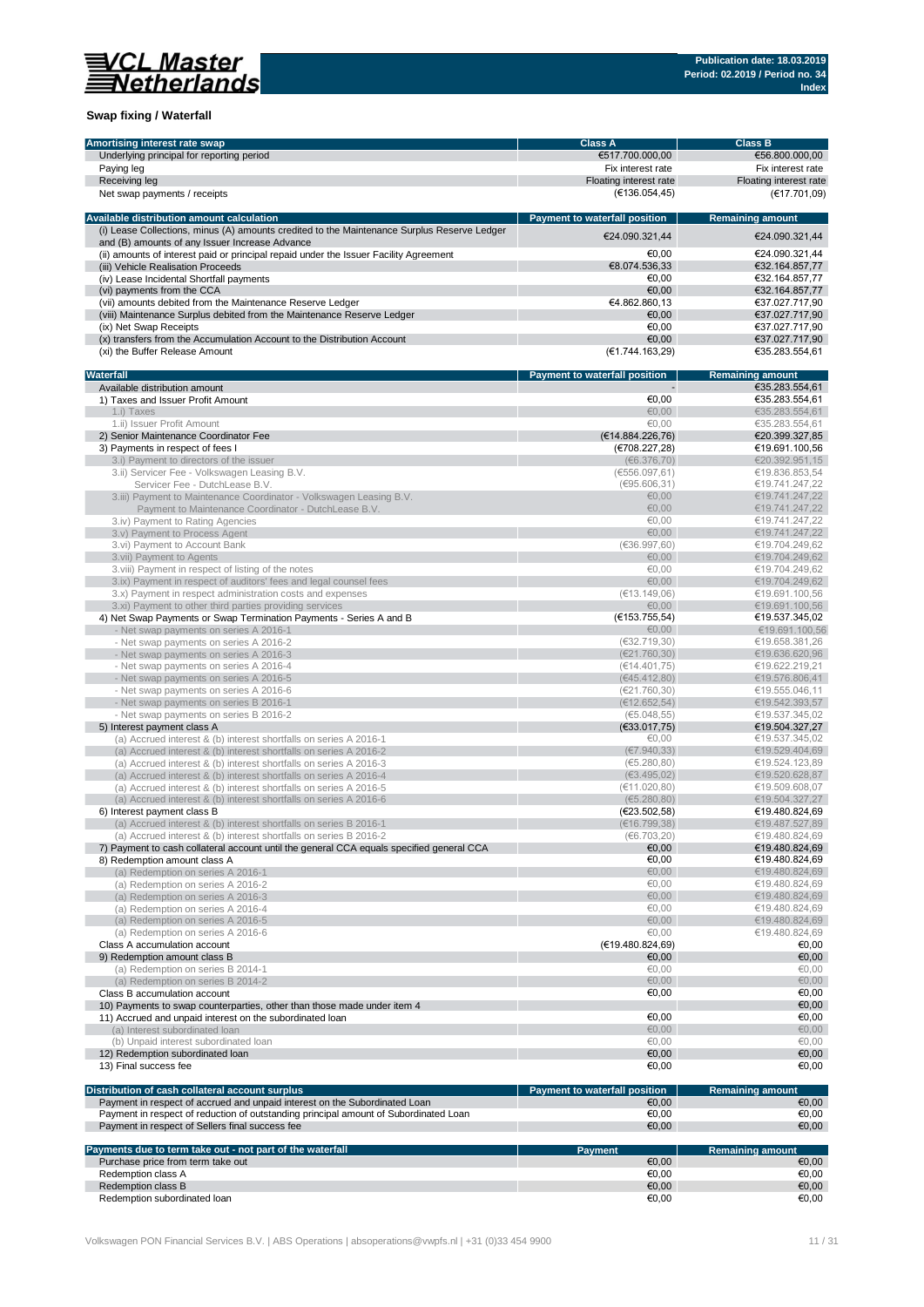## Swap fixing / Waterfall

| Amortising interest rate swap | Class A | Class B |
|---|---|---|
| Underlying principal for reporting period | €517.700.000,00 | €56.800.000,00 |
| Paying leg | Fix interest rate | Fix interest rate |
| Receiving leg | Floating interest rate | Floating interest rate |
| Net swap payments / receipts | (€136.054,45) | (€17.701,09) |

| Available distribution amount calculation | Payment to waterfall position | Remaining amount |
|---|---|---|
| (i) Lease Collections, minus (A) amounts credited to the Maintenance Surplus Reserve Ledger and (B) amounts of any Issuer Increase Advance | €24.090.321,44 | €24.090.321,44 |
| (ii) amounts of interest paid or principal repaid under the Issuer Facility Agreement | €0,00 | €24.090.321,44 |
| (iii) Vehicle Realisation Proceeds | €8.074.536,33 | €32.164.857,77 |
| (iv) Lease Incidental Shortfall payments | €0,00 | €32.164.857,77 |
| (vi) payments from the CCA | €0,00 | €32.164.857,77 |
| (vii) amounts debited from the Maintenance Reserve Ledger | €4.862.860,13 | €37.027.717,90 |
| (viii) Maintenance Surplus debited from the Maintenance Reserve Ledger | €0,00 | €37.027.717,90 |
| (ix) Net Swap Receipts | €0,00 | €37.027.717,90 |
| (x) transfers from the Accumulation Account to the Distribution Account | €0,00 | €37.027.717,90 |
| (xi) the Buffer Release Amount | (€1.744.163,29) | €35.283.554,61 |

| Waterfall | Payment to waterfall position | Remaining amount |
|---|---|---|
| Available distribution amount | - | €35.283.554,61 |
| 1) Taxes and Issuer Profit Amount | €0,00 | €35.283.554,61 |
| 1.i) Taxes | €0,00 | €35.283.554,61 |
| 1.ii) Issuer Profit Amount | €0,00 | €35.283.554,61 |
| 2) Senior Maintenance Coordinator Fee | (€14.884.226,76) | €20.399.327,85 |
| 3) Payments in respect of fees I | (€708.227,28) | €19.691.100,56 |
| 3.i) Payment to directors of the issuer | (€6.376,70) | €20.392.951,15 |
| 3.ii) Servicer Fee - Volkswagen Leasing B.V. | (€556.097,61) | €19.836.853,54 |
| Servicer Fee - DutchLease B.V. | (€95.606,31) | €19.741.247,22 |
| 3.iii) Payment to Maintenance Coordinator - Volkswagen Leasing B.V. | €0,00 | €19.741.247,22 |
| Payment to Maintenance Coordinator - DutchLease B.V. | €0,00 | €19.741.247,22 |
| 3.iv) Payment to Rating Agencies | €0,00 | €19.741.247,22 |
| 3.v) Payment to Process Agent | €0,00 | €19.741.247,22 |
| 3.vi) Payment to Account Bank | (€36.997,60) | €19.704.249,62 |
| 3.vii) Payment to Agents | €0,00 | €19.704.249,62 |
| 3.viii) Payment in respect of listing of the notes | €0,00 | €19.704.249,62 |
| 3.ix) Payment in respect of auditors' fees and legal counsel fees | €0,00 | €19.704.249,62 |
| 3.x) Payment in respect administration costs and expenses | (€13.149,06) | €19.691.100,56 |
| 3.xi) Payment to other third parties providing services | €0,00 | €19.691.100,56 |
| 4) Net Swap Payments or Swap Termination Payments - Series A and B | (€153.755,54) | €19.537.345,02 |
| - Net swap payments on series A 2016-1 | €0,00 | €19.691.100,56 |
| - Net swap payments on series A 2016-2 | (€32.719,30) | €19.658.381,26 |
| - Net swap payments on series A 2016-3 | (€21.760,30) | €19.636.620,96 |
| - Net swap payments on series A 2016-4 | (€14.401,75) | €19.622.219,21 |
| - Net swap payments on series A 2016-5 | (€45.412,80) | €19.576.806,41 |
| - Net swap payments on series A 2016-6 | (€21.760,30) | €19.555.046,11 |
| - Net swap payments on series B 2016-1 | (€12.652,54) | €19.542.393,57 |
| - Net swap payments on series B 2016-2 | (€5.048,55) | €19.537.345,02 |
| 5) Interest payment class A | (€33.017,75) | €19.504.327,27 |
| (a) Accrued interest & (b) interest shortfalls on series A 2016-1 | €0,00 | €19.537.345,02 |
| (a) Accrued interest & (b) interest shortfalls on series A 2016-2 | (€7.940,33) | €19.529.404,69 |
| (a) Accrued interest & (b) interest shortfalls on series A 2016-3 | (€5.280,80) | €19.524.123,89 |
| (a) Accrued interest & (b) interest shortfalls on series A 2016-4 | (€3.495,02) | €19.520.628,87 |
| (a) Accrued interest & (b) interest shortfalls on series A 2016-5 | (€11.020,80) | €19.509.608,07 |
| (a) Accrued interest & (b) interest shortfalls on series A 2016-6 | (€5.280,80) | €19.504.327,27 |
| 6) Interest payment class B | (€23.502,58) | €19.480.824,69 |
| (a) Accrued interest & (b) interest shortfalls on series B 2016-1 | (€16.799,38) | €19.487.527,89 |
| (a) Accrued interest & (b) interest shortfalls on series B 2016-2 | (€6.703,20) | €19.480.824,69 |
| 7) Payment to cash collateral account until the general CCA equals specified general CCA | €0,00 | €19.480.824,69 |
| 8) Redemption amount class A | €0,00 | €19.480.824,69 |
| (a) Redemption on series A 2016-1 | €0,00 | €19.480.824,69 |
| (a) Redemption on series A 2016-2 | €0,00 | €19.480.824,69 |
| (a) Redemption on series A 2016-3 | €0,00 | €19.480.824,69 |
| (a) Redemption on series A 2016-4 | €0,00 | €19.480.824,69 |
| (a) Redemption on series A 2016-5 | €0,00 | €19.480.824,69 |
| (a) Redemption on series A 2016-6 | €0,00 | €19.480.824,69 |
| Class A accumulation account | (€19.480.824,69) | €0,00 |
| 9) Redemption amount class B | €0,00 | €0,00 |
| (a) Redemption on series B 2014-1 | €0,00 | €0,00 |
| (a) Redemption on series B 2014-2 | €0,00 | €0,00 |
| Class B accumulation account | €0,00 | €0,00 |
| 10) Payments to swap counterparties, other than those made under item 4 | | €0,00 |
| 11) Accrued and unpaid interest on the subordinated loan | €0,00 | €0,00 |
| (a) Interest subordinated loan | €0,00 | €0,00 |
| (b) Unpaid interest subordinated loan | €0,00 | €0,00 |
| 12) Redemption subordinated loan | €0,00 | €0,00 |
| 13) Final success fee | €0,00 | €0,00 |

| Distribution of cash collateral account surplus | Payment to waterfall position | Remaining amount |
|---|---|---|
| Payment in respect of accrued and unpaid interest on the Subordinated Loan | €0,00 | €0,00 |
| Payment in respect of reduction of outstanding principal amount of Subordinated Loan | €0,00 | €0,00 |
| Payment in respect of Sellers final success fee | €0,00 | €0,00 |

| Payments due to term take out - not part of the waterfall | Payment | Remaining amount |
|---|---|---|
| Purchase price from term take out | €0,00 | €0,00 |
| Redemption class A | €0,00 | €0,00 |
| Redemption class B | €0,00 | €0,00 |
| Redemption subordinated loan | €0,00 | €0,00 |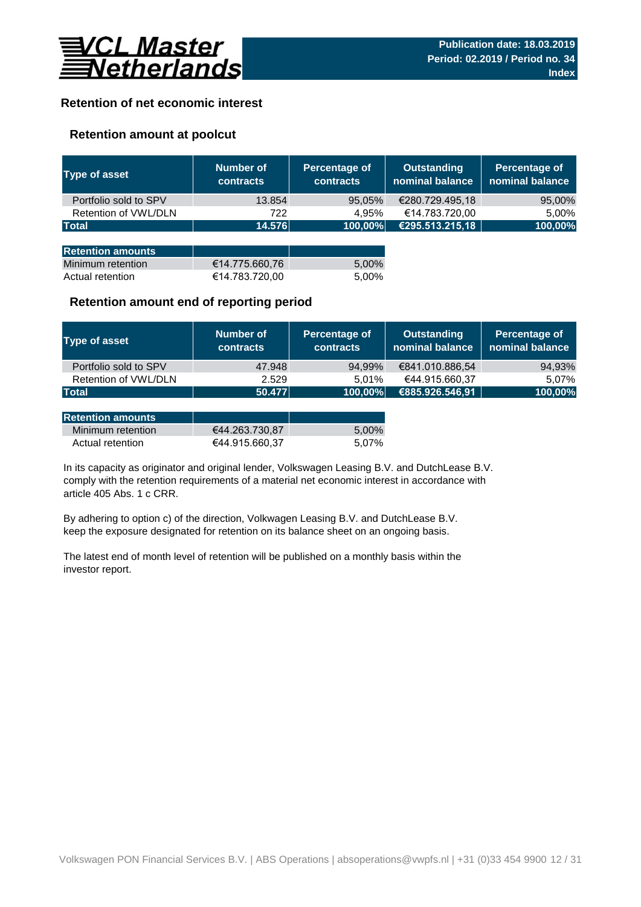VCL Master Netherlands

**Publication date: 18.03.2019**
**Period: 02.2019 / Period no. 34**
**Index**

## Retention of net economic interest

### Retention amount at poolcut

| Type of asset | Number of contracts | Percentage of contracts | Outstanding nominal balance | Percentage of nominal balance |
|---|---|---|---|---|
| Portfolio sold to SPV | 13.854 | 95,05% | €280.729.495,18 | 95,00% |
| Retention of VWL/DLN | 722 | 4,95% | €14.783.720,00 | 5,00% |
| **Total** | **14.576** | **100,00%** | **€295.513.215,18** | **100,00%** |

| Retention amounts | | |
|---|---|---|
| Minimum retention | €14.775.660,76 | 5,00% |
| Actual retention | €14.783.720,00 | 5,00% |

### Retention amount end of reporting period

| Type of asset | Number of contracts | Percentage of contracts | Outstanding nominal balance | Percentage of nominal balance |
|---|---|---|---|---|
| Portfolio sold to SPV | 47.948 | 94,99% | €841.010.886,54 | 94,93% |
| Retention of VWL/DLN | 2.529 | 5,01% | €44.915.660,37 | 5,07% |
| **Total** | **50.477** | **100,00%** | **€885.926.546,91** | **100,00%** |

| Retention amounts | | |
|---|---|---|
| Minimum retention | €44.263.730,87 | 5,00% |
| Actual retention | €44.915.660,37 | 5,07% |

In its capacity as originator and original lender, Volkswagen Leasing B.V. and DutchLease B.V. comply with the retention requirements of a material net economic interest in accordance with article 405 Abs. 1 c CRR.

By adhering to option c) of the direction, Volkswagen Leasing B.V. and DutchLease B.V. keep the exposure designated for retention on its balance sheet on an ongoing basis.

The latest end of month level of retention will be published on a monthly basis within the investor report.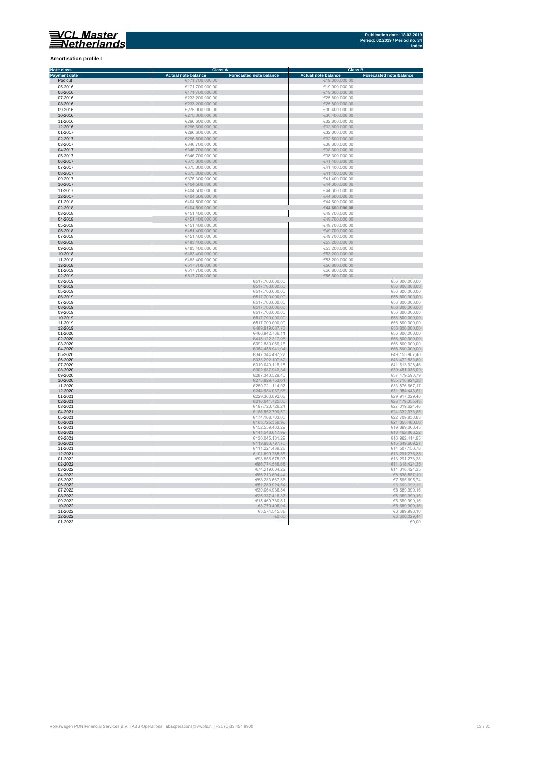**Publication date: 18.03.2019**
**Period: 02.2019 / Period no. 34**
**Index**

## Amortisation profile I

| Note class | Class A | | Class B | |
|---|---|---|---|---|
| Payment date | Actual note balance | Forecasted note balance | Actual note balance | Forecasted note balance |
| Poolcut | €171.700.000,00 | | €19.000.000,00 | |
| 05-2016 | €171.700.000,00 | | €19.000.000,00 | |
| 06-2016 | €171.700.000,00 | | €19.000.000,00 | |
| 07-2016 | €233.200.000,00 | | €25.800.000,00 | |
| 08-2016 | €233.200.000,00 | | €25.800.000,00 | |
| 09-2016 | €275.000.000,00 | | €30.400.000,00 | |
| 10-2016 | €275.000.000,00 | | €30.400.000,00 | |
| 11-2016 | €296.600.000,00 | | €32.800.000,00 | |
| 12-2016 | €296.600.000,00 | | €32.800.000,00 | |
| 01-2017 | €296.600.000,00 | | €32.800.000,00 | |
| 02-2017 | €296.600.000,00 | | €32.800.000,00 | |
| 03-2017 | €346.700.000,00 | | €38.300.000,00 | |
| 04-2017 | €346.700.000,00 | | €38.300.000,00 | |
| 05-2017 | €346.700.000,00 | | €38.300.000,00 | |
| 06-2017 | €375.300.000,00 | | €41.400.000,00 | |
| 07-2017 | €375.300.000,00 | | €41.400.000,00 | |
| 08-2017 | €375.300.000,00 | | €41.400.000,00 | |
| 09-2017 | €375.300.000,00 | | €41.400.000,00 | |
| 10-2017 | €404.500.000,00 | | €44.600.000,00 | |
| 11-2017 | €404.500.000,00 | | €44.600.000,00 | |
| 12-2017 | €404.500.000,00 | | €44.600.000,00 | |
| 01-2018 | €404.500.000,00 | | €44.600.000,00 | |
| 02-2018 | €404.500.000,00 | | €44.600.000,00 | |
| 03-2018 | €451.400.000,00 | | €49.700.000,00 | |
| 04-2018 | €451.400.000,00 | | €49.700.000,00 | |
| 05-2018 | €451.400.000,00 | | €49.700.000,00 | |
| 06-2018 | €451.400.000,00 | | €49.700.000,00 | |
| 07-2018 | €451.400.000,00 | | €49.700.000,00 | |
| 08-2018 | €483.400.000,00 | | €53.200.000,00 | |
| 09-2018 | €483.400.000,00 | | €53.200.000,00 | |
| 10-2018 | €483.400.000,00 | | €53.200.000,00 | |
| 11-2018 | €483.400.000,00 | | €53.200.000,00 | |
| 12-2018 | €517.700.000,00 | | €56.800.000,00 | |
| 01-2019 | €517.700.000,00 | | €56.800.000,00 | |
| 02-2019 | €517.700.000,00 | | €56.800.000,00 | |
| 03-2019 | | €517.700.000,00 | | €56.800.000,00 |
| 04-2019 | | €517.700.000,00 | | €56.800.000,00 |
| 05-2019 | | €517.700.000,00 | | €56.800.000,00 |
| 06-2019 | | €517.700.000,00 | | €56.800.000,00 |
| 07-2019 | | €517.700.000,00 | | €56.800.000,00 |
| 08-2019 | | €517.700.000,00 | | €56.800.000,00 |
| 09-2019 | | €517.700.000,00 | | €56.800.000,00 |
| 10-2019 | | €517.700.000,00 | | €56.800.000,00 |
| 11-2019 | | €517.700.000,00 | | €56.800.000,00 |
| 12-2019 | | €489.819.087,73 | | €56.800.000,00 |
| 01-2020 | | €460.842.736,11 | | €56.800.000,00 |
| 02-2020 | | €418.122.317,06 | | €56.800.000,00 |
| 03-2020 | | €392.880.069,16 | | €56.800.000,00 |
| 04-2020 | | €364.456.941,04 | | €56.800.000,00 |
| 05-2020 | | €347.344.497,27 | | €49.155.967,40 |
| 06-2020 | | €333.292.107,62 | | €43.472.883,60 |
| 07-2020 | | €319.040.118,18 | | €41.613.928,46 |
| 08-2020 | | €302.687.943,34 | | €39.481.036,09 |
| 09-2020 | | €287.343.529,40 | | €37.479.590,79 |
| 10-2020 | | €273.829.753,61 | | €35.716.924,38 |
| 11-2020 | | €259.721.114,97 | | €33.876.667,17 |
| 12-2020 | | €244.984.067,66 | | €31.954.443,61 |
| 01-2021 | | €229.363.892,08 | | €29.917.029,40 |
| 02-2021 | | €216.041.725,00 | | €28.179.355,43 |
| 03-2021 | | €197.720.726,24 | | €27.019.624,46 |
| 04-2021 | | €186.552.799,50 | | €24.332.973,85 |
| 05-2021 | | €174.108.703,05 | | €22.709.830,83 |
| 06-2021 | | €163.725.350,98 | | €21.355.480,56 |
| 07-2021 | | €152.559.463,29 | | €19.899.060,43 |
| 08-2021 | | €141.548.617,99 | | €18.462.863,22 |
| 09-2021 | | €130.045.181,29 | | €16.962.414,95 |
| 10-2021 | | €119.980.797,76 | | €15.649.669,27 |
| 11-2021 | | €111.221.489,28 | | €14.507.150,78 |
| 12-2021 | | €101.899.785,58 | | €13.291.276,38 |
| 01-2022 | | €93.656.575,03 | | €13.291.276,38 |
| 02-2022 | | €86.774.586,68 | | €11.318.424,35 |
| 03-2022 | | €74.219.004,22 | | €11.318.424,35 |
| 04-2022 | | €66.213.604,44 | | €8.636.557,10 |
| 05-2022 | | €58.233.667,36 | | €7.595.695,74 |
| 06-2022 | | €51.289.924,54 | | €6.689.990,16 |
| 07-2022 | | €39.064.936,34 | | €6.689.990,16 |
| 08-2022 | | €26.337.416,37 | | €6.689.990,16 |
| 09-2022 | | €15.460.780,81 | | €6.689.990,16 |
| 10-2022 | | €8.770.496,04 | | €6.689.990,16 |
| 11-2022 | | €3.574.545,88 | | €6.689.990,16 |
| 12-2022 | | €0,00 | | €6.600.029,44 |
| 01-2023 | | | | €0,00 |

Volkswagen PON Financial Services B.V. | ABS Operations | absoperations@vwpfs.nl | +31 (0)33 454 9900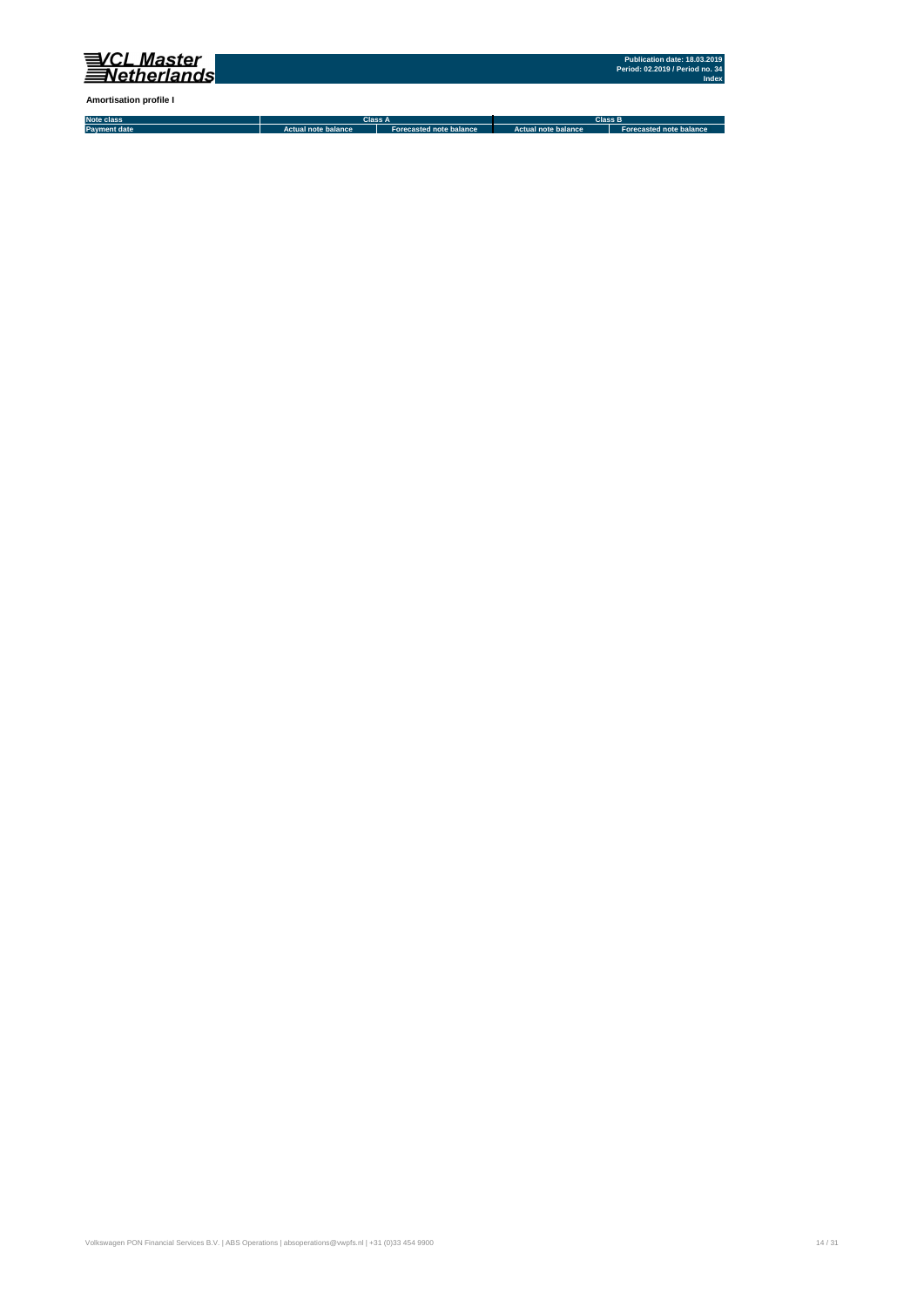**Amortisation profile I**

| Note class | Class A | | Class B | |
|---|---|---|---|---|
| Payment date | Actual note balance | Forecasted note balance | Actual note balance | Forecasted note balance |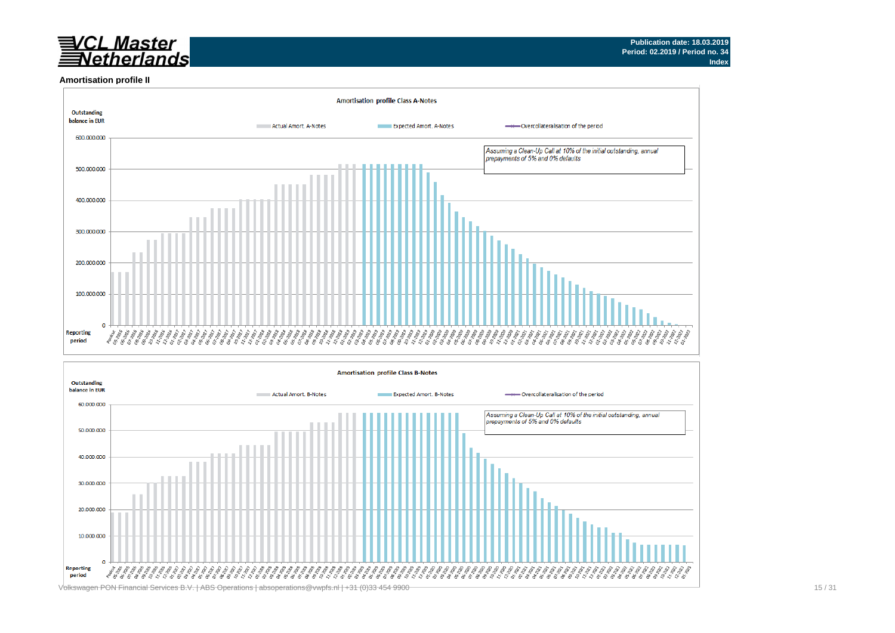VCL Master Netherlands

Publication date: 18.03.2019
Period: 02.2019 / Period no. 34
Index

## Amortisation profile II

**Amortisation profile Class A-Notes**

Outstanding balance in EUR

Actual Amort. A-Notes | Expected Amort. A-Notes | Overcollateralisation of the period

*Assuming a Clean-Up Call at 10% of the initial outstanding, annual prepayments of 5% and 0% defaults*

Reporting period

**Amortisation profile Class B-Notes**

Outstanding balance in EUR

Actual Amort. B-Notes | Expected Amort. B-Notes | Overcollateralisation of the period

*Assuming a Clean-Up Call at 10% of the initial outstanding, annual prepayments of 5% and 0% defaults*

Reporting period

Volkswagen PON Financial Services B.V. | ABS Operations | absoperations@vwpfs.nl | +31 (0)33 454 9900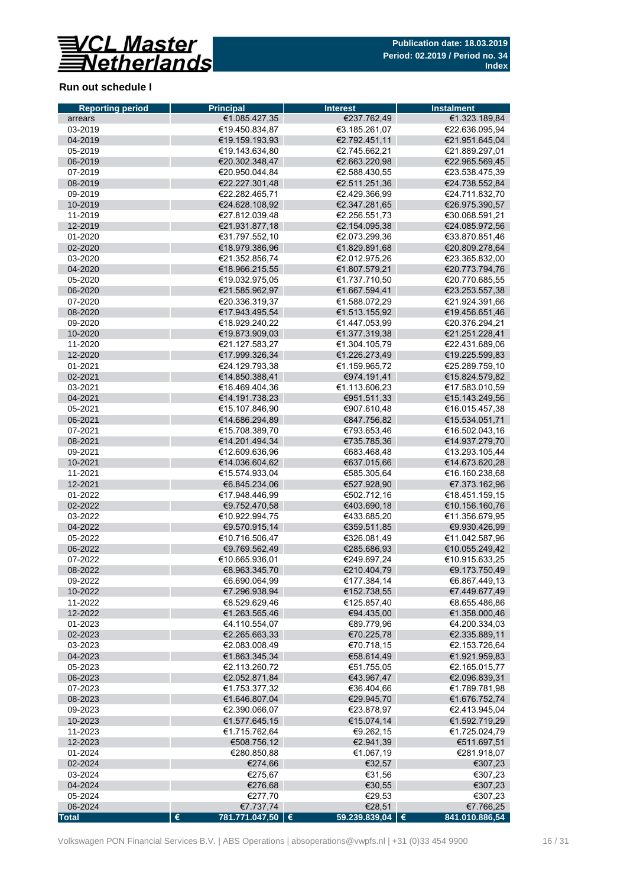Publication date: 18.03.2019
Period: 02.2019 / Period no. 34
Index

## Run out schedule I

| Reporting period | Principal | Interest | Instalment |
|---|---|---|---|
| arrears | €1.085.427,35 | €237.762,49 | €1.323.189,84 |
| 03-2019 | €19.450.834,87 | €3.185.261,07 | €22.636.095,94 |
| 04-2019 | €19.159.193,93 | €2.792.451,11 | €21.951.645,04 |
| 05-2019 | €19.143.634,80 | €2.745.662,21 | €21.889.297,01 |
| 06-2019 | €20.302.348,47 | €2.663.220,98 | €22.965.569,45 |
| 07-2019 | €20.950.044,84 | €2.588.430,55 | €23.538.475,39 |
| 08-2019 | €22.227.301,48 | €2.511.251,36 | €24.738.552,84 |
| 09-2019 | €22.282.465,71 | €2.429.366,99 | €24.711.832,70 |
| 10-2019 | €24.628.108,92 | €2.347.281,65 | €26.975.390,57 |
| 11-2019 | €27.812.039,48 | €2.256.551,73 | €30.068.591,21 |
| 12-2019 | €21.931.877,18 | €2.154.095,38 | €24.085.972,56 |
| 01-2020 | €31.797.552,10 | €2.073.299,36 | €33.870.851,46 |
| 02-2020 | €18.979.386,96 | €1.829.891,68 | €20.809.278,64 |
| 03-2020 | €21.352.856,74 | €2.012.975,26 | €23.365.832,00 |
| 04-2020 | €18.966.215,55 | €1.807.579,21 | €20.773.794,76 |
| 05-2020 | €19.032.975,05 | €1.737.710,50 | €20.770.685,55 |
| 06-2020 | €21.585.962,97 | €1.667.594,41 | €23.253.557,38 |
| 07-2020 | €20.336.319,37 | €1.588.072,29 | €21.924.391,66 |
| 08-2020 | €17.943.495,54 | €1.513.155,92 | €19.456.651,46 |
| 09-2020 | €18.929.240,22 | €1.447.053,99 | €20.376.294,21 |
| 10-2020 | €19.873.909,03 | €1.377.319,38 | €21.251.228,41 |
| 11-2020 | €21.127.583,27 | €1.304.105,79 | €22.431.689,06 |
| 12-2020 | €17.999.326,34 | €1.226.273,49 | €19.225.599,83 |
| 01-2021 | €24.129.793,38 | €1.159.965,72 | €25.289.759,10 |
| 02-2021 | €14.850.388,41 | €974.191,41 | €15.824.579,82 |
| 03-2021 | €16.469.404,36 | €1.113.606,23 | €17.583.010,59 |
| 04-2021 | €14.191.738,23 | €951.511,33 | €15.143.249,56 |
| 05-2021 | €15.107.846,90 | €907.610,48 | €16.015.457,38 |
| 06-2021 | €14.686.294,89 | €847.756,82 | €15.534.051,71 |
| 07-2021 | €15.708.389,70 | €793.653,46 | €16.502.043,16 |
| 08-2021 | €14.201.494,34 | €735.785,36 | €14.937.279,70 |
| 09-2021 | €12.609.636,96 | €683.468,48 | €13.293.105,44 |
| 10-2021 | €14.036.604,62 | €637.015,66 | €14.673.620,28 |
| 11-2021 | €15.574.933,04 | €585.305,64 | €16.160.238,68 |
| 12-2021 | €6.845.234,06 | €527.928,90 | €7.373.162,96 |
| 01-2022 | €17.948.446,99 | €502.712,16 | €18.451.159,15 |
| 02-2022 | €9.752.470,58 | €403.690,18 | €10.156.160,76 |
| 03-2022 | €10.922.994,75 | €433.685,20 | €11.356.679,95 |
| 04-2022 | €9.570.915,14 | €359.511,85 | €9.930.426,99 |
| 05-2022 | €10.716.506,47 | €326.081,49 | €11.042.587,96 |
| 06-2022 | €9.769.562,49 | €285.686,93 | €10.055.249,42 |
| 07-2022 | €10.665.936,01 | €249.697,24 | €10.915.633,25 |
| 08-2022 | €8.963.345,70 | €210.404,79 | €9.173.750,49 |
| 09-2022 | €6.690.064,99 | €177.384,14 | €6.867.449,13 |
| 10-2022 | €7.296.938,94 | €152.738,55 | €7.449.677,49 |
| 11-2022 | €8.529.629,46 | €125.857,40 | €8.655.486,86 |
| 12-2022 | €1.263.565,46 | €94.435,00 | €1.358.000,46 |
| 01-2023 | €4.110.554,07 | €89.779,96 | €4.200.334,03 |
| 02-2023 | €2.265.663,33 | €70.225,78 | €2.335.889,11 |
| 03-2023 | €2.083.008,49 | €70.718,15 | €2.153.726,64 |
| 04-2023 | €1.863.345,34 | €58.614,49 | €1.921.959,83 |
| 05-2023 | €2.113.260,72 | €51.755,05 | €2.165.015,77 |
| 06-2023 | €2.052.871,84 | €43.967,47 | €2.096.839,31 |
| 07-2023 | €1.753.377,32 | €36.404,66 | €1.789.781,98 |
| 08-2023 | €1.646.807,04 | €29.945,70 | €1.676.752,74 |
| 09-2023 | €2.390.066,07 | €23.878,97 | €2.413.945,04 |
| 10-2023 | €1.577.645,15 | €15.074,14 | €1.592.719,29 |
| 11-2023 | €1.715.762,64 | €9.262,15 | €1.725.024,79 |
| 12-2023 | €508.756,12 | €2.941,39 | €511.697,51 |
| 01-2024 | €280.850,88 | €1.067,19 | €281.918,07 |
| 02-2024 | €274,66 | €32,57 | €307,23 |
| 03-2024 | €275,67 | €31,56 | €307,23 |
| 04-2024 | €276,68 | €30,55 | €307,23 |
| 05-2024 | €277,70 | €29,53 | €307,23 |
| 06-2024 | €7.737,74 | €28,51 | €7.766,25 |
| **Total** | **€ 781.771.047,50** | **€ 59.239.839,04** | **€ 841.010.886,54** |

Volkswagen PON Financial Services B.V. | ABS Operations | absoperations@vwpfs.nl | +31 (0)33 454 9900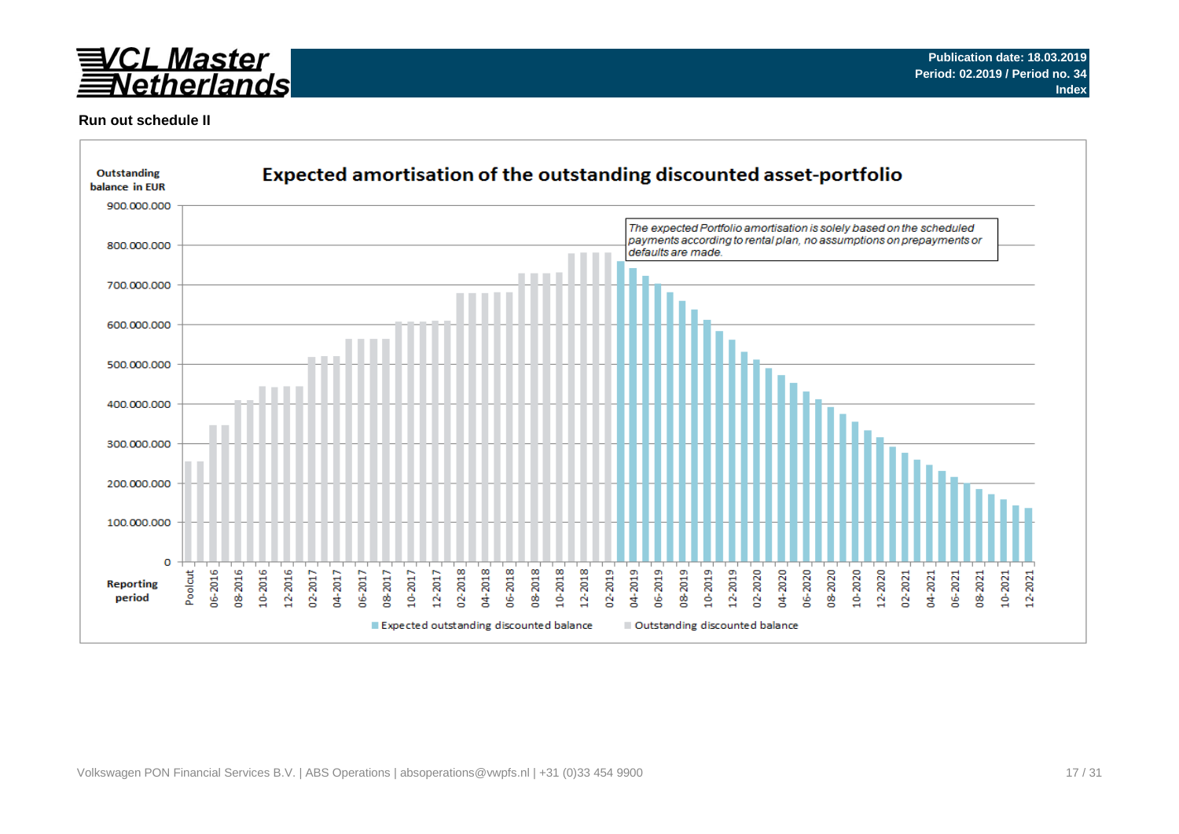Publication date: 18.03.2019
Period: 02.2019 / Period no. 34
Index

**Run out schedule II**

## Expected amortisation of the outstanding discounted asset-portfolio

Outstanding balance in EUR

*The expected Portfolio amortisation is solely based on the scheduled payments according to rental plan, no assumptions on prepayments or defaults are made.*

Reporting period

Expected outstanding discounted balance | Outstanding discounted balance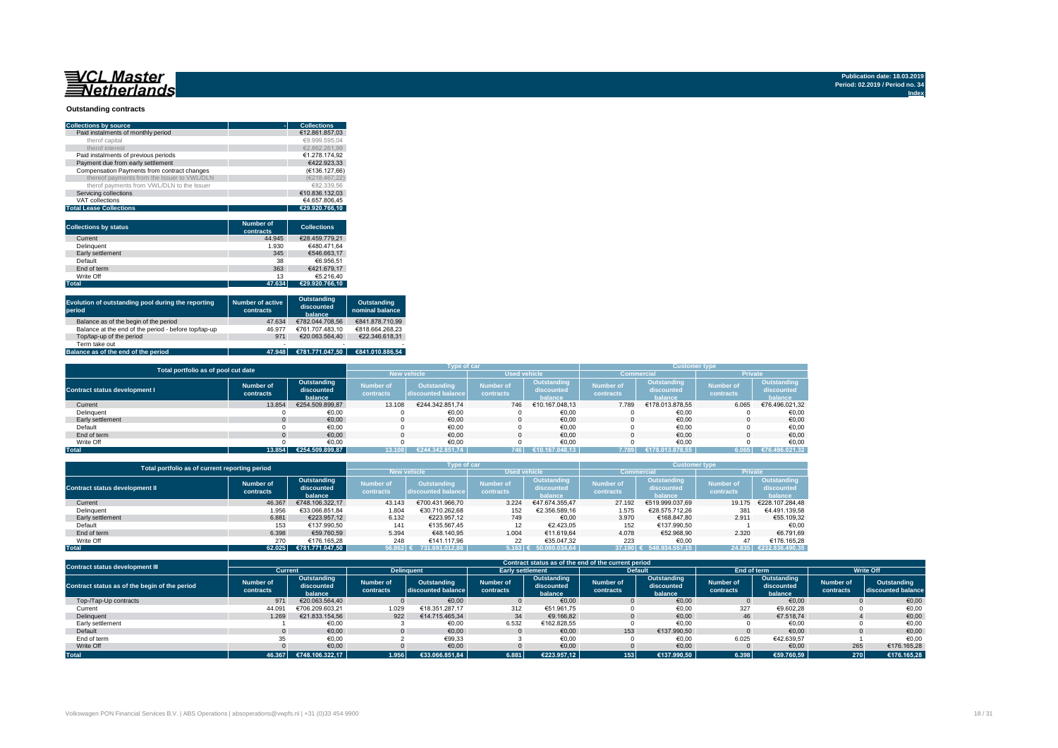Publication date: 18.03.2019
Period: 02.2019 / Period no. 34
Index

## Outstanding contracts

| Collections by source | Collections |
|---|---|
| Paid instalments of monthly period | €12.861.857,03 |
| therof capital | €9.999.595,04 |
| therof interest | €2.862.261,99 |
| Paid instalments of previous periods | €1.278.174,92 |
| Payment due from early settlement | €422.923,33 |
| Compensation Payments from contract changes | (€136.127,66) |
| thereof payments from the Issuer to VWL/DLN | (€218.467,22) |
| therof payments from VWL/DLN to the Issuer | €82.339,56 |
| Servicing collections | €10.836.132,03 |
| VAT collections | €4.657.806,45 |
| **Total Lease Collections** | **€29.920.766,10** |

| Collections by status | Number of contracts | Collections |
|---|---|---|
| Current | 44.945 | €28.459.779,21 |
| Delinquent | 1.930 | €480.471,64 |
| Early settlement | 345 | €546.663,17 |
| Default | 38 | €6.956,51 |
| End of term | 363 | €421.679,17 |
| Write Off | 13 | €5.216,40 |
| **Total** | **47.634** | **€29.920.766,10** |

| Evolution of outstanding pool during the reporting period | Number of active contracts | Outstanding discounted balance | Outstanding nominal balance |
|---|---|---|---|
| Balance as of the begin of the period | 47.634 | €782.044.708,56 | €841.878.710,99 |
| Balance at the end of the period - before top/tap-up | 46.977 | €761.707.483,10 | €818.664.268,23 |
| Top/tap-up of the period | 971 | €20.063.564,40 | €22.346.618,31 |
| Term take out | - | - | - |
| **Balance as of the end of the period** | **47.948** | **€781.771.047,50** | **€841.010.886,54** |

| Total portfolio as of pool cut date | | | Type of car | | | | Customer type | | | |
|---|---|---|---|---|---|---|---|---|---|---|
| | | | New vehicle | | Used vehicle | | Commercial | | Private | |
| Contract status development I | Number of contracts | Outstanding discounted balance | Number of contracts | Outstanding discounted balance | Number of contracts | Outstanding discounted balance | Number of contracts | Outstanding discounted balance | Number of contracts | Outstanding discounted balance |
| Current | 13.854 | €254.509.899,87 | 13.108 | €244.342.851,74 | 746 | €10.167.048,13 | 7.789 | €178.013.878,55 | 6.065 | €76.496.021,32 |
| Delinquent | 0 | €0,00 | 0 | €0,00 | 0 | €0,00 | 0 | €0,00 | 0 | €0,00 |
| Early settlement | 0 | €0,00 | 0 | €0,00 | 0 | €0,00 | 0 | €0,00 | 0 | €0,00 |
| Default | 0 | €0,00 | 0 | €0,00 | 0 | €0,00 | 0 | €0,00 | 0 | €0,00 |
| End of term | 0 | €0,00 | 0 | €0,00 | 0 | €0,00 | 0 | €0,00 | 0 | €0,00 |
| Write Off | 0 | €0,00 | 0 | €0,00 | 0 | €0,00 | 0 | €0,00 | 0 | €0,00 |
| **Total** | **13.854** | **€254.509.899,87** | **13.108** | **€244.342.851,74** | **746** | **€10.167.048,13** | **7.789** | **€178.013.878,55** | **6.065** | **€76.496.021,32** |

| Total portfolio as of current reporting period | | | Type of car | | | | Customer type | | | |
|---|---|---|---|---|---|---|---|---|---|---|
| | | | New vehicle | | Used vehicle | | Commercial | | Private | |
| Contract status development II | Number of contracts | Outstanding discounted balance | Number of contracts | Outstanding discounted balance | Number of contracts | Outstanding discounted balance | Number of contracts | Outstanding discounted balance | Number of contracts | Outstanding discounted balance |
| Current | 46.367 | €748.106.322,17 | 43.143 | €700.431.966,70 | 3.224 | €47.674.355,47 | 27.192 | €519.999.037,69 | 19.175 | €228.107.284,48 |
| Delinquent | 1.956 | €33.066.851,84 | 1.804 | €30.710.262,68 | 152 | €2.356.589,16 | 1.575 | €28.575.712,26 | 381 | €4.491.139,58 |
| Early settlement | 6.881 | €223.957,12 | 6.132 | €223.957,12 | 749 | €0,00 | 3.970 | €168.847,80 | 2.911 | €55.109,32 |
| Default | 153 | €137.990,50 | 141 | €135.567,45 | 12 | €2.423,05 | 152 | €137.990,50 | 1 | €0,00 |
| End of term | 6.398 | €59.760,59 | 5.394 | €48.140,95 | 1.004 | €11.619,64 | 4.078 | €52.968,90 | 2.320 | €6.791,69 |
| Write Off | 270 | €176.165,28 | 248 | €141.117,96 | 22 | €35.047,32 | 223 | €0,00 | 47 | €176.165,28 |
| **Total** | **62.025** | **€781.771.047,50** | **56.862** | **€ 731.691.012,86** | **5.163** | **€ 50.080.034,64** | **37.190** | **€ 548.934.557,15** | **24.835** | **€232.836.490,35** |

| Contract status development III | Contract status as of the end of the current period | | | | | | | | | | | |
|---|---|---|---|---|---|---|---|---|---|---|---|---|
| | Current | | Delinquent | | Early settlement | | Default | | End of term | | Write Off | |
| Contract status as of the begin of the period | Number of contracts | Outstanding discounted balance | Number of contracts | Outstanding discounted balance | Number of contracts | Outstanding discounted balance | Number of contracts | Outstanding discounted balance | Number of contracts | Outstanding discounted balance | Number of contracts | Outstanding discounted balance |
| Top-/Tap-Up contracts | 971 | €20.063.564,40 | 0 | €0,00 | 0 | €0,00 | 0 | €0,00 | 0 | €0,00 | 0 | €0,00 |
| Current | 44.091 | €706.209.603,21 | 1.029 | €18.351.287,17 | 312 | €51.961,75 | 0 | €0,00 | 327 | €9.602,28 | 0 | €0,00 |
| Delinquent | 1.269 | €21.833.154,56 | 922 | €14.715.465,34 | 34 | €9.166,82 | 0 | €0,00 | 46 | €7.518,74 | 4 | €0,00 |
| Early settlement | 1 | €0,00 | 3 | €0,00 | 6.532 | €162.828,55 | 0 | €0,00 | 0 | €0,00 | 0 | €0,00 |
| Default | 0 | €0,00 | 0 | €0,00 | 0 | €0,00 | 153 | €137.990,50 | 0 | €0,00 | 0 | €0,00 |
| End of term | 35 | €0,00 | 2 | €99,33 | 3 | €0,00 | 0 | €0,00 | 6.025 | €42.639,57 | 1 | €0,00 |
| Write Off | 0 | €0,00 | 0 | €0,00 | 0 | €0,00 | 0 | €0,00 | 0 | €0,00 | 265 | €176.165,28 |
| **Total** | **46.367** | **€748.106.322,17** | **1.956** | **€33.066.851,84** | **6.881** | **€223.957,12** | **153** | **€137.990,50** | **6.398** | **€59.760,59** | **270** | **€176.165,28** |

Volkswagen PON Financial Services B.V. | ABS Operations | absoperations@vwpfs.nl | +31 (0)33 454 9900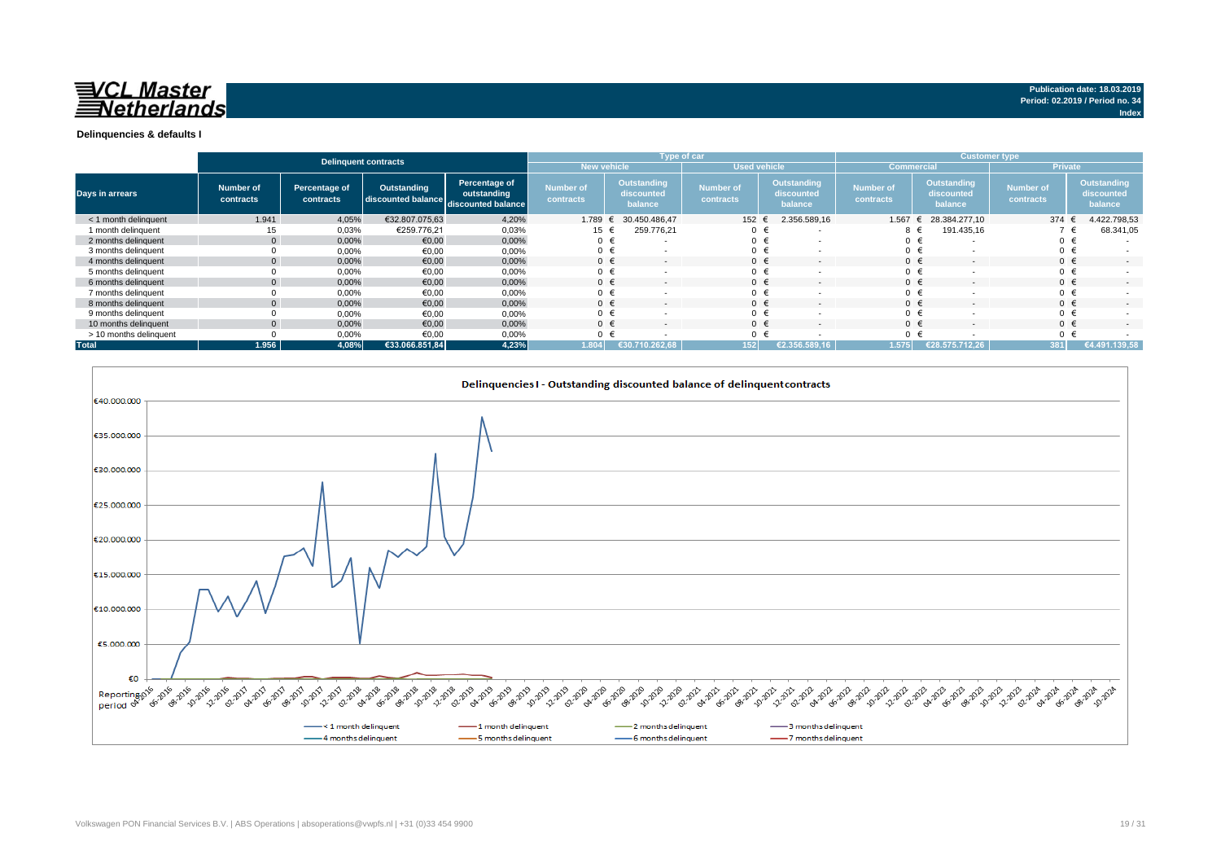# VCL Master Netherlands

**Publication date: 18.03.2019**
**Period: 02.2019 / Period no. 34**
**Index**

## Delinquencies & defaults I

| Days in arrears | Delinquent contracts | | | | Type of car | | | | Customer type | | | |
|---|---|---|---|---|---|---|---|---|---|---|---|---|
| | | | | | New vehicle | | Used vehicle | | Commercial | | Private | |
| | Number of contracts | Percentage of contracts | Outstanding discounted balance | Percentage of outstanding discounted balance | Number of contracts | Outstanding discounted balance | Number of contracts | Outstanding discounted balance | Number of contracts | Outstanding discounted balance | Number of contracts | Outstanding discounted balance |
| < 1 month delinquent | 1.941 | 4,05% | €32.807.075,63 | 4,20% | 1.789 | € 30.450.486,47 | 152 | € 2.356.589,16 | 1.567 | € 28.384.277,10 | 374 | € 4.422.798,53 |
| 1 month delinquent | 15 | 0,03% | €259.776,21 | 0,03% | 15 | € 259.776,21 | 0 | € - | 8 | € 191.435,16 | 7 | € 68.341,05 |
| 2 months delinquent | 0 | 0,00% | €0,00 | 0,00% | 0 | € - | 0 | € - | 0 | € - | 0 | € - |
| 3 months delinquent | 0 | 0,00% | €0,00 | 0,00% | 0 | € - | 0 | € - | 0 | € - | 0 | € - |
| 4 months delinquent | 0 | 0,00% | €0,00 | 0,00% | 0 | € - | 0 | € - | 0 | € - | 0 | € - |
| 5 months delinquent | 0 | 0,00% | €0,00 | 0,00% | 0 | € - | 0 | € - | 0 | € - | 0 | € - |
| 6 months delinquent | 0 | 0,00% | €0,00 | 0,00% | 0 | € - | 0 | € - | 0 | € - | 0 | € - |
| 7 months delinquent | 0 | 0,00% | €0,00 | 0,00% | 0 | € - | 0 | € - | 0 | € - | 0 | € - |
| 8 months delinquent | 0 | 0,00% | €0,00 | 0,00% | 0 | € - | 0 | € - | 0 | € - | 0 | € - |
| 9 months delinquent | 0 | 0,00% | €0,00 | 0,00% | 0 | € - | 0 | € - | 0 | € - | 0 | € - |
| 10 months delinquent | 0 | 0,00% | €0,00 | 0,00% | 0 | € - | 0 | € - | 0 | € - | 0 | € - |
| > 10 months delinquent | 0 | 0,00% | €0,00 | 0,00% | 0 | € - | 0 | € - | 0 | € - | 0 | € - |
| **Total** | **1.956** | **4,08%** | **€33.066.851,84** | **4,23%** | **1.804** | **€30.710.262,68** | **152** | **€2.356.589,16** | **1.575** | **€28.575.712,26** | **381** | **€4.491.139,58** |

### Delinquencies I - Outstanding discounted balance of delinquent contracts

Legend: < 1 month delinquent; 1 month delinquent; 2 months delinquent; 3 months delinquent; 4 months delinquent; 5 months delinquent; 6 months delinquent; 7 months delinquent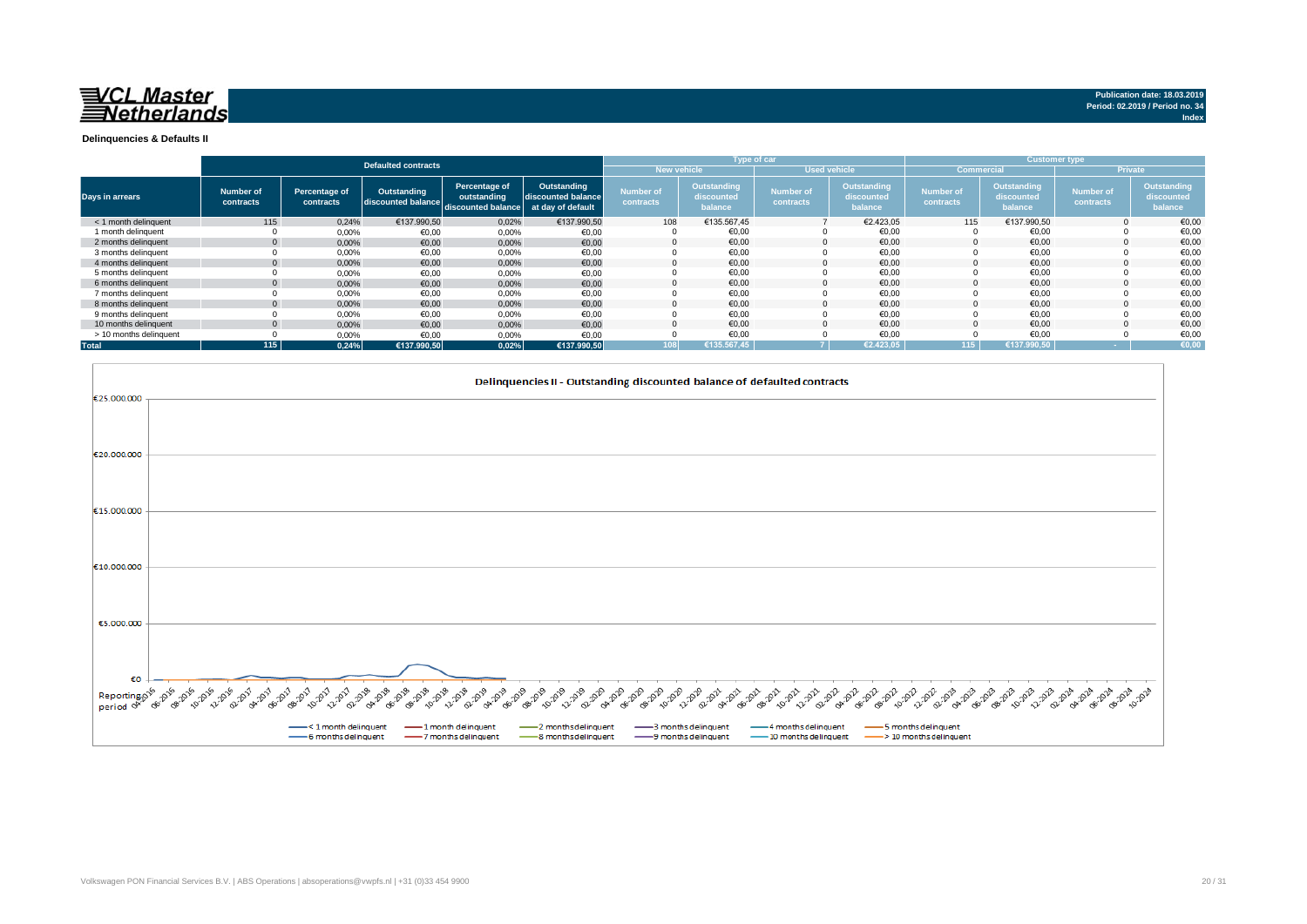# VCL Master Netherlands

**Publication date: 18.03.2019**
**Period: 02.2019 / Period no. 34**
**Index**

## Delinquencies & Defaults II

| Days in arrears | Defaulted contracts | | | | | Type of car | | | | Customer type | | | |
|---|---|---|---|---|---|---|---|---|---|---|---|---|---|
| | | | | | | New vehicle | | Used vehicle | | Commercial | | Private | |
| | Number of contracts | Percentage of contracts | Outstanding discounted balance | Percentage of outstanding discounted balance | Outstanding discounted balance at day of default | Number of contracts | Outstanding discounted balance | Number of contracts | Outstanding discounted balance | Number of contracts | Outstanding discounted balance | Number of contracts | Outstanding discounted balance |
| < 1 month delinquent | 115 | 0,24% | €137.990,50 | 0,02% | €137.990,50 | 108 | €135.567,45 | 7 | €2.423,05 | 115 | €137.990,50 | 0 | €0,00 |
| 1 month delinquent | 0 | 0,00% | €0,00 | 0,00% | €0,00 | 0 | €0,00 | 0 | €0,00 | 0 | €0,00 | 0 | €0,00 |
| 2 months delinquent | 0 | 0,00% | €0,00 | 0,00% | €0,00 | 0 | €0,00 | 0 | €0,00 | 0 | €0,00 | 0 | €0,00 |
| 3 months delinquent | 0 | 0,00% | €0,00 | 0,00% | €0,00 | 0 | €0,00 | 0 | €0,00 | 0 | €0,00 | 0 | €0,00 |
| 4 months delinquent | 0 | 0,00% | €0,00 | 0,00% | €0,00 | 0 | €0,00 | 0 | €0,00 | 0 | €0,00 | 0 | €0,00 |
| 5 months delinquent | 0 | 0,00% | €0,00 | 0,00% | €0,00 | 0 | €0,00 | 0 | €0,00 | 0 | €0,00 | 0 | €0,00 |
| 6 months delinquent | 0 | 0,00% | €0,00 | 0,00% | €0,00 | 0 | €0,00 | 0 | €0,00 | 0 | €0,00 | 0 | €0,00 |
| 7 months delinquent | 0 | 0,00% | €0,00 | 0,00% | €0,00 | 0 | €0,00 | 0 | €0,00 | 0 | €0,00 | 0 | €0,00 |
| 8 months delinquent | 0 | 0,00% | €0,00 | 0,00% | €0,00 | 0 | €0,00 | 0 | €0,00 | 0 | €0,00 | 0 | €0,00 |
| 9 months delinquent | 0 | 0,00% | €0,00 | 0,00% | €0,00 | 0 | €0,00 | 0 | €0,00 | 0 | €0,00 | 0 | €0,00 |
| 10 months delinquent | 0 | 0,00% | €0,00 | 0,00% | €0,00 | 0 | €0,00 | 0 | €0,00 | 0 | €0,00 | 0 | €0,00 |
| > 10 months delinquent | 0 | 0,00% | €0,00 | 0,00% | €0,00 | 0 | €0,00 | 0 | €0,00 | 0 | €0,00 | 0 | €0,00 |
| **Total** | **115** | **0,24%** | **€137.990,50** | **0,02%** | **€137.990,50** | **108** | **€135.567,45** | **7** | **€2.423,05** | **115** | **€137.990,50** | **-** | **€0,00** |

### Delinquencies II - Outstanding discounted balance of defaulted contracts

Y-axis: €0 – €25.000.000; X-axis: Reporting period 04-2016 to 10-2024

Legend: < 1 month delinquent, 1 month delinquent, 2 months delinquent, 3 months delinquent, 4 months delinquent, 5 months delinquent, 6 months delinquent, 7 months delinquent, 8 months delinquent, 9 months delinquent, 10 months delinquent, > 10 months delinquent

Volkswagen PON Financial Services B.V. | ABS Operations | absoperations@vwpfs.nl | +31 (0)33 454 9900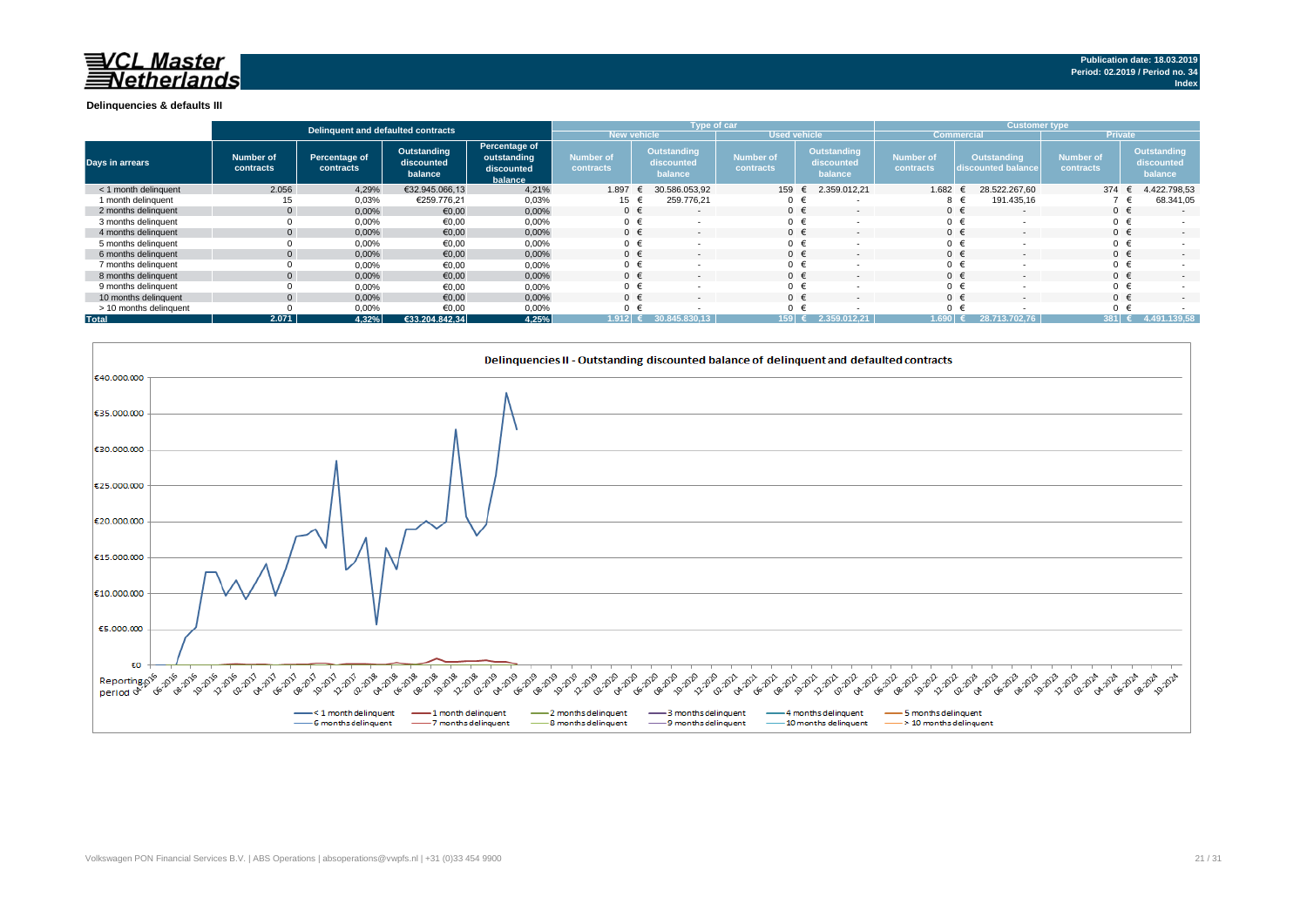**VCL Master Netherlands**

Publication date: 18.03.2019
Period: 02.2019 / Period no. 34
Index

### Delinquencies & defaults III

| Days in arrears | Delinquent and defaulted contracts | | | | Type of car | | | | Customer type | | | |
|---|---|---|---|---|---|---|---|---|---|---|---|---|
| | | | | | New vehicle | | Used vehicle | | Commercial | | Private | |
| | Number of contracts | Percentage of contracts | Outstanding discounted balance | Percentage of outstanding discounted balance | Number of contracts | Outstanding discounted balance | Number of contracts | Outstanding discounted balance | Number of contracts | Outstanding discounted balance | Number of contracts | Outstanding discounted balance |
| < 1 month delinquent | 2.056 | 4,29% | €32.945.066,13 | 4,21% | 1.897 | € 30.586.053,92 | 159 | € 2.359.012,21 | 1.682 | € 28.522.267,60 | 374 | € 4.422.798,53 |
| 1 month delinquent | 15 | 0,03% | €259.776,21 | 0,03% | 15 | € 259.776,21 | 0 | € - | 8 | € 191.435,16 | 7 | € 68.341,05 |
| 2 months delinquent | 0 | 0,00% | €0,00 | 0,00% | 0 | € - | 0 | € - | 0 | € - | 0 | € - |
| 3 months delinquent | 0 | 0,00% | €0,00 | 0,00% | 0 | € - | 0 | € - | 0 | € - | 0 | € - |
| 4 months delinquent | 0 | 0,00% | €0,00 | 0,00% | 0 | € - | 0 | € - | 0 | € - | 0 | € - |
| 5 months delinquent | 0 | 0,00% | €0,00 | 0,00% | 0 | € - | 0 | € - | 0 | € - | 0 | € - |
| 6 months delinquent | 0 | 0,00% | €0,00 | 0,00% | 0 | € - | 0 | € - | 0 | € - | 0 | € - |
| 7 months delinquent | 0 | 0,00% | €0,00 | 0,00% | 0 | € - | 0 | € - | 0 | € - | 0 | € - |
| 8 months delinquent | 0 | 0,00% | €0,00 | 0,00% | 0 | € - | 0 | € - | 0 | € - | 0 | € - |
| 9 months delinquent | 0 | 0,00% | €0,00 | 0,00% | 0 | € - | 0 | € - | 0 | € - | 0 | € - |
| 10 months delinquent | 0 | 0,00% | €0,00 | 0,00% | 0 | € - | 0 | € - | 0 | € - | 0 | € - |
| > 10 months delinquent | 0 | 0,00% | €0,00 | 0,00% | 0 | € - | 0 | € - | 0 | € - | 0 | € - |
| **Total** | **2.071** | **4,32%** | **€33.204.842,34** | **4,25%** | **1.912** | **€ 30.845.830,13** | **159** | **€ 2.359.012,21** | **1.690** | **€ 28.713.702,76** | **381** | **€ 4.491.139,58** |

**Delinquencies II - Outstanding discounted balance of delinquent and defaulted contracts**

Legend: < 1 month delinquent; 1 month delinquent; 2 months delinquent; 3 months delinquent; 4 months delinquent; 5 months delinquent; 6 months delinquent; 7 months delinquent; 8 months delinquent; 9 months delinquent; 10 months delinquent; > 10 months delinquent

Volkswagen PON Financial Services B.V. | ABS Operations | absoperations@vwpfs.nl | +31 (0)33 454 9900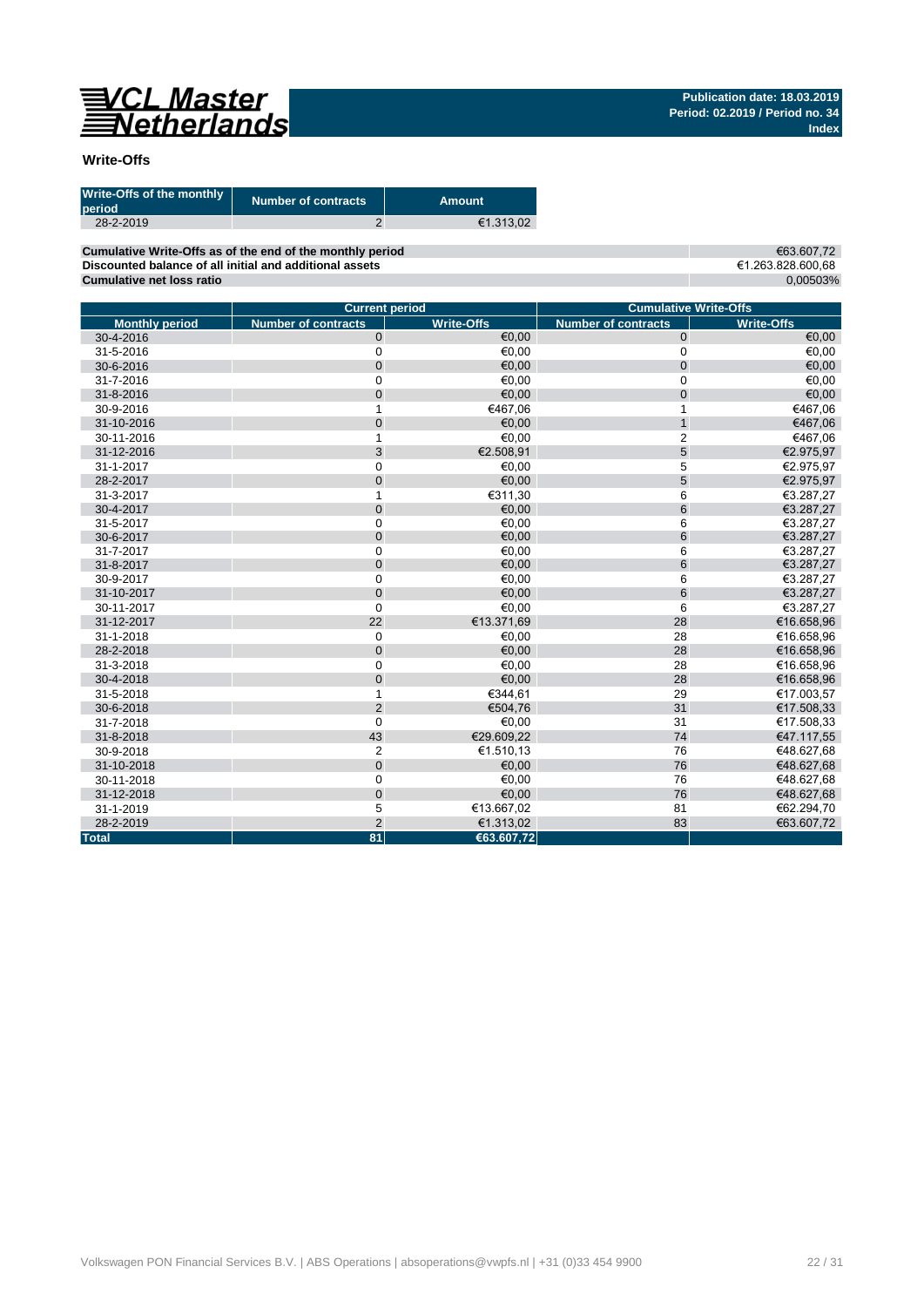**VCL Master Netherlands**

**Publication date: 18.03.2019**
**Period: 02.2019 / Period no. 34**
**Index**

## Write-Offs

| Write-Offs of the monthly period | Number of contracts | Amount |
|---|---|---|
| 28-2-2019 | 2 | €1.313,02 |

| | |
|---|---|
| **Cumulative Write-Offs as of the end of the monthly period** | €63.607,72 |
| **Discounted balance of all initial and additional assets** | €1.263.828.600,68 |
| **Cumulative net loss ratio** | 0,00503% |

| | Current period | | Cumulative Write-Offs | |
|---|---|---|---|---|
| **Monthly period** | **Number of contracts** | **Write-Offs** | **Number of contracts** | **Write-Offs** |
| 30-4-2016 | 0 | €0,00 | 0 | €0,00 |
| 31-5-2016 | 0 | €0,00 | 0 | €0,00 |
| 30-6-2016 | 0 | €0,00 | 0 | €0,00 |
| 31-7-2016 | 0 | €0,00 | 0 | €0,00 |
| 31-8-2016 | 0 | €0,00 | 0 | €0,00 |
| 30-9-2016 | 1 | €467,06 | 1 | €467,06 |
| 31-10-2016 | 0 | €0,00 | 1 | €467,06 |
| 30-11-2016 | 1 | €0,00 | 2 | €467,06 |
| 31-12-2016 | 3 | €2.508,91 | 5 | €2.975,97 |
| 31-1-2017 | 0 | €0,00 | 5 | €2.975,97 |
| 28-2-2017 | 0 | €0,00 | 5 | €2.975,97 |
| 31-3-2017 | 1 | €311,30 | 6 | €3.287,27 |
| 30-4-2017 | 0 | €0,00 | 6 | €3.287,27 |
| 31-5-2017 | 0 | €0,00 | 6 | €3.287,27 |
| 30-6-2017 | 0 | €0,00 | 6 | €3.287,27 |
| 31-7-2017 | 0 | €0,00 | 6 | €3.287,27 |
| 31-8-2017 | 0 | €0,00 | 6 | €3.287,27 |
| 30-9-2017 | 0 | €0,00 | 6 | €3.287,27 |
| 31-10-2017 | 0 | €0,00 | 6 | €3.287,27 |
| 30-11-2017 | 0 | €0,00 | 6 | €3.287,27 |
| 31-12-2017 | 22 | €13.371,69 | 28 | €16.658,96 |
| 31-1-2018 | 0 | €0,00 | 28 | €16.658,96 |
| 28-2-2018 | 0 | €0,00 | 28 | €16.658,96 |
| 31-3-2018 | 0 | €0,00 | 28 | €16.658,96 |
| 30-4-2018 | 0 | €0,00 | 28 | €16.658,96 |
| 31-5-2018 | 1 | €344,61 | 29 | €17.003,57 |
| 30-6-2018 | 2 | €504,76 | 31 | €17.508,33 |
| 31-7-2018 | 0 | €0,00 | 31 | €17.508,33 |
| 31-8-2018 | 43 | €29.609,22 | 74 | €47.117,55 |
| 30-9-2018 | 2 | €1.510,13 | 76 | €48.627,68 |
| 31-10-2018 | 0 | €0,00 | 76 | €48.627,68 |
| 30-11-2018 | 0 | €0,00 | 76 | €48.627,68 |
| 31-12-2018 | 0 | €0,00 | 76 | €48.627,68 |
| 31-1-2019 | 5 | €13.667,02 | 81 | €62.294,70 |
| 28-2-2019 | 2 | €1.313,02 | 83 | €63.607,72 |
| **Total** | **81** | **€63.607,72** | | |

Volkswagen PON Financial Services B.V. | ABS Operations | absoperations@vwpfs.nl | +31 (0)33 454 9900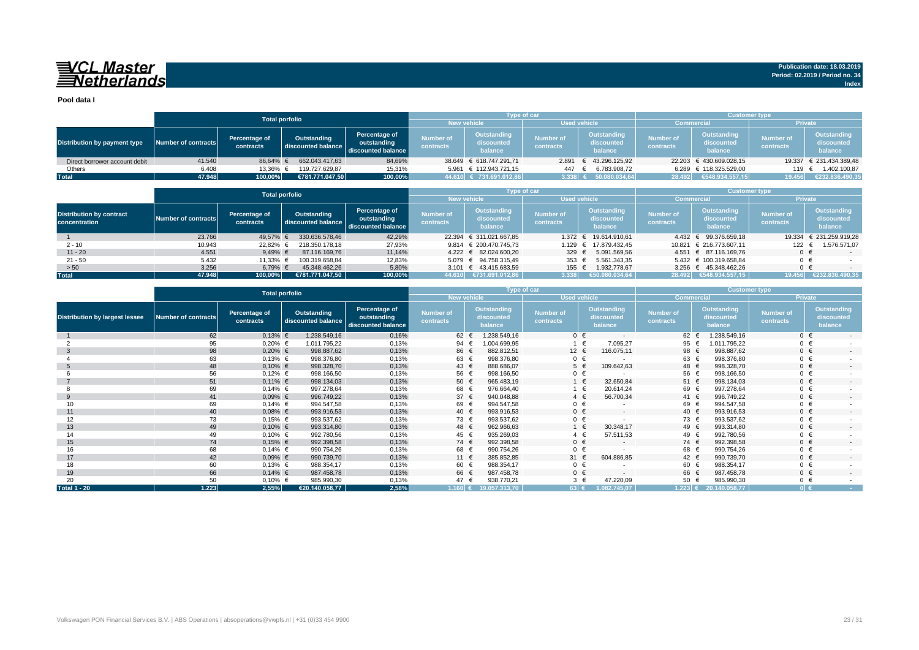VCL Master Netherlands

Publication date: 18.03.2019
Period: 02.2019 / Period no. 34
Index

**Pool data I**

| Distribution by payment type | Total porfolio | | | | Type of car | | | | Customer type | | | |
|---|---|---|---|---|---|---|---|---|---|---|---|---|
| | | | | | New vehicle | | Used vehicle | | Commercial | | Private | |
| | Number of contracts | Percentage of contracts | Outstanding discounted balance | Percentage of outstanding discounted balance | Number of contracts | Outstanding discounted balance | Number of contracts | Outstanding discounted balance | Number of contracts | Outstanding discounted balance | Number of contracts | Outstanding discounted balance |
| Direct borrower account debit | 41.540 | 86,64% | € 662.043.417,63 | 84,69% | 38.649 | € 618.747.291,71 | 2.891 | € 43.296.125,92 | 22.203 | € 430.609.028,15 | 19.337 | € 231.434.389,48 |
| Others | 6.408 | 13,36% | € 119.727.629,87 | 15,31% | 5.961 | € 112.943.721,15 | 447 | € 6.783.908,72 | 6.289 | € 118.325.529,00 | 119 | € 1.402.100,87 |
| **Total** | **47.948** | **100,00%** | **€781.771.047,50** | **100,00%** | **44.610** | **€ 731.691.012,86** | **3.338** | **€ 50.080.034,64** | **28.492** | **€548.934.557,15** | **19.456** | **€232.836.490,35** |

| Distribution by contract concentration | Total porfolio | | | | Type of car | | | | Customer type | | | |
|---|---|---|---|---|---|---|---|---|---|---|---|---|
| | | | | | New vehicle | | Used vehicle | | Commercial | | Private | |
| | Number of contracts | Percentage of contracts | Outstanding discounted balance | Percentage of outstanding discounted balance | Number of contracts | Outstanding discounted balance | Number of contracts | Outstanding discounted balance | Number of contracts | Outstanding discounted balance | Number of contracts | Outstanding discounted balance |
| 1 | 23.766 | 49,57% | € 330.636.578,46 | 42,29% | 22.394 | € 311.021.667,85 | 1.372 | € 19.614.910,61 | 4.432 | € 99.376.659,18 | 19.334 | € 231.259.919,28 |
| 2 - 10 | 10.943 | 22,82% | € 218.350.178,18 | 27,93% | 9.814 | € 200.470.745,73 | 1.129 | € 17.879.432,45 | 10.821 | € 216.773.607,11 | 122 | € 1.576.571,07 |
| 11 - 20 | 4.551 | 9,49% | € 87.116.169,76 | 11,14% | 4.222 | € 82.024.600,20 | 329 | € 5.091.569,56 | 4.551 | € 87.116.169,76 | 0 | € - |
| 21 - 50 | 5.432 | 11,33% | € 100.319.658,84 | 12,83% | 5.079 | € 94.758.315,49 | 353 | € 5.561.343,35 | 5.432 | € 100.319.658,84 | 0 | € - |
| > 50 | 3.256 | 6,79% | € 45.348.462,26 | 5,80% | 3.101 | € 43.415.683,59 | 155 | € 1.932.778,67 | 3.256 | € 45.348.462,26 | 0 | € - |
| **Total** | **47.948** | **100,00%** | **€781.771.047,50** | **100,00%** | **44.610** | **€731.691.012,86** | **3.338** | **€50.080.034,64** | **28.492** | **€548.934.557,15** | **19.456** | **€232.836.490,35** |

| Distribution by largest lessee | Total porfolio | | | | Type of car | | | | Customer type | | | |
|---|---|---|---|---|---|---|---|---|---|---|---|---|
| | | | | | New vehicle | | Used vehicle | | Commercial | | Private | |
| | Number of contracts | Percentage of contracts | Outstanding discounted balance | Percentage of outstanding discounted balance | Number of contracts | Outstanding discounted balance | Number of contracts | Outstanding discounted balance | Number of contracts | Outstanding discounted balance | Number of contracts | Outstanding discounted balance |
| 1 | 62 | 0,13% | € 1.238.549,16 | 0,16% | 62 | € 1.238.549,16 | 0 | € - | 62 | € 1.238.549,16 | 0 | € - |
| 2 | 95 | 0,20% | € 1.011.795,22 | 0,13% | 94 | € 1.004.699,95 | 1 | € 7.095,27 | 95 | € 1.011.795,22 | 0 | € - |
| 3 | 98 | 0,20% | € 998.887,62 | 0,13% | 86 | € 882.812,51 | 12 | € 116.075,11 | 98 | € 998.887,62 | 0 | € - |
| 4 | 63 | 0,13% | € 998.376,80 | 0,13% | 63 | € 998.376,80 | 0 | € - | 63 | € 998.376,80 | 0 | € - |
| 5 | 48 | 0,10% | € 998.328,70 | 0,13% | 43 | € 888.686,07 | 5 | € 109.642,63 | 48 | € 998.328,70 | 0 | € - |
| 6 | 56 | 0,12% | € 998.166,50 | 0,13% | 56 | € 998.166,50 | 0 | € - | 56 | € 998.166,50 | 0 | € - |
| 7 | 51 | 0,11% | € 998.134,03 | 0,13% | 50 | € 965.483,19 | 1 | € 32.650,84 | 51 | € 998.134,03 | 0 | € - |
| 8 | 69 | 0,14% | € 997.278,64 | 0,13% | 68 | € 976.664,40 | 1 | € 20.614,24 | 69 | € 997.278,64 | 0 | € - |
| 9 | 41 | 0,09% | € 996.749,22 | 0,13% | 37 | € 940.048,88 | 4 | € 56.700,34 | 41 | € 996.749,22 | 0 | € - |
| 10 | 69 | 0,14% | € 994.547,58 | 0,13% | 69 | € 994.547,58 | 0 | € - | 69 | € 994.547,58 | 0 | € - |
| 11 | 40 | 0,08% | € 993.916,53 | 0,13% | 40 | € 993.916,53 | 0 | € - | 40 | € 993.916,53 | 0 | € - |
| 12 | 73 | 0,15% | € 993.537,62 | 0,13% | 73 | € 993.537,62 | 0 | € - | 73 | € 993.537,62 | 0 | € - |
| 13 | 49 | 0,10% | € 993.314,80 | 0,13% | 48 | € 962.966,63 | 1 | € 30.348,17 | 49 | € 993.314,80 | 0 | € - |
| 14 | 49 | 0,10% | € 992.780,56 | 0,13% | 45 | € 935.269,03 | 4 | € 57.511,53 | 49 | € 992.780,56 | 0 | € - |
| 15 | 74 | 0,15% | € 992.398,58 | 0,13% | 74 | € 992.398,58 | 0 | € - | 74 | € 992.398,58 | 0 | € - |
| 16 | 68 | 0,14% | € 990.754,26 | 0,13% | 68 | € 990.754,26 | 0 | € - | 68 | € 990.754,26 | 0 | € - |
| 17 | 42 | 0,09% | € 990.739,70 | 0,13% | 11 | € 385.852,85 | 31 | € 604.886,85 | 42 | € 990.739,70 | 0 | € - |
| 18 | 60 | 0,13% | € 988.354,17 | 0,13% | 60 | € 988.354,17 | 0 | € - | 60 | € 988.354,17 | 0 | € - |
| 19 | 66 | 0,14% | € 987.458,78 | 0,13% | 66 | € 987.458,78 | 0 | € - | 66 | € 987.458,78 | 0 | € - |
| 20 | 50 | 0,10% | € 985.990,30 | 0,13% | 47 | € 938.770,21 | 3 | € 47.220,09 | 50 | € 985.990,30 | 0 | € - |
| **Total 1 - 20** | **1.223** | **2,55%** | **€20.140.058,77** | **2,58%** | **1.160** | **€ 19.057.313,70** | **63** | **€ 1.082.745,07** | **1.223** | **€ 20.140.058,77** | **0** | **€ -** |

Volkswagen PON Financial Services B.V. | ABS Operations | absoperations@vwpfs.nl | +31 (0)33 454 9900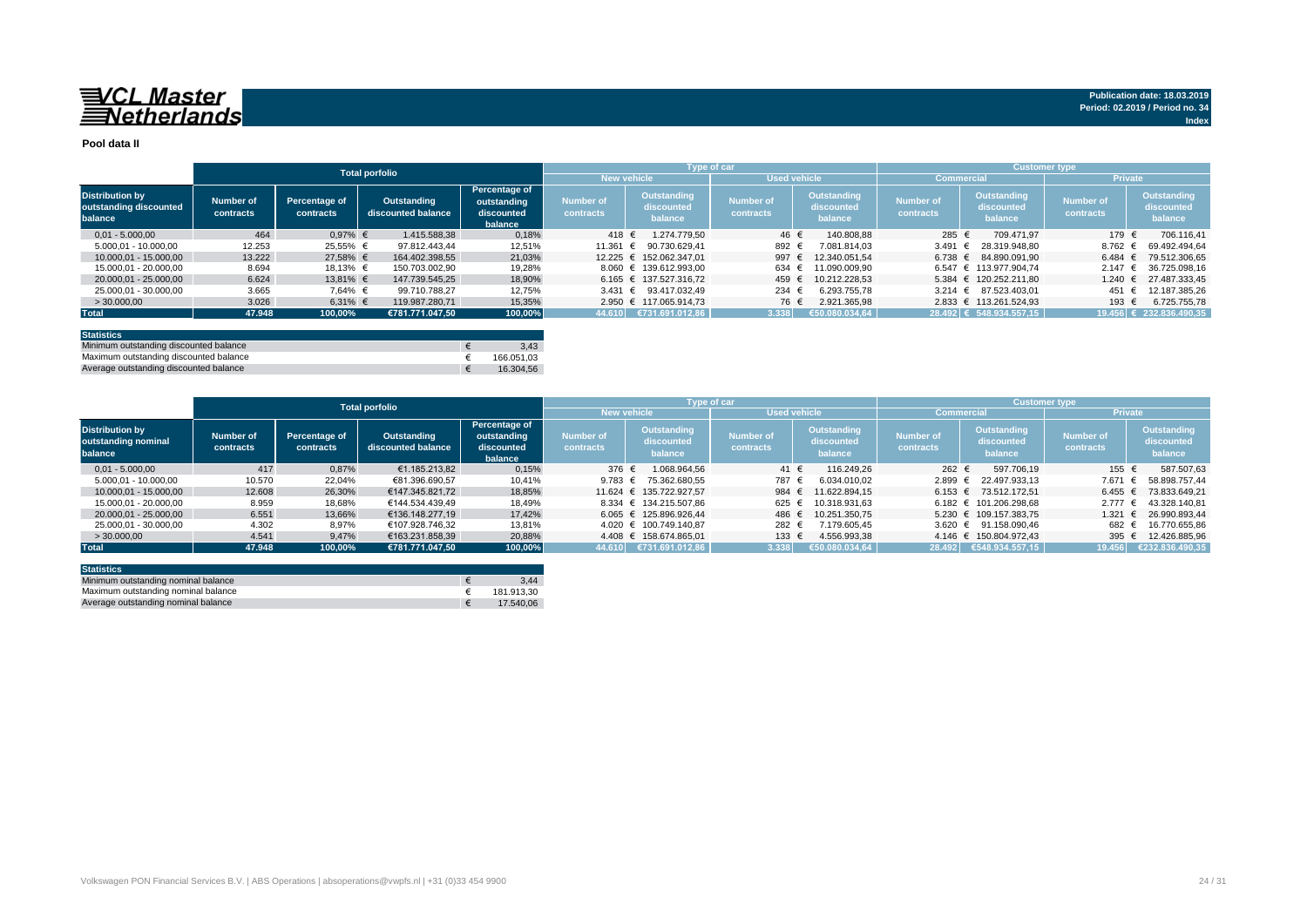VCL Master Netherlands

Publication date: 18.03.2019
Period: 02.2019 / Period no. 34
Index

**Pool data II**

| Distribution by outstanding discounted balance | Total porfolio | | | | Type of car | | | | Customer type | | | |
|---|---|---|---|---|---|---|---|---|---|---|---|---|
| | | | | | New vehicle | | Used vehicle | | Commercial | | Private | |
| | Number of contracts | Percentage of contracts | Outstanding discounted balance | Percentage of outstanding discounted balance | Number of contracts | Outstanding discounted balance | Number of contracts | Outstanding discounted balance | Number of contracts | Outstanding discounted balance | Number of contracts | Outstanding discounted balance |
| 0,01 - 5.000,00 | 464 | 0,97% | € 1.415.588,38 | 0,18% | 418 | € 1.274.779,50 | 46 | € 140.808,88 | 285 | € 709.471,97 | 179 | € 706.116,41 |
| 5.000,01 - 10.000,00 | 12.253 | 25,55% | € 97.812.443,44 | 12,51% | 11.361 | € 90.730.629,41 | 892 | € 7.081.814,03 | 3.491 | € 28.319.948,80 | 8.762 | € 69.492.494,64 |
| 10.000,01 - 15.000,00 | 13.222 | 27,58% | € 164.402.398,55 | 21,03% | 12.225 | € 152.062.347,01 | 997 | € 12.340.051,54 | 6.738 | € 84.890.091,90 | 6.484 | € 79.512.306,65 |
| 15.000,01 - 20.000,00 | 8.694 | 18,13% | € 150.703.002,90 | 19,28% | 8.060 | € 139.612.993,00 | 634 | € 11.090.009,90 | 6.547 | € 113.977.904,74 | 2.147 | € 36.725.098,16 |
| 20.000,01 - 25.000,00 | 6.624 | 13,81% | € 147.739.545,25 | 18,90% | 6.165 | € 137.527.316,72 | 459 | € 10.212.228,53 | 5.384 | € 120.252.211,80 | 1.240 | € 27.487.333,45 |
| 25.000,01 - 30.000,00 | 3.665 | 7,64% | € 99.710.788,27 | 12,75% | 3.431 | € 93.417.032,49 | 234 | € 6.293.755,78 | 3.214 | € 87.523.403,01 | 451 | € 12.187.385,26 |
| > 30.000,00 | 3.026 | 6,31% | € 119.987.280,71 | 15,35% | 2.950 | € 117.065.914,73 | 76 | € 2.921.365,98 | 2.833 | € 113.261.524,93 | 193 | € 6.725.755,78 |
| **Total** | **47.948** | **100,00%** | **€781.771.047,50** | **100,00%** | **44.610** | **€731.691.012,86** | **3.338** | **€50.080.034,64** | **28.492** | **€ 548.934.557,15** | **19.456** | **€ 232.836.490,35** |

| Statistics | |
|---|---|
| Minimum outstanding discounted balance | € 3,43 |
| Maximum outstanding discounted balance | € 166.051,03 |
| Average outstanding discounted balance | € 16.304,56 |

| Distribution by outstanding nominal balance | Total porfolio | | | | Type of car | | | | Customer type | | | |
|---|---|---|---|---|---|---|---|---|---|---|---|---|
| | | | | | New vehicle | | Used vehicle | | Commercial | | Private | |
| | Number of contracts | Percentage of contracts | Outstanding discounted balance | Percentage of outstanding discounted balance | Number of contracts | Outstanding discounted balance | Number of contracts | Outstanding discounted balance | Number of contracts | Outstanding discounted balance | Number of contracts | Outstanding discounted balance |
| 0,01 - 5.000,00 | 417 | 0,87% | €1.185.213,82 | 0,15% | 376 | € 1.068.964,56 | 41 | € 116.249,26 | 262 | € 597.706,19 | 155 | € 587.507,63 |
| 5.000,01 - 10.000,00 | 10.570 | 22,04% | €81.396.690,57 | 10,41% | 9.783 | € 75.362.680,55 | 787 | € 6.034.010,02 | 2.899 | € 22.497.933,13 | 7.671 | € 58.898.757,44 |
| 10.000,01 - 15.000,00 | 12.608 | 26,30% | €147.345.821,72 | 18,85% | 11.624 | € 135.722.927,57 | 984 | € 11.622.894,15 | 6.153 | € 73.512.172,51 | 6.455 | € 73.833.649,21 |
| 15.000,01 - 20.000,00 | 8.959 | 18,68% | €144.534.439,49 | 18,49% | 8.334 | € 134.215.507,86 | 625 | € 10.318.931,63 | 6.182 | € 101.206.298,68 | 2.777 | € 43.328.140,81 |
| 20.000,01 - 25.000,00 | 6.551 | 13,66% | €136.148.277,19 | 17,42% | 6.065 | € 125.896.926,44 | 486 | € 10.251.350,75 | 5.230 | € 109.157.383,75 | 1.321 | € 26.990.893,44 |
| 25.000,01 - 30.000,00 | 4.302 | 8,97% | €107.928.746,32 | 13,81% | 4.020 | € 100.749.140,87 | 282 | € 7.179.605,45 | 3.620 | € 91.158.090,46 | 682 | € 16.770.655,86 |
| > 30.000,00 | 4.541 | 9,47% | €163.231.858,39 | 20,88% | 4.408 | € 158.674.865,01 | 133 | € 4.556.993,38 | 4.146 | € 150.804.972,43 | 395 | € 12.426.885,96 |
| **Total** | **47.948** | **100,00%** | **€781.771.047,50** | **100,00%** | **44.610** | **€731.691.012,86** | **3.338** | **€50.080.034,64** | **28.492** | **€548.934.557,15** | **19.456** | **€232.836.490,35** |

| Statistics | |
|---|---|
| Minimum outstanding nominal balance | € 3,44 |
| Maximum outstanding nominal balance | € 181.913,30 |
| Average outstanding nominal balance | € 17.540,06 |

Volkswagen PON Financial Services B.V. | ABS Operations | absoperations@vwpfs.nl | +31 (0)33 454 9900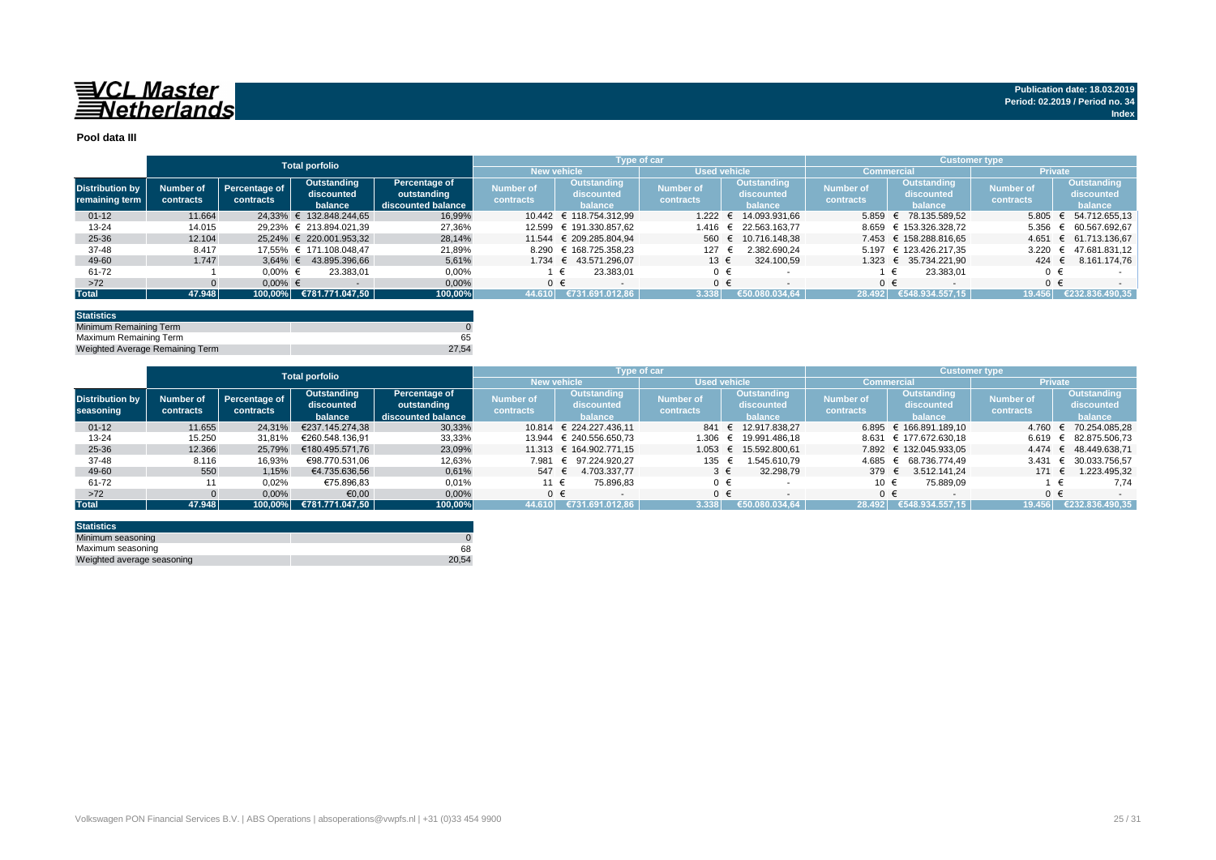**VCL Master Netherlands**

**Publication date: 18.03.2019**
**Period: 02.2019 / Period no. 34**
**Index**

## Pool data III

| | Total porfolio | | | | Type of car | | | | Customer type | | | |
|---|---|---|---|---|---|---|---|---|---|---|---|---|
| | | | | | New vehicle | | Used vehicle | | Commercial | | Private | |
| **Distribution by remaining term** | **Number of contracts** | **Percentage of contracts** | **Outstanding discounted balance** | **Percentage of outstanding discounted balance** | **Number of contracts** | **Outstanding discounted balance** | **Number of contracts** | **Outstanding discounted balance** | **Number of contracts** | **Outstanding discounted balance** | **Number of contracts** | **Outstanding discounted balance** |
| 01-12 | 11.664 | 24,33% | € 132.848.244,65 | 16,99% | 10.442 | € 118.754.312,99 | 1.222 | € 14.093.931,66 | 5.859 | € 78.135.589,52 | 5.805 | € 54.712.655,13 |
| 13-24 | 14.015 | 29,23% | € 213.894.021,39 | 27,36% | 12.599 | € 191.330.857,62 | 1.416 | € 22.563.163,77 | 8.659 | € 153.326.328,72 | 5.356 | € 60.567.692,67 |
| 25-36 | 12.104 | 25,24% | € 220.001.953,32 | 28,14% | 11.544 | € 209.285.804,94 | 560 | € 10.716.148,38 | 7.453 | € 158.288.816,65 | 4.651 | € 61.713.136,67 |
| 37-48 | 8.417 | 17,55% | € 171.108.048,47 | 21,89% | 8.290 | € 168.725.358,23 | 127 | € 2.382.690,24 | 5.197 | € 123.426.217,35 | 3.220 | € 47.681.831,12 |
| 49-60 | 1.747 | 3,64% | € 43.895.396,66 | 5,61% | 1.734 | € 43.571.296,07 | 13 | € 324.100,59 | 1.323 | € 35.734.221,90 | 424 | € 8.161.174,76 |
| 61-72 | 1 | 0,00% | € 23.383,01 | 0,00% | 1 | € 23.383,01 | 0 | € - | 1 | € 23.383,01 | 0 | € - |
| >72 | 0 | 0,00% | € - | 0,00% | 0 | € - | 0 | € - | 0 | € - | 0 | € - |
| **Total** | **47.948** | **100,00%** | **€781.771.047,50** | **100,00%** | **44.610** | **€731.691.012,86** | **3.338** | **€50.080.034,64** | **28.492** | **€548.934.557,15** | **19.456** | **€232.836.490,35** |

| Statistics | |
|---|---|
| Minimum Remaining Term | 0 |
| Maximum Remaining Term | 65 |
| Weighted Average Remaining Term | 27,54 |

| | Total porfolio | | | | Type of car | | | | Customer type | | | |
|---|---|---|---|---|---|---|---|---|---|---|---|---|
| | | | | | New vehicle | | Used vehicle | | Commercial | | Private | |
| **Distribution by seasoning** | **Number of contracts** | **Percentage of contracts** | **Outstanding discounted balance** | **Percentage of outstanding discounted balance** | **Number of contracts** | **Outstanding discounted balance** | **Number of contracts** | **Outstanding discounted balance** | **Number of contracts** | **Outstanding discounted balance** | **Number of contracts** | **Outstanding discounted balance** |
| 01-12 | 11.655 | 24,31% | €237.145.274,38 | 30,33% | 10.814 | € 224.227.436,11 | 841 | € 12.917.838,27 | 6.895 | € 166.891.189,10 | 4.760 | € 70.254.085,28 |
| 13-24 | 15.250 | 31,81% | €260.548.136,91 | 33,33% | 13.944 | € 240.556.650,73 | 1.306 | € 19.991.486,18 | 8.631 | € 177.672.630,18 | 6.619 | € 82.875.506,73 |
| 25-36 | 12.366 | 25,79% | €180.495.571,76 | 23,09% | 11.313 | € 164.902.771,15 | 1.053 | € 15.592.800,61 | 7.892 | € 132.045.933,05 | 4.474 | € 48.449.638,71 |
| 37-48 | 8.116 | 16,93% | €98.770.531,06 | 12,63% | 7.981 | € 97.224.920,27 | 135 | € 1.545.610,79 | 4.685 | € 68.736.774,49 | 3.431 | € 30.033.756,57 |
| 49-60 | 550 | 1,15% | €4.735.636,56 | 0,61% | 547 | € 4.703.337,77 | 3 | € 32.298,79 | 379 | € 3.512.141,24 | 171 | € 1.223.495,32 |
| 61-72 | 11 | 0,02% | €75.896,83 | 0,01% | 11 | € 75.896,83 | 0 | € - | 10 | € 75.889,09 | 1 | € 7,74 |
| >72 | 0 | 0,00% | €0,00 | 0,00% | 0 | € - | 0 | € - | 0 | € - | 0 | € - |
| **Total** | **47.948** | **100,00%** | **€781.771.047,50** | **100,00%** | **44.610** | **€731.691.012,86** | **3.338** | **€50.080.034,64** | **28.492** | **€548.934.557,15** | **19.456** | **€232.836.490,35** |

| Statistics | |
|---|---|
| Minimum seasoning | 0 |
| Maximum seasoning | 68 |
| Weighted average seasoning | 20,54 |

Volkswagen PON Financial Services B.V. | ABS Operations | absoperations@vwpfs.nl | +31 (0)33 454 9900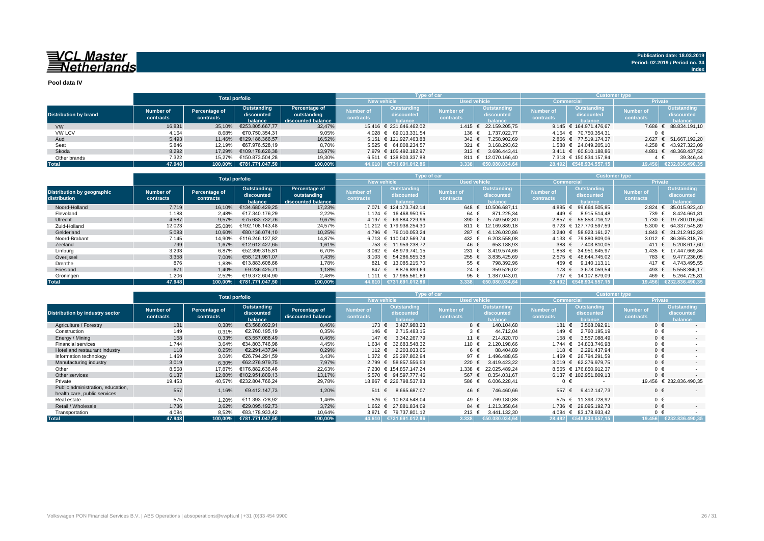**VCL Master Netherlands**

Publication date: 18.03.2019
Period: 02.2019 / Period no. 34
Index

**Pool data IV**

| Distribution by brand | Total porfolio | | | | Type of car | | | | Customer type | | | |
|---|---|---|---|---|---|---|---|---|---|---|---|---|
| | | | | | New vehicle | | Used vehicle | | Commercial | | Private | |
| | Number of contracts | Percentage of contracts | Outstanding discounted balance | Percentage of outstanding discounted balance | Number of contracts | Outstanding discounted balance | Number of contracts | Outstanding discounted balance | Number of contracts | Outstanding discounted balance | Number of contracts | Outstanding discounted balance |
| VW | 16.831 | 35,10% | €253.805.667,77 | 32,47% | 15.416 | € 231.646.462,02 | 1.415 | € 22.159.205,75 | 9.145 | € 164.971.476,67 | 7.686 | € 88.834.191,10 |
| VW LCV | 4.164 | 8,68% | €70.750.354,31 | 9,05% | 4.028 | € 69.013.331,54 | 136 | € 1.737.022,77 | 4.164 | € 70.750.354,31 | 0 | € - |
| Audi | 5.493 | 11,46% | €129.186.366,57 | 16,52% | 5.151 | € 121.927.463,88 | 342 | € 7.258.902,69 | 2.866 | € 77.519.174,37 | 2.627 | € 51.667.192,20 |
| Seat | 5.846 | 12,19% | €67.976.528,19 | 8,70% | 5.525 | € 64.808.234,57 | 321 | € 3.168.293,62 | 1.588 | € 24.049.205,10 | 4.258 | € 43.927.323,09 |
| Skoda | 8.292 | 17,29% | €109.178.626,38 | 13,97% | 7.979 | € 105.492.182,97 | 313 | € 3.686.443,41 | 3.411 | € 60.810.188,86 | 4.881 | € 48.368.437,52 |
| Other brands | 7.322 | 15,27% | €150.873.504,28 | 19,30% | 6.511 | € 138.803.337,88 | 811 | € 12.070.166,40 | 7.318 | € 150.834.157,84 | 4 | € 39.346,44 |
| **Total** | **47.948** | **100,00%** | **€781.771.047,50** | **100,00%** | **44.610** | **€731.691.012,86** | **3.338** | **€50.080.034,64** | **28.492** | **€548.934.557,15** | **19.456** | **€232.836.490,35** |

| Distribution by geographic distribution | Total porfolio | | | | Type of car | | | | Customer type | | | |
|---|---|---|---|---|---|---|---|---|---|---|---|---|
| | | | | | New vehicle | | Used vehicle | | Commercial | | Private | |
| | Number of contracts | Percentage of contracts | Outstanding discounted balance | Percentage of outstanding discounted balance | Number of contracts | Outstanding discounted balance | Number of contracts | Outstanding discounted balance | Number of contracts | Outstanding discounted balance | Number of contracts | Outstanding discounted balance |
| Noord-Holland | 7.719 | 16,10% | €134.680.429,25 | 17,23% | 7.071 | € 124.173.742,14 | 648 | € 10.506.687,11 | 4.895 | € 99.664.505,85 | 2.824 | € 35.015.923,40 |
| Flevoland | 1.188 | 2,48% | €17.340.176,29 | 2,22% | 1.124 | € 16.468.950,95 | 64 | € 871.225,34 | 449 | € 8.915.514,48 | 739 | € 8.424.661,81 |
| Utrecht | 4.587 | 9,57% | €75.633.732,76 | 9,67% | 4.197 | € 69.884.229,96 | 390 | € 5.749.502,80 | 2.857 | € 55.853.716,12 | 1.730 | € 19.780.016,64 |
| Zuid-Holland | 12.023 | 25,08% | €192.108.143,48 | 24,57% | 11.212 | € 179.938.254,30 | 811 | € 12.169.889,18 | 6.723 | € 127.770.597,59 | 5.300 | € 64.337.545,89 |
| Gelderland | 5.083 | 10,60% | €80.136.074,10 | 10,25% | 4.796 | € 76.010.053,24 | 287 | € 4.126.020,86 | 3.240 | € 58.923.161,27 | 1.843 | € 21.212.912,83 |
| Noord-Brabant | 7.145 | 14,90% | €116.246.127,82 | 14,87% | 6.713 | € 110.042.569,74 | 432 | € 6.203.558,08 | 4.133 | € 79.880.809,06 | 3.012 | € 36.365.318,76 |
| Zeeland | 799 | 1,67% | €12.612.427,65 | 1,61% | 753 | € 11.959.238,72 | 46 | € 653.188,93 | 388 | € 7.403.810,05 | 411 | € 5.208.617,60 |
| Limburg | 3.293 | 6,87% | €52.399.315,81 | 6,70% | 3.062 | € 48.979.741,15 | 231 | € 3.419.574,66 | 1.858 | € 34.951.645,97 | 1.435 | € 17.447.669,84 |
| Overijssel | 3.358 | 7,00% | €58.121.981,07 | 7,43% | 3.103 | € 54.286.555,38 | 255 | € 3.835.425,69 | 2.575 | € 48.644.745,02 | 783 | € 9.477.236,05 |
| Drenthe | 876 | 1,83% | €13.883.608,66 | 1,78% | 821 | € 13.085.215,70 | 55 | € 798.392,96 | 459 | € 9.140.113,11 | 417 | € 4.743.495,55 |
| Friesland | 671 | 1,40% | €9.236.425,71 | 1,18% | 647 | € 8.876.899,69 | 24 | € 359.526,02 | 178 | € 3.678.059,54 | 493 | € 5.558.366,17 |
| Groningen | 1.206 | 2,52% | €19.372.604,90 | 2,48% | 1.111 | € 17.985.561,89 | 95 | € 1.387.043,01 | 737 | € 14.107.879,09 | 469 | € 5.264.725,81 |
| **Total** | **47.948** | **100,00%** | **€781.771.047,50** | **100,00%** | **44.610** | **€731.691.012,86** | **3.338** | **€50.080.034,64** | **28.492** | **€548.934.557,15** | **19.456** | **€232.836.490,35** |

| Distribution by industry sector | Total porfolio | | | | Type of car | | | | Customer type | | | |
|---|---|---|---|---|---|---|---|---|---|---|---|---|
| | | | | | New vehicle | | Used vehicle | | Commercial | | Private | |
| | Number of contracts | Percentage of contracts | Outstanding discounted balance | Percentage of discounted balance | Number of contracts | Outstanding discounted balance | Number of contracts | Outstanding discounted balance | Number of contracts | Outstanding discounted balance | Number of contracts | Outstanding discounted balance |
| Agriculture / Forestry | 181 | 0,38% | €3.568.092,91 | 0,46% | 173 | € 3.427.988,23 | 8 | € 140.104,68 | 181 | € 3.568.092,91 | 0 | € - |
| Construction | 149 | 0,31% | €2.760.195,19 | 0,35% | 146 | € 2.715.483,15 | 3 | € 44.712,04 | 149 | € 2.760.195,19 | 0 | € - |
| Energy / Mining | 158 | 0,33% | €3.557.088,49 | 0,46% | 147 | € 3.342.267,79 | 11 | € 214.820,70 | 158 | € 3.557.088,49 | 0 | € - |
| Financial services | 1.744 | 3,64% | €34.803.746,98 | 4,45% | 1.634 | € 32.683.548,32 | 110 | € 2.120.198,66 | 1.744 | € 34.803.746,98 | 0 | € - |
| Hotel and restaurant industry | 118 | 0,25% | €2.291.437,94 | 0,29% | 112 | € 2.203.033,05 | 6 | € 88.404,89 | 118 | € 2.291.437,94 | 0 | € - |
| Information technology | 1.469 | 3,06% | €26.794.291,59 | 3,43% | 1.372 | € 25.297.802,94 | 97 | € 1.496.488,65 | 1.469 | € 26.794.291,59 | 0 | € - |
| Manufacturing industry | 3.019 | 6,30% | €62.276.979,75 | 7,97% | 2.799 | € 58.857.556,53 | 220 | € 3.419.423,22 | 3.019 | € 62.276.979,75 | 0 | € - |
| Other | 8.568 | 17,87% | €176.882.636,48 | 22,63% | 7.230 | € 154.857.147,24 | 1.338 | € 22.025.489,24 | 8.565 | € 176.850.912,37 | 0 | € - |
| Other services | 6.137 | 12,80% | €102.951.809,13 | 13,17% | 5.570 | € 94.597.777,46 | 567 | € 8.354.031,67 | 6.137 | € 102.951.809,13 | 0 | € - |
| Private | 19.453 | 40,57% | €232.804.766,24 | 29,78% | 18.867 | € 226.798.537,83 | 586 | € 6.006.228,41 | 0 | € - | 19.456 | € 232.836.490,35 |
| Public administration, education, health care, public services | 557 | 1,16% | €9.412.147,73 | 1,20% | 511 | € 8.665.687,07 | 46 | € 746.460,66 | 557 | € 9.412.147,73 | 0 | € - |
| Real estate | 575 | 1,20% | €11.393.728,92 | 1,46% | 526 | € 10.624.548,04 | 49 | € 769.180,88 | 575 | € 11.393.728,92 | 0 | € - |
| Retail / Wholesale | 1.736 | 3,62% | €29.095.192,73 | 3,72% | 1.652 | € 27.881.834,09 | 84 | € 1.213.358,64 | 1.736 | € 29.095.192,73 | 0 | € - |
| Transportation | 4.084 | 8,52% | €83.178.933,42 | 10,64% | 3.871 | € 79.737.801,12 | 213 | € 3.441.132,30 | 4.084 | € 83.178.933,42 | 0 | € - |
| **Total** | **47.948** | **100,00%** | **€781.771.047,50** | **100,00%** | **44.610** | **€731.691.012,86** | **3.338** | **€50.080.034,64** | **28.492** | **€548.934.557,15** | **19.456** | **€232.836.490,35** |

Volkswagen PON Financial Services B.V. | ABS Operations | absoperations@vwpfs.nl | +31 (0)33 454 9900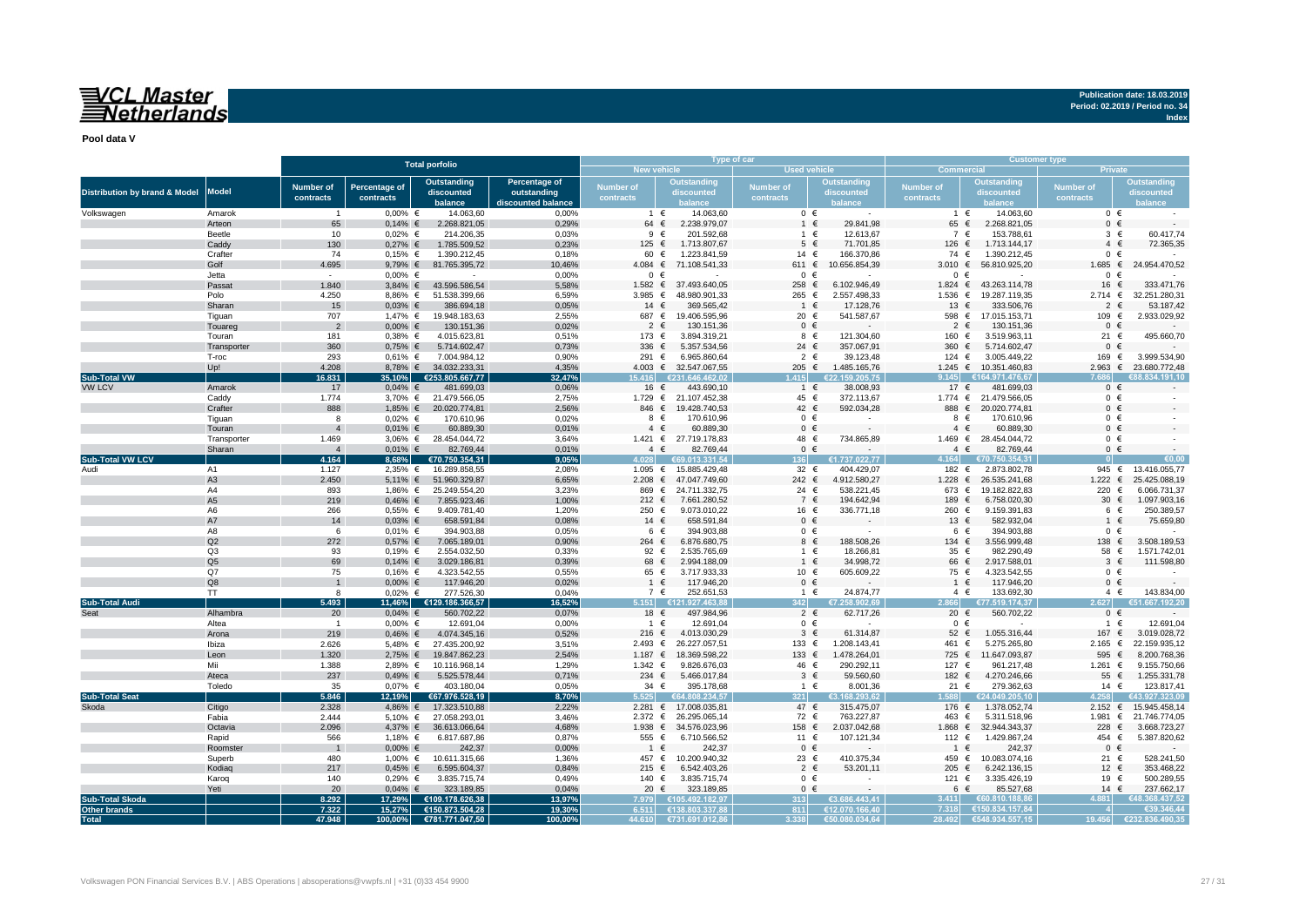**VCL Master Netherlands**

Publication date: 18.03.2019
Period: 02.2019 / Period no. 34
Index

**Pool data V**

| Distribution by brand & Model | Model | Total porfolio | | | | Type of car | | | | Customer type | | | |
|---|---|---|---|---|---|---|---|---|---|---|---|---|---|
| | | | | | | New vehicle | | Used vehicle | | Commercial | | Private | |
| | | Number of contracts | Percentage of contracts | Outstanding discounted balance | Percentage of outstanding discounted balance | Number of contracts | Outstanding discounted balance | Number of contracts | Outstanding discounted balance | Number of contracts | Outstanding discounted balance | Number of contracts | Outstanding discounted balance |
| Volkswagen | Amarok | 1 | 0,00% | € 14.063,60 | 0,00% | 1 | € 14.063,60 | 0 | € - | 1 | € 14.063,60 | 0 | € - |
| | Arteon | 65 | 0,14% | € 2.268.821,05 | 0,29% | 64 | € 2.238.979,07 | 1 | € 29.841,98 | 65 | € 2.268.821,05 | 0 | € - |
| | Beetle | 10 | 0,02% | € 214.206,35 | 0,03% | 9 | € 201.592,68 | 1 | € 12.613,67 | 7 | € 153.788,61 | 3 | € 60.417,74 |
| | Caddy | 130 | 0,27% | € 1.785.509,52 | 0,23% | 125 | € 1.713.807,67 | 5 | € 71.701,85 | 126 | € 1.713.144,17 | 4 | € 72.365,35 |
| | Crafter | 74 | 0,15% | € 1.390.212,45 | 0,18% | 60 | € 1.223.841,59 | 14 | € 166.370,86 | 74 | € 1.390.212,45 | 0 | € - |
| | Golf | 4.695 | 9,79% | € 81.765.395,72 | 10,46% | 4.084 | € 71.108.541,33 | 611 | € 10.656.854,39 | 3.010 | € 56.810.925,20 | 1.685 | € 24.954.470,52 |
| | Jetta | - | 0,00% | € - | 0,00% | 0 | € - | 0 | € - | 0 | € - | 0 | € - |
| | Passat | 1.840 | 3,84% | € 43.596.586,54 | 5,58% | 1.582 | € 37.493.640,05 | 258 | € 6.102.946,49 | 1.824 | € 43.263.114,78 | 16 | € 333.471,76 |
| | Polo | 4.250 | 8,86% | € 51.538.399,66 | 6,59% | 3.985 | € 48.980.901,33 | 265 | € 2.557.498,33 | 1.536 | € 19.287.119,35 | 2.714 | € 32.251.280,31 |
| | Sharan | 15 | 0,03% | € 386.694,18 | 0,05% | 14 | € 369.565,42 | 1 | € 17.128,76 | 13 | € 333.506,76 | 2 | € 53.187,42 |
| | Tiguan | 707 | 1,47% | € 19.948.183,63 | 2,55% | 687 | € 19.406.595,96 | 20 | € 541.587,67 | 598 | € 17.015.153,71 | 109 | € 2.933.029,92 |
| | Touareg | 2 | 0,00% | € 130.151,36 | 0,02% | 2 | € 130.151,36 | 0 | € - | 2 | € 130.151,36 | 0 | € - |
| | Touran | 181 | 0,38% | € 4.015.623,81 | 0,51% | 173 | € 3.894.319,21 | 8 | € 121.304,60 | 160 | € 3.519.963,11 | 21 | € 495.660,70 |
| | Transporter | 360 | 0,75% | € 5.714.602,47 | 0,73% | 336 | € 5.357.534,56 | 24 | € 357.067,91 | 360 | € 5.714.602,47 | 0 | € - |
| | T-roc | 293 | 0,61% | € 7.004.984,12 | 0,90% | 291 | € 6.965.860,64 | 2 | € 39.123,48 | 124 | € 3.005.449,22 | 169 | € 3.999.534,90 |
| | Up! | 4.208 | 8,78% | € 34.032.233,31 | 4,35% | 4.003 | € 32.547.067,55 | 205 | € 1.485.165,76 | 1.245 | € 10.351.460,83 | 2.963 | € 23.680.772,48 |
| **Sub-Total VW** | | **16.831** | **35,10%** | **€253.805.667,77** | **32,47%** | **15.416** | **€231.646.462,02** | **1.415** | **€22.159.205,75** | **9.145** | **€164.971.476,67** | **7.686** | **€88.834.191,10** |
| VW LCV | Amarok | 17 | 0,04% | € 481.699,03 | 0,06% | 16 | € 443.690,10 | 1 | € 38.008,93 | 17 | € 481.699,03 | 0 | € - |
| | Caddy | 1.774 | 3,70% | € 21.479.566,05 | 2,75% | 1.729 | € 21.107.452,38 | 45 | € 372.113,67 | 1.774 | € 21.479.566,05 | 0 | € - |
| | Crafter | 888 | 1,85% | € 20.020.774,81 | 2,56% | 846 | € 19.428.740,53 | 42 | € 592.034,28 | 888 | € 20.020.774,81 | 0 | € - |
| | Tiguan | 8 | 0,02% | € 170.610,96 | 0,02% | 8 | € 170.610,96 | 0 | € - | 8 | € 170.610,96 | 0 | € - |
| | Touran | 4 | 0,01% | € 60.889,30 | 0,01% | 4 | € 60.889,30 | 0 | € - | 4 | € 60.889,30 | 0 | € - |
| | Transporter | 1.469 | 3,06% | € 28.454.044,72 | 3,64% | 1.421 | € 27.719.178,83 | 48 | € 734.865,89 | 1.469 | € 28.454.044,72 | 0 | € - |
| | Sharan | 4 | 0,01% | € 82.769,44 | 0,01% | 4 | € 82.769,44 | 0 | € - | 4 | € 82.769,44 | 0 | € - |
| **Sub-Total VW LCV** | | **4.164** | **8,68%** | **€70.750.354,31** | **9,05%** | **4.028** | **€69.013.331,54** | **136** | **€1.737.022,77** | **4.164** | **€70.750.354,31** | **0** | **€0,00** |
| Audi | A1 | 1.127 | 2,35% | € 16.289.858,55 | 2,08% | 1.095 | € 15.885.429,48 | 32 | € 404.429,07 | 182 | € 2.873.802,78 | 945 | € 13.416.055,77 |
| | A3 | 2.450 | 5,11% | € 51.960.329,87 | 6,65% | 2.208 | € 47.047.749,60 | 242 | € 4.912.580,27 | 1.228 | € 26.535.241,68 | 1.222 | € 25.425.088,19 |
| | A4 | 893 | 1,86% | € 25.249.554,20 | 3,23% | 869 | € 24.711.332,75 | 24 | € 538.221,45 | 673 | € 19.182.822,83 | 220 | € 6.066.731,37 |
| | A5 | 219 | 0,46% | € 7.855.923,46 | 1,00% | 212 | € 7.661.280,52 | 7 | € 194.642,94 | 189 | € 6.758.020,30 | 30 | € 1.097.903,16 |
| | A6 | 266 | 0,55% | € 9.409.781,40 | 1,20% | 250 | € 9.073.010,22 | 16 | € 336.771,18 | 260 | € 9.159.391,83 | 6 | € 250.389,57 |
| | A7 | 14 | 0,03% | € 658.591,84 | 0,08% | 14 | € 658.591,84 | 0 | € - | 13 | € 582.932,04 | 1 | € 75.659,80 |
| | A8 | 6 | 0,01% | € 394.903,88 | 0,05% | 6 | € 394.903,88 | 0 | € - | 6 | € 394.903,88 | 0 | € - |
| | Q2 | 272 | 0,57% | € 7.065.189,01 | 0,90% | 264 | € 6.876.680,75 | 8 | € 188.508,26 | 134 | € 3.556.999,48 | 138 | € 3.508.189,53 |
| | Q3 | 93 | 0,19% | € 2.554.032,50 | 0,33% | 92 | € 2.535.765,69 | 1 | € 18.266,81 | 35 | € 982.290,49 | 58 | € 1.571.742,01 |
| | Q5 | 69 | 0,14% | € 3.029.186,81 | 0,39% | 68 | € 2.994.188,09 | 1 | € 34.998,72 | 66 | € 2.917.588,01 | 3 | € 111.598,80 |
| | Q7 | 75 | 0,16% | € 4.323.542,55 | 0,55% | 65 | € 3.717.933,33 | 10 | € 605.609,22 | 75 | € 4.323.542,55 | 0 | € - |
| | Q8 | 1 | 0,00% | € 117.946,20 | 0,02% | 1 | € 117.946,20 | 0 | € - | 1 | € 117.946,20 | 0 | € - |
| | TT | 8 | 0,02% | € 277.526,30 | 0,04% | 7 | € 252.651,53 | 1 | € 24.874,77 | 4 | € 133.692,30 | 4 | € 143.834,00 |
| **Sub-Total Audi** | | **5.493** | **11,46%** | **€129.186.366,57** | **16,52%** | **5.151** | **€121.927.463,88** | **342** | **€7.258.902,69** | **2.866** | **€77.519.174,37** | **2.627** | **€51.667.192,20** |
| Seat | Alhambra | 20 | 0,04% | € 560.702,22 | 0,07% | 18 | € 497.984,96 | 2 | € 62.717,26 | 20 | € 560.702,22 | 0 | € - |
| | Altea | 1 | 0,00% | € 12.691,04 | 0,00% | 1 | € 12.691,04 | 0 | € - | 0 | € - | 1 | € 12.691,04 |
| | Arona | 219 | 0,46% | € 4.074.345,16 | 0,52% | 216 | € 4.013.030,29 | 3 | € 61.314,87 | 52 | € 1.055.316,44 | 167 | € 3.019.028,72 |
| | Ibiza | 2.626 | 5,48% | € 27.435.200,92 | 3,51% | 2.493 | € 26.227.057,51 | 133 | € 1.208.143,41 | 461 | € 5.275.265,80 | 2.165 | € 22.159.935,12 |
| | Leon | 1.320 | 2,75% | € 19.847.862,23 | 2,54% | 1.187 | € 18.369.598,22 | 133 | € 1.478.264,01 | 725 | € 11.647.093,87 | 595 | € 8.200.768,36 |
| | Mii | 1.388 | 2,89% | € 10.116.968,14 | 1,29% | 1.342 | € 9.826.676,03 | 46 | € 290.292,11 | 127 | € 961.217,48 | 1.261 | € 9.155.750,66 |
| | Ateca | 237 | 0,49% | € 5.525.578,44 | 0,71% | 234 | € 5.466.017,84 | 3 | € 59.560,60 | 182 | € 4.270.246,66 | 55 | € 1.255.331,78 |
| | Toledo | 35 | 0,07% | € 403.180,04 | 0,05% | 34 | € 395.178,68 | 1 | € 8.001,36 | 21 | € 279.362,63 | 14 | € 123.817,41 |
| **Sub-Total Seat** | | **5.846** | **12,19%** | **€67.976.528,19** | **8,70%** | **5.525** | **€64.808.234,57** | **321** | **€3.168.293,62** | **1.588** | **€24.049.205,10** | **4.258** | **€43.927.323,09** |
| Skoda | Citigo | 2.328 | 4,86% | € 17.323.510,88 | 2,22% | 2.281 | € 17.008.035,81 | 47 | € 315.475,07 | 176 | € 1.378.052,74 | 2.152 | € 15.945.458,14 |
| | Fabia | 2.444 | 5,10% | € 27.058.293,01 | 3,46% | 2.372 | € 26.295.065,14 | 72 | € 763.227,87 | 463 | € 5.311.518,96 | 1.981 | € 21.746.774,05 |
| | Octavia | 2.096 | 4,37% | € 36.613.066,64 | 4,68% | 1.938 | € 34.576.023,96 | 158 | € 2.037.042,68 | 1.868 | € 32.944.343,37 | 228 | € 3.668.723,27 |
| | Rapid | 566 | 1,18% | € 6.817.687,86 | 0,87% | 555 | € 6.710.566,52 | 11 | € 107.121,34 | 112 | € 1.429.867,24 | 454 | € 5.387.820,62 |
| | Roomster | 1 | 0,00% | € 242,37 | 0,00% | 1 | € 242,37 | 0 | € - | 1 | € 242,37 | 0 | € - |
| | Superb | 480 | 1,00% | € 10.611.315,66 | 1,36% | 457 | € 10.200.940,32 | 23 | € 410.375,34 | 459 | € 10.083.074,16 | 21 | € 528.241,50 |
| | Kodiaq | 217 | 0,45% | € 6.595.604,37 | 0,84% | 215 | € 6.542.403,26 | 2 | € 53.201,11 | 205 | € 6.242.136,15 | 12 | € 353.468,22 |
| | Karoq | 140 | 0,29% | € 3.835.715,74 | 0,49% | 140 | € 3.835.715,74 | 0 | € - | 121 | € 3.335.426,19 | 19 | € 500.289,55 |
| | Yeti | 20 | 0,04% | € 323.189,85 | 0,04% | 20 | € 323.189,85 | 0 | € - | 6 | € 85.527,68 | 14 | € 237.662,17 |
| **Sub-Total Skoda** | | **8.292** | **17,29%** | **€109.178.626,38** | **13,97%** | **7.979** | **€105.492.182,97** | **313** | **€3.686.443,41** | **3.411** | **€60.810.188,86** | **4.881** | **€48.368.437,52** |
| **Other brands** | | **7.322** | **15,27%** | **€150.873.504,28** | **19,30%** | **6.511** | **€138.803.337,88** | **811** | **€12.070.166,40** | **7.318** | **€150.834.157,84** | **4** | **€39.346,44** |
| **Total** | | **47.948** | **100,00%** | **€781.771.047,50** | **100,00%** | **44.610** | **€731.691.012,86** | **3.338** | **€50.080.034,64** | **28.492** | **€548.934.557,15** | **19.456** | **€232.836.490,35** |

Volkswagen PON Financial Services B.V. | ABS Operations | absoperations@vwpfs.nl | +31 (0)33 454 9900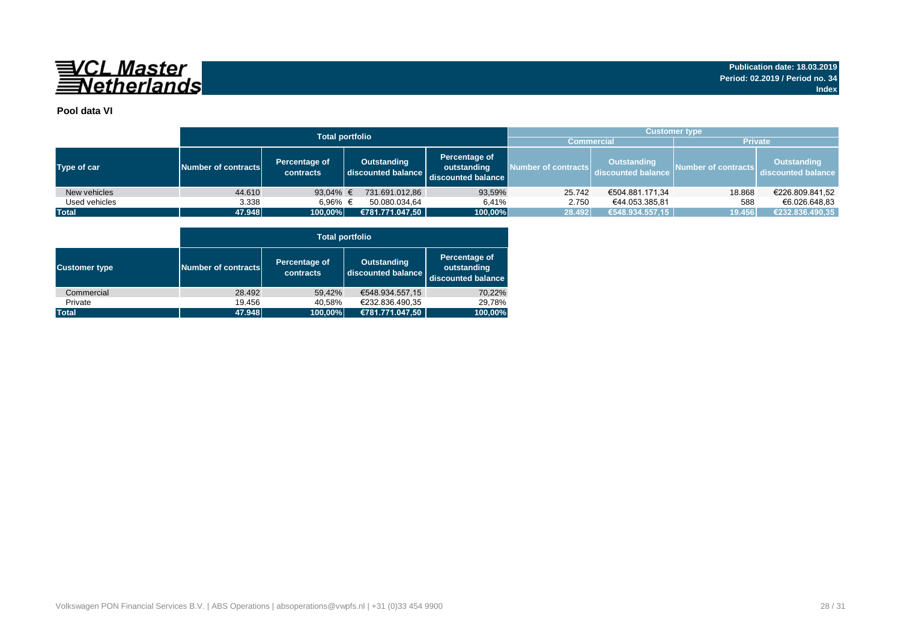**Publication date: 18.03.2019**
**Period: 02.2019 / Period no. 34**
**Index**

**Pool data VI**

| | Total portfolio | | | | Customer type | | | |
|---|---|---|---|---|---|---|---|---|
| | | | | | Commercial | | Private | |
| Type of car | Number of contracts | Percentage of contracts | Outstanding discounted balance | Percentage of outstanding discounted balance | Number of contracts | Outstanding discounted balance | Number of contracts | Outstanding discounted balance |
| New vehicles | 44.610 | 93,04% | € 731.691.012,86 | 93,59% | 25.742 | €504.881.171,34 | 18.868 | €226.809.841,52 |
| Used vehicles | 3.338 | 6,96% | € 50.080.034,64 | 6,41% | 2.750 | €44.053.385,81 | 588 | €6.026.648,83 |
| **Total** | **47.948** | **100,00%** | **€781.771.047,50** | **100,00%** | **28.492** | **€548.934.557,15** | **19.456** | **€232.836.490,35** |

| | Total portfolio | | | |
|---|---|---|---|---|
| Customer type | Number of contracts | Percentage of contracts | Outstanding discounted balance | Percentage of outstanding discounted balance |
| Commercial | 28.492 | 59,42% | €548.934.557,15 | 70,22% |
| Private | 19.456 | 40,58% | €232.836.490,35 | 29,78% |
| **Total** | **47.948** | **100,00%** | **€781.771.047,50** | **100,00%** |

Volkswagen PON Financial Services B.V. | ABS Operations | absoperations@vwpfs.nl | +31 (0)33 454 9900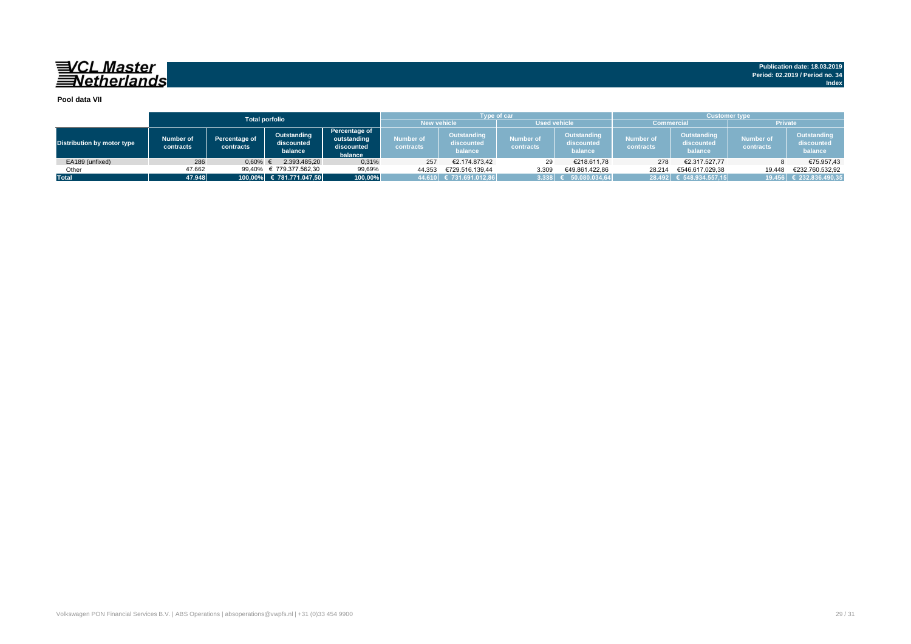**Publication date: 18.03.2019**
**Period: 02.2019 / Period no. 34**
**Index**

**Pool data VII**

| Distribution by motor type | Total porfolio | | | | Type of car | | | | Customer type | | | |
|---|---|---|---|---|---|---|---|---|---|---|---|---|
| | | | | | New vehicle | | Used vehicle | | Commercial | | Private | |
| | Number of contracts | Percentage of contracts | Outstanding discounted balance | Percentage of outstanding discounted balance | Number of contracts | Outstanding discounted balance | Number of contracts | Outstanding discounted balance | Number of contracts | Outstanding discounted balance | Number of contracts | Outstanding discounted balance |
| EA189 (unfixed) | 286 | 0,60% | € 2.393.485,20 | 0,31% | 257 | €2.174.873,42 | 29 | €218.611,78 | 278 | €2.317.527,77 | 8 | €75.957,43 |
| Other | 47.662 | 99,40% | € 779.377.562,30 | 99,69% | 44.353 | €729.516.139,44 | 3.309 | €49.861.422,86 | 28.214 | €546.617.029,38 | 19.448 | €232.760.532,92 |
| **Total** | **47.948** | **100,00%** | **€ 781.771.047,50** | **100,00%** | **44.610** | **€ 731.691.012,86** | **3.338** | **€ 50.080.034,64** | **28.492** | **€ 548.934.557,15** | **19.456** | **€ 232.836.490,35** |

Volkswagen PON Financial Services B.V. | ABS Operations | absoperations@vwpfs.nl | +31 (0)33 454 9900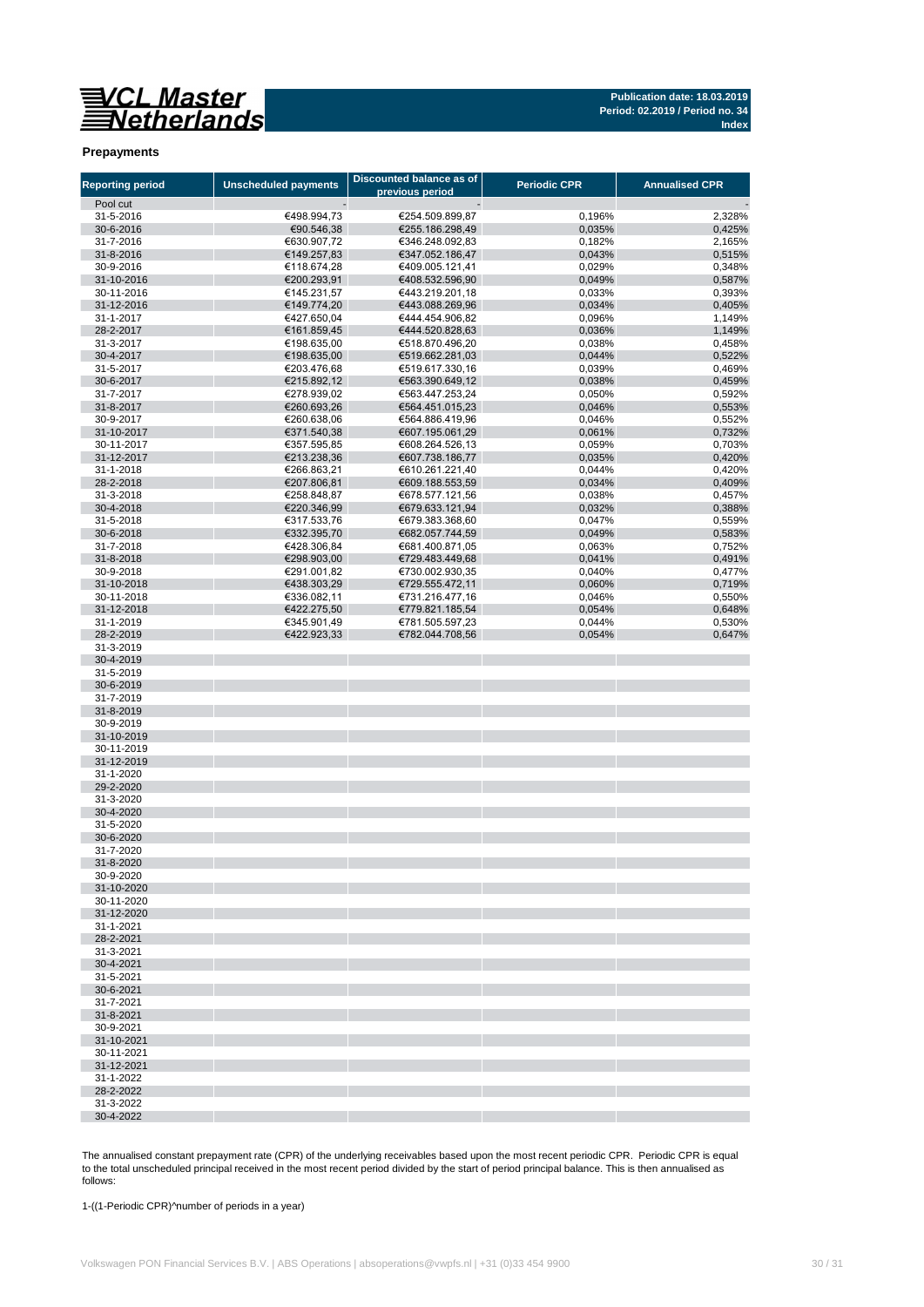**VCL Master Netherlands**

**Publication date: 18.03.2019**
**Period: 02.2019 / Period no. 34**
**Index**

## Prepayments

| Reporting period | Unscheduled payments | Discounted balance as of previous period | Periodic CPR | Annualised CPR |
|---|---|---|---|---|
| Pool cut | - | - | | - |
| 31-5-2016 | €498.994,73 | €254.509.899,87 | 0,196% | 2,328% |
| 30-6-2016 | €90.546,38 | €255.186.298,49 | 0,035% | 0,425% |
| 31-7-2016 | €630.907,72 | €346.248.092,83 | 0,182% | 2,165% |
| 31-8-2016 | €149.257,83 | €347.052.186,47 | 0,043% | 0,515% |
| 30-9-2016 | €118.674,28 | €409.005.121,41 | 0,029% | 0,348% |
| 31-10-2016 | €200.293,91 | €408.532.596,90 | 0,049% | 0,587% |
| 30-11-2016 | €145.231,57 | €443.219.201,18 | 0,033% | 0,393% |
| 31-12-2016 | €149.774,20 | €443.088.269,96 | 0,034% | 0,405% |
| 31-1-2017 | €427.650,04 | €444.454.906,82 | 0,096% | 1,149% |
| 28-2-2017 | €161.859,45 | €444.520.828,63 | 0,036% | 1,149% |
| 31-3-2017 | €198.635,00 | €518.870.496,20 | 0,038% | 0,458% |
| 30-4-2017 | €198.635,00 | €519.662.281,03 | 0,044% | 0,522% |
| 31-5-2017 | €203.476,68 | €519.617.330,16 | 0,039% | 0,469% |
| 30-6-2017 | €215.892,12 | €563.390.649,12 | 0,038% | 0,459% |
| 31-7-2017 | €278.939,02 | €563.447.253,24 | 0,050% | 0,592% |
| 31-8-2017 | €260.693,26 | €564.451.015,23 | 0,046% | 0,553% |
| 30-9-2017 | €260.638,06 | €564.886.419,96 | 0,046% | 0,552% |
| 31-10-2017 | €371.540,38 | €607.195.061,29 | 0,061% | 0,732% |
| 30-11-2017 | €357.595,85 | €608.264.526,13 | 0,059% | 0,703% |
| 31-12-2017 | €213.238,36 | €607.738.186,77 | 0,035% | 0,420% |
| 31-1-2018 | €266.863,21 | €610.261.221,40 | 0,044% | 0,420% |
| 28-2-2018 | €207.806,81 | €609.188.553,59 | 0,034% | 0,409% |
| 31-3-2018 | €258.848,87 | €678.577.121,56 | 0,038% | 0,457% |
| 30-4-2018 | €220.346,99 | €679.633.121,94 | 0,032% | 0,388% |
| 31-5-2018 | €317.533,76 | €679.383.368,60 | 0,047% | 0,559% |
| 30-6-2018 | €332.395,70 | €682.057.744,59 | 0,049% | 0,583% |
| 31-7-2018 | €428.306,84 | €681.400.871,05 | 0,063% | 0,752% |
| 31-8-2018 | €298.903,00 | €729.483.449,68 | 0,041% | 0,491% |
| 30-9-2018 | €291.001,82 | €730.002.930,35 | 0,040% | 0,477% |
| 31-10-2018 | €438.303,29 | €729.555.472,11 | 0,060% | 0,719% |
| 30-11-2018 | €336.082,11 | €731.216.477,16 | 0,046% | 0,550% |
| 31-12-2018 | €422.275,50 | €779.821.185,54 | 0,054% | 0,648% |
| 31-1-2019 | €345.901,49 | €781.505.597,23 | 0,044% | 0,530% |
| 28-2-2019 | €422.923,33 | €782.044.708,56 | 0,054% | 0,647% |
| 31-3-2019 | | | | |
| 30-4-2019 | | | | |
| 31-5-2019 | | | | |
| 30-6-2019 | | | | |
| 31-7-2019 | | | | |
| 31-8-2019 | | | | |
| 30-9-2019 | | | | |
| 31-10-2019 | | | | |
| 30-11-2019 | | | | |
| 31-12-2019 | | | | |
| 31-1-2020 | | | | |
| 29-2-2020 | | | | |
| 31-3-2020 | | | | |
| 30-4-2020 | | | | |
| 31-5-2020 | | | | |
| 30-6-2020 | | | | |
| 31-7-2020 | | | | |
| 31-8-2020 | | | | |
| 30-9-2020 | | | | |
| 31-10-2020 | | | | |
| 30-11-2020 | | | | |
| 31-12-2020 | | | | |
| 31-1-2021 | | | | |
| 28-2-2021 | | | | |
| 31-3-2021 | | | | |
| 30-4-2021 | | | | |
| 31-5-2021 | | | | |
| 30-6-2021 | | | | |
| 31-7-2021 | | | | |
| 31-8-2021 | | | | |
| 30-9-2021 | | | | |
| 31-10-2021 | | | | |
| 30-11-2021 | | | | |
| 31-12-2021 | | | | |
| 31-1-2022 | | | | |
| 28-2-2022 | | | | |
| 31-3-2022 | | | | |
| 30-4-2022 | | | | |

The annualised constant prepayment rate (CPR) of the underlying receivables based upon the most recent periodic CPR. Periodic CPR is equal to the total unscheduled principal received in the most recent period divided by the start of period principal balance. This is then annualised as follows:

1-((1-Periodic CPR)^number of periods in a year)

Volkswagen PON Financial Services B.V. | ABS Operations | absoperations@vwpfs.nl | +31 (0)33 454 9900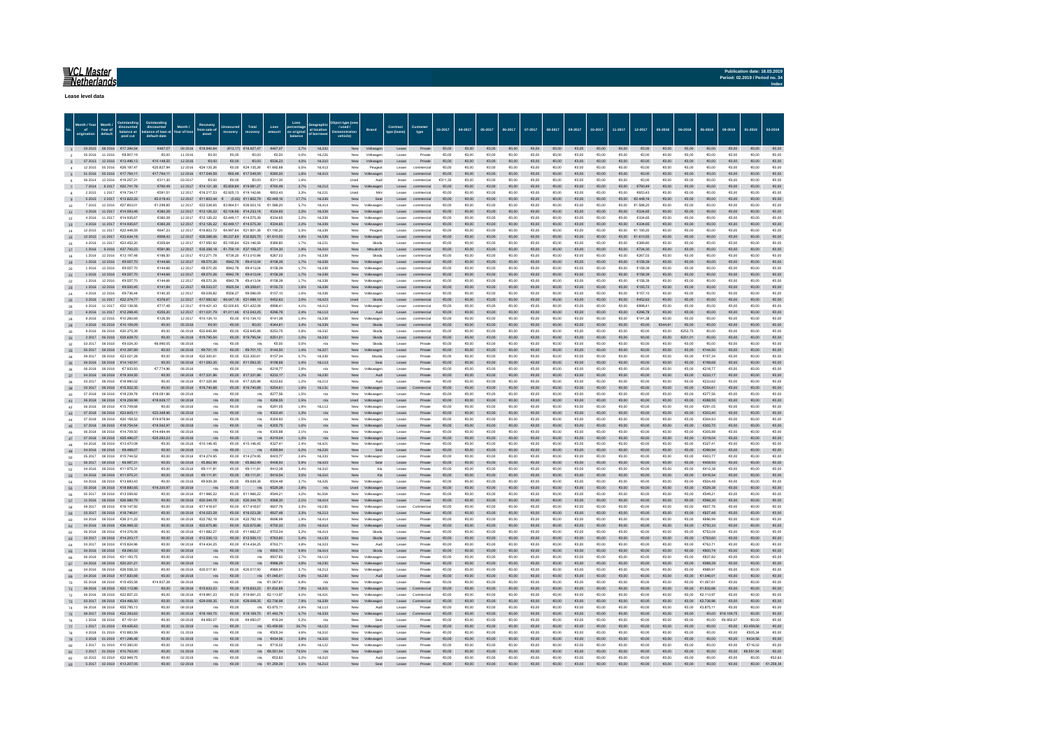# Lease level data

| No. | Month / Year of origination | Month / Year of default | Outstanding discounted balance at pool cut | Outstanding discounted balance of loan at default date | Month / Year of loss | Recovery from sale of asset | Unsecured recovery | Total recovery | Loss amount | Loss percentage on original balance | Geographical location of borrower | Object type (new / used / Demonstration vehicle) | Brand | Contract type (lease) | Customer type | 03-2017 | 04-2017 | 05-2017 | 06-2017 | 07-2017 | 08-2017 | 09-2017 | 10-2017 | 11-2017 | 12-2017 | 05-2018 | 06-2018 | 08-2018 | 09-2018 | 01-2019 | 02-2019 |
|---|---|---|---|---|---|---|---|---|---|---|---|---|---|---|---|---|---|---|---|---|---|---|---|---|---|---|---|---|---|---|---|
| 1 | 03 2015 | 09 2016 | €17.394,54 | €467,07 | 09 2016 | €16.940,64 | (€13,17) | €16.927,47 | €467,07 | 2,7% | NL332 | New | Volkswagen | Lease | Private | €0,00 | €0,00 | €0,00 | €0,00 | €0,00 | €0,00 | €0,00 | €0,00 | €0,00 | €0,00 | €0,00 | €0,00 | €0,00 | €0,00 | €0,00 | €0,00 |
| 2 | 05 2016 | 11 2016 | €8.807,19 | €0,00 | 11 2016 | €0,00 | €0,00 | €0,00 | €0,00 | 0,0% | NL226 | New | Volkswagen | Lease | Private | €0,00 | €0,00 | €0,00 | €0,00 | €0,00 | €0,00 | €0,00 | €0,00 | €0,00 | €0,00 | €0,00 | €0,00 | €0,00 | €0,00 | €0,00 | €0,00 |
| 3 | 07 2013 | 12 2016 | €13.496,13 | €10.148,55 | 12 2016 | €0,00 | €0,00 | €0,00 | €536,23 | 4,0% | NL310 | New | Volkswagen | Lease | commercial | €0,00 | €0,00 | €0,00 | €0,00 | €0,00 | €0,00 | €0,00 | €0,00 | €0,00 | €0,00 | €0,00 | €0,00 | €0,00 | €0,00 | €0,00 | €0,00 |
| 4 | 12 2015 | 05 2016 | €26.187,47 | €25.827,94 | 12 2016 | €24.135,26 | €0,00 | €24.135,26 | €1.692,68 | 6,5% | NL413 | New | Peugeot | Lease | commercial | €0,00 | €0,00 | €0,00 | €0,00 | €0,00 | €0,00 | €0,00 | €0,00 | €0,00 | €0,00 | €0,00 | €0,00 | €0,00 | €0,00 | €0,00 | €0,00 |
| 5 | 01 2016 | 05 2016 | €17.764,11 | €17.764,11 | 12 2016 | €17.549,59 | €65,49 | €17.549,59 | €280,00 | 1,6% | NL412 | New | Volkswagen | Lease | commercial | €0,00 | €0,00 | €0,00 | €0,00 | €0,00 | €0,00 | €0,00 | €0,00 | €0,00 | €0,00 | €0,00 | €0,00 | €0,00 | €0,00 | €0,00 | €0,00 |
| 6 | 06 2014 | 12 2016 | €19.257,21 | €311,30 | 03 2017 | €0,00 | €0,00 | €0,00 | €311,30 | 1,6% | | Used | Audi | lease | commercial | €311,30 | €0,00 | €0,00 | €0,00 | €0,00 | €0,00 | €0,00 | €0,00 | €0,00 | €0,00 | €0,00 | €0,00 | €0,00 | €0,00 | €0,00 | €0,00 |
| 7 | 7 2014 | 8 2017 | €20.741,70 | €760,49 | 12 2017 | €14.121,30 | €5.859,89 | €19.981,27 | €760,49 | 3,7% | NL213 | New | Volkswagen | Lease | commercial | €0,00 | €0,00 | €0,00 | €0,00 | €0,00 | €0,00 | €0,00 | €0,00 | €0,00 | €760,49 | €0,00 | €0,00 | €0,00 | €0,00 | €0,00 | €0,00 |
| 8 | 2 2015 | 1 2017 | €19.734,17 | €591,51 | 12 2017 | €16.217,53 | €2.925,13 | €19.142,66 | €653,43 | 3,3% | NL221 | Used | Mini | Lease | commercial | €0,00 | €0,00 | €0,00 | €0,00 | €0,00 | €0,00 | €0,00 | €0,00 | €0,00 | €653,43 | €0,00 | €0,00 | €0,00 | €0,00 | €0,00 | €0,00 |
| 9 | 5 2015 | 2 2017 | €13.822,22 | €2.019,43 | 12 2017 | €11.803,44 | € (0,65) | €11.802,79 | €2.448,16 | 17,7% | NL339 | New | Seat | Lease | commercial | €0,00 | €0,00 | €0,00 | €0,00 | €0,00 | €0,00 | €0,00 | €0,00 | €0,00 | €2.448,16 | €0,00 | €0,00 | €0,00 | €0,00 | €0,00 | €0,00 |
| 10 | 7 2015 | 12 2016 | €27.803,01 | €1.298,85 | 12 2017 | €22.538,65 | €3.964,51 | €26.503,16 | €1.588,20 | 5,7% | NL414 | New | Volkswagen | Lease | commercial | €0,00 | €0,00 | €0,00 | €0,00 | €0,00 | €0,00 | €0,00 | €0,00 | €0,00 | €1.588,20 | €0,00 | €0,00 | €0,00 | €0,00 | €0,00 | €0,00 |
| 11 | 4 2016 | 11 2017 | €14.593,48 | €360,28 | 12 2017 | €12.126,22 | €2.106,96 | €14.233,18 | €334,65 | 2,3% | NL339 | New | Volkswagen | Lease | commercial | €0,00 | €0,00 | €0,00 | €0,00 | €0,00 | €0,00 | €0,00 | €0,00 | €0,00 | €334,65 | €0,00 | €0,00 | €0,00 | €0,00 | €0,00 | €0,00 |
| 12 | 4 2016 | 11 2017 | €14.935,67 | €360,28 | 12 2017 | €12.126,22 | €2.449,17 | €14.575,39 | €334,65 | 2,2% | NL339 | New | Volkswagen | Lease | commercial | €0,00 | €0,00 | €0,00 | €0,00 | €0,00 | €0,00 | €0,00 | €0,00 | €0,00 | €334,65 | €0,00 | €0,00 | €0,00 | €0,00 | €0,00 | €0,00 |
| 13 | 4 2016 | 11 2017 | €14.935,67 | €360,28 | 12 2017 | €12.126,22 | €2.449,17 | €14.575,39 | €334,65 | 2,2% | NL339 | New | Volkswagen | Lease | commercial | €0,00 | €0,00 | €0,00 | €0,00 | €0,00 | €0,00 | €0,00 | €0,00 | €0,00 | €334,65 | €0,00 | €0,00 | €0,00 | €0,00 | €0,00 | €0,00 |
| 14 | 12 2015 | 11 2017 | €22.448,59 | €647,23 | 12 2017 | €16.803,72 | €4.997,84 | €21.801,36 | €1.190,20 | 5,3% | NL339 | New | Peugeot | Lease | commercial | €0,00 | €0,00 | €0,00 | €0,00 | €0,00 | €0,00 | €0,00 | €0,00 | €0,00 | €1.190,20 | €0,00 | €0,00 | €0,00 | €0,00 | €0,00 | €0,00 |
| 15 | 12 2015 | 11 2017 | €33.634,18 | €608,43 | 12 2017 | €26.588,90 | €6.237,85 | €32.825,75 | €1.610,55 | 4,8% | NL339 | New | Volkswagen | Lease | commercial | €0,00 | €0,00 | €0,00 | €0,00 | €0,00 | €0,00 | €0,00 | €0,00 | €0,00 | €1.610,55 | €0,00 | €0,00 | €0,00 | €0,00 | €0,00 | €0,00 |
| 16 | 4 2016 | 11 2017 | €23.452,20 | €305,64 | 12 2017 | €17.950,92 | €5.195,84 | €23.146,56 | €389,80 | 1,7% | NL221 | New | Skoda | Lease | commercial | €0,00 | €0,00 | €0,00 | €0,00 | €0,00 | €0,00 | €0,00 | €0,00 | €0,00 | €389,80 | €0,00 | €0,00 | €0,00 | €0,00 | €0,00 | €0,00 |
| 17 | 1 2016 | 9 2016 | €37.793,23 | €591,86 | 12 2017 | €35.358,18 | €1.750,19 | €37.108,37 | €724,30 | 1,9% | NL310 | New | Mitsubishi | Lease | commercial | €0,00 | €0,00 | €0,00 | €0,00 | €0,00 | €0,00 | €0,00 | €0,00 | €0,00 | €724,30 | €0,00 | €0,00 | €0,00 | €0,00 | €0,00 | €0,00 |
| 18 | 1 2016 | 12 2016 | €13.197,48 | €186,50 | 12 2017 | €12.271,78 | €739,20 | €13.010,98 | €267,03 | 2,0% | NL338 | New | Skoda | Lease | commercial | €0,00 | €0,00 | €0,00 | €0,00 | €0,00 | €0,00 | €0,00 | €0,00 | €0,00 | €267,03 | €0,00 | €0,00 | €0,00 | €0,00 | €0,00 | €0,00 |
| 19 | 1 2016 | 12 2016 | €9.557,70 | €144,66 | 12 2017 | €8.570,26 | €842,78 | €9.413,04 | €158,39 | 1,7% | NL338 | New | Volkswagen | Lease | commercial | €0,00 | €0,00 | €0,00 | €0,00 | €0,00 | €0,00 | €0,00 | €0,00 | €0,00 | €158,39 | €0,00 | €0,00 | €0,00 | €0,00 | €0,00 | €0,00 |
| 20 | 1 2016 | 12 2016 | €9.557,70 | €144,66 | 12 2017 | €8.570,26 | €842,78 | €9.413,04 | €158,39 | 1,7% | NL338 | New | Volkswagen | Lease | commercial | €0,00 | €0,00 | €0,00 | €0,00 | €0,00 | €0,00 | €0,00 | €0,00 | €0,00 | €158,39 | €0,00 | €0,00 | €0,00 | €0,00 | €0,00 | €0,00 |
| 21 | 1 2016 | 12 2016 | €9.557,70 | €144,66 | 12 2017 | €8.570,26 | €842,78 | €9.413,04 | €158,39 | 1,7% | NL338 | New | Volkswagen | Lease | commercial | €0,00 | €0,00 | €0,00 | €0,00 | €0,00 | €0,00 | €0,00 | €0,00 | €0,00 | €158,39 | €0,00 | €0,00 | €0,00 | €0,00 | €0,00 | €0,00 |
| 22 | 1 2016 | 12 2016 | €9.557,70 | €144,66 | 12 2017 | €8.570,26 | €842,78 | €9.413,04 | €158,39 | 1,7% | NL338 | New | Volkswagen | Lease | commercial | €0,00 | €0,00 | €0,00 | €0,00 | €0,00 | €0,00 | €0,00 | €0,00 | €0,00 | €158,39 | €0,00 | €0,00 | €0,00 | €0,00 | €0,00 | €0,00 |
| 23 | 1 2016 | 12 2016 | €9.500,45 | €141,84 | 12 2017 | €8.533,07 | €825,54 | €9.358,61 | €155,72 | 1,6% | NL338 | New | Volkswagen | Lease | commercial | €0,00 | €0,00 | €0,00 | €0,00 | €0,00 | €0,00 | €0,00 | €0,00 | €0,00 | €155,72 | €0,00 | €0,00 | €0,00 | €0,00 | €0,00 | €0,00 |
| 24 | 4 2016 | 12 2016 | €9.736,44 | €143,35 | 12 2017 | €9.039,82 | €556,27 | €9.596,09 | €157,10 | 1,6% | NL338 | New | Volkswagen | Lease | commercial | €0,00 | €0,00 | €0,00 | €0,00 | €0,00 | €0,00 | €0,00 | €0,00 | €0,00 | €157,10 | €0,00 | €0,00 | €0,00 | €0,00 | €0,00 | €0,00 |
| 25 | 3 2016 | 11 2017 | €22.374,77 | €379,97 | 12 2017 | €17.950,92 | €4.047,18 | €21.998,10 | €452,63 | 2,0% | NL423 | Used | Skoda | Lease | commercial | €0,00 | €0,00 | €0,00 | €0,00 | €0,00 | €0,00 | €0,00 | €0,00 | €0,00 | €452,63 | €0,00 | €0,00 | €0,00 | €0,00 | €0,00 | €0,00 |
| 26 | 6 2016 | 11 2017 | €22.139,56 | €717,48 | 12 2017 | €19.421,42 | €2.000,66 | €21.422,08 | €898,41 | 4,1% | NL413 | New | Volkswagen | Lease | commercial | €0,00 | €0,00 | €0,00 | €0,00 | €0,00 | €0,00 | €0,00 | €0,00 | €0,00 | €898,41 | €0,00 | €0,00 | €0,00 | €0,00 | €0,00 | €0,00 |
| 27 | 4 2016 | 11 2017 | €12.290,45 | €255,20 | 12 2017 | €11.031,79 | €1.011,46 | €12.043,25 | €296,78 | 2,4% | NL113 | Used | Audi | Lease | commercial | €0,00 | €0,00 | €0,00 | €0,00 | €0,00 | €0,00 | €0,00 | €0,00 | €0,00 | €296,78 | €0,00 | €0,00 | €0,00 | €0,00 | €0,00 | €0,00 |
| 28 | 8 2016 | 12 2016 | €10.260,69 | €126,59 | 12 2017 | €10.134,10 | €0,00 | €10.134,10 | €141,38 | 1,4% | NL338 | New | Volkswagen | Lease | commercial | €0,00 | €0,00 | €0,00 | €0,00 | €0,00 | €0,00 | €0,00 | €0,00 | €0,00 | €141,38 | €0,00 | €0,00 | €0,00 | €0,00 | €0,00 | €0,00 |
| 29 | 4 2016 | 05 2018 | €10.109,09 | €0,00 | 05 2018 | €0,00 | €0,00 | €0,00 | €344,61 | 3,4% | NL339 | New | Skoda | Lease | commercial | €0,00 | €0,00 | €0,00 | €0,00 | €0,00 | €0,00 | €0,00 | €0,00 | €0,00 | €0,00 | €344,61 | €0,00 | €0,00 | €0,00 | €0,00 | €0,00 |
| 30 | 9 2016 | 06 2018 | €30.375,39 | €0,00 | 06 2018 | €22.645,88 | €0,00 | €22.645,88 | €253,75 | 0,8% | NL332 | New | Skoda | Lease | commercial | €0,00 | €0,00 | €0,00 | €0,00 | €0,00 | €0,00 | €0,00 | €0,00 | €0,00 | €0,00 | €0,00 | €253,75 | €0,00 | €0,00 | €0,00 | €0,00 |
| 31 | 2 2017 | 06 2018 | €25.828,70 | €0,00 | 06 2018 | €19.795,54 | €0,00 | €19.795,54 | €251,01 | 1,0% | NL332 | New | Skoda | Lease | commercial | €0,00 | €0,00 | €0,00 | €0,00 | €0,00 | €0,00 | €0,00 | €0,00 | €0,00 | €0,00 | €0,00 | €251,01 | €0,00 | €0,00 | €0,00 | €0,00 |
| 32 | 03 2017 | 08 2018 | €9.024,30 | €8.990,05 | 08 2018 | n/a | €0,00 | n/a | €0,00 | 0,0% | n/a | New | Skoda | Lease | Private | €0,00 | €0,00 | €0,00 | €0,00 | €0,00 | €0,00 | €0,00 | €0,00 | €0,00 | €0,00 | €0,00 | €0,00 | €0,00 | €0,00 | €0,00 | €0,00 |
| 33 | 05 2017 | 08 2018 | €10.397,88 | €0,00 | 08 2018 | €9.701,15 | €0,00 | €9.701,15 | €144,50 | 1,4% | NL327 | New | Volkswagen | Lease | Private | €0,00 | €0,00 | €0,00 | €0,00 | €0,00 | €0,00 | €0,00 | €0,00 | €0,00 | €0,00 | €0,00 | €0,00 | €144,50 | €0,00 | €0,00 | €0,00 |
| 34 | 09 2017 | 08 2018 | €23.021,26 | €0,00 | 08 2018 | €22.300,61 | €0,00 | €22.300,61 | €157,34 | 0,7% | NL339 | New | Mazda | Lease | Private | €0,00 | €0,00 | €0,00 | €0,00 | €0,00 | €0,00 | €0,00 | €0,00 | €0,00 | €0,00 | €0,00 | €0,00 | €157,34 | €0,00 | €0,00 | €0,00 |
| 35 | 06 2016 | 08 2018 | €14.142,91 | €0,00 | 08 2018 | €11.093,35 | €0,00 | €11.093,35 | €198,68 | 1,4% | NL113 | New | Seat | Lease | Private | €0,00 | €0,00 | €0,00 | €0,00 | €0,00 | €0,00 | €0,00 | €0,00 | €0,00 | €0,00 | €0,00 | €0,00 | €198,68 | €0,00 | €0,00 | €0,00 |
| 36 | 06 2018 | 08 2018 | €7.933,93 | €7.774,96 | 08 2018 | n/a | €0,00 | n/a | €218,77 | 2,8% | n/a | New | Volkswagen | Lease | Private | €0,00 | €0,00 | €0,00 | €0,00 | €0,00 | €0,00 | €0,00 | €0,00 | €0,00 | €0,00 | €0,00 | €0,00 | €218,77 | €0,00 | €0,00 | €0,00 |
| 37 | 04 2016 | 08 2018 | €19.304,55 | €0,00 | 08 2018 | €17.331,86 | €0,00 | €17.331,86 | €233,17 | 1,2% | NL230 | New | Audi | Lease | Private | €0,00 | €0,00 | €0,00 | €0,00 | €0,00 | €0,00 | €0,00 | €0,00 | €0,00 | €0,00 | €0,00 | €0,00 | €233,17 | €0,00 | €0,00 | €0,00 |
| 38 | 03 2017 | 08 2018 | €18.990,02 | €0,00 | 08 2018 | €17.325,98 | €0,00 | €17.325,98 | €233,62 | 1,2% | NL213 | New | Audi | Lease | Private | €0,00 | €0,00 | €0,00 | €0,00 | €0,00 | €0,00 | €0,00 | €0,00 | €0,00 | €0,00 | €0,00 | €0,00 | €233,62 | €0,00 | €0,00 | €0,00 |
| 39 | 03 2017 | 08 2018 | €15.532,35 | €0,00 | 08 2018 | €16.740,98 | €0,00 | €16.740,98 | €254,61 | 1,6% | NL131 | New | Volkswagen | Lease | Commercial | €0,00 | €0,00 | €0,00 | €0,00 | €0,00 | €0,00 | €0,00 | €0,00 | €0,00 | €0,00 | €0,00 | €0,00 | €254,61 | €0,00 | €0,00 | €0,00 |
| 40 | 07 2018 | 08 2018 | €18.239,78 | €18.081,86 | 08 2018 | n/a | €0,00 | n/a | €277,56 | 1,5% | n/a | New | Volkswagen | Lease | Private | €0,00 | €0,00 | €0,00 | €0,00 | €0,00 | €0,00 | €0,00 | €0,00 | €0,00 | €0,00 | €0,00 | €0,00 | €277,56 | €0,00 | €0,00 | €0,00 |
| 41 | 06 2018 | 08 2018 | €19.259,96 | €18.929,17 | 08 2018 | n/a | €0,00 | n/a | €280,55 | 1,5% | n/a | Used | Volkswagen | Lease | Private | €0,00 | €0,00 | €0,00 | €0,00 | €0,00 | €0,00 | €0,00 | €0,00 | €0,00 | €0,00 | €0,00 | €0,00 | €280,55 | €0,00 | €0,00 | €0,00 |
| 42 | 06 2016 | 08 2018 | €15.709,68 | €0,00 | 08 2018 | n/a | €0,00 | n/a | €291,05 | 1,9% | NL113 | New | Volkswagen | Lease | Private | €0,00 | €0,00 | €0,00 | €0,00 | €0,00 | €0,00 | €0,00 | €0,00 | €0,00 | €0,00 | €0,00 | €0,00 | €291,05 | €0,00 | €0,00 | €0,00 |
| 43 | 07 2018 | 08 2018 | €23.655,11 | €23.368,96 | 08 2018 | n/a | €0,00 | n/a | €303,40 | 1,3% | n/a | New | Volkswagen | Lease | Private | €0,00 | €0,00 | €0,00 | €0,00 | €0,00 | €0,00 | €0,00 | €0,00 | €0,00 | €0,00 | €0,00 | €0,00 | €303,40 | €0,00 | €0,00 | €0,00 |
| 44 | 07 2018 | 08 2018 | €20.158,52 | €19.979,94 | 08 2018 | n/a | €0,00 | n/a | €304,93 | 1,5% | n/a | New | Volkswagen | Lease | Private | €0,00 | €0,00 | €0,00 | €0,00 | €0,00 | €0,00 | €0,00 | €0,00 | €0,00 | €0,00 | €0,00 | €0,00 | €304,93 | €0,00 | €0,00 | €0,00 |
| 45 | 07 2018 | 08 2018 | €16.754,54 | €16.562,97 | 08 2018 | n/a | €0,00 | n/a | €305,75 | 1,8% | n/a | New | Volkswagen | Lease | Private | €0,00 | €0,00 | €0,00 | €0,00 | €0,00 | €0,00 | €0,00 | €0,00 | €0,00 | €0,00 | €0,00 | €0,00 | €305,75 | €0,00 | €0,00 | €0,00 |
| 46 | 06 2018 | 08 2018 | €14.709,50 | €14.484,44 | 08 2018 | n/a | €0,00 | n/a | €305,88 | 2,1% | n/a | New | Volkswagen | Lease | Private | €0,00 | €0,00 | €0,00 | €0,00 | €0,00 | €0,00 | €0,00 | €0,00 | €0,00 | €0,00 | €0,00 | €0,00 | €305,88 | €0,00 | €0,00 | €0,00 |
| 47 | 07 2018 | 08 2018 | €25.496,07 | €25.263,23 | 08 2018 | n/a | €0,00 | n/a | €319,04 | 1,3% | n/a | New | Volkswagen | Lease | Private | €0,00 | €0,00 | €0,00 | €0,00 | €0,00 | €0,00 | €0,00 | €0,00 | €0,00 | €0,00 | €0,00 | €0,00 | €319,04 | €0,00 | €0,00 | €0,00 |
| 48 | 04 2016 | 08 2018 | €13.470,08 | €0,00 | 08 2018 | €10.146,45 | €0,00 | €10.146,45 | €327,41 | 2,4% | NL421 | New | Volkswagen | Lease | Private | €0,00 | €0,00 | €0,00 | €0,00 | €0,00 | €0,00 | €0,00 | €0,00 | €0,00 | €0,00 | €0,00 | €0,00 | €327,41 | €0,00 | €0,00 | €0,00 |
| 49 | 10 2016 | 08 2018 | €8.488,07 | €0,00 | 08 2018 | n/a | €0,00 | n/a | €399,94 | 4,7% | NL226 | New | Seat | Lease | Private | €0,00 | €0,00 | €0,00 | €0,00 | €0,00 | €0,00 | €0,00 | €0,00 | €0,00 | €0,00 | €0,00 | €0,00 | €399,94 | €0,00 | €0,00 | €0,00 |
| 50 | 05 2017 | 08 2018 | €15.744,52 | €0,00 | 08 2018 | €14.274,95 | €0,00 | €14.274,95 | €403,77 | 2,6% | NL333 | New | Volkswagen | Lease | Private | €0,00 | €0,00 | €0,00 | €0,00 | €0,00 | €0,00 | €0,00 | €0,00 | €0,00 | €0,00 | €0,00 | €0,00 | €403,77 | €0,00 | €0,00 | €0,00 |
| 51 | 06 2017 | 08 2018 | €6.887,21 | €0,00 | 08 2018 | €5.862,99 | €0,00 | €5.862,99 | €408,93 | 5,9% | NL423 | New | Seat | Lease | Private | €0,00 | €0,00 | €0,00 | €0,00 | €0,00 | €0,00 | €0,00 | €0,00 | €0,00 | €0,00 | €0,00 | €0,00 | €408,93 | €0,00 | €0,00 | €0,00 |
| 52 | 04 2016 | 08 2018 | €11.975,31 | €0,00 | 08 2018 | €9.111,81 | €0,00 | €9.111,81 | €412,38 | 3,4% | NL310 | New | Kia | Lease | Private | €0,00 | €0,00 | €0,00 | €0,00 | €0,00 | €0,00 | €0,00 | €0,00 | €0,00 | €0,00 | €0,00 | €0,00 | €412,38 | €0,00 | €0,00 | €0,00 |
| 53 | 04 2016 | 08 2018 | €11.975,31 | €0,00 | 08 2018 | €9.111,81 | €0,00 | €9.111,81 | €416,54 | 3,5% | NL310 | New | Kia | Lease | Private | €0,00 | €0,00 | €0,00 | €0,00 | €0,00 | €0,00 | €0,00 | €0,00 | €0,00 | €0,00 | €0,00 | €0,00 | €416,54 | €0,00 | €0,00 | €0,00 |
| 54 | 04 2016 | 08 2018 | €13.883,43 | €0,00 | 08 2018 | €9.939,38 | €0,00 | €9.939,38 | €504,48 | 3,7% | NL326 | New | Volkswagen | Lease | Private | €0,00 | €0,00 | €0,00 | €0,00 | €0,00 | €0,00 | €0,00 | €0,00 | €0,00 | €0,00 | €0,00 | €0,00 | €504,48 | €0,00 | €0,00 | €0,00 |
| 55 | 05 2018 | 08 2018 | €18.880,60 | €18.203,97 | 08 2018 | n/a | €0,00 | n/a | €529,38 | 2,9% | n/a | New | Volkswagen | Lease | Private | €0,00 | €0,00 | €0,00 | €0,00 | €0,00 | €0,00 | €0,00 | €0,00 | €0,00 | €0,00 | €0,00 | €0,00 | €529,38 | €0,00 | €0,00 | €0,00 |
| 56 | 05 2017 | 08 2018 | €13.059,92 | €0,00 | 08 2018 | €11.966,22 | €0,00 | €11.966,22 | €549,21 | 4,2% | NL20A | New | Volkswagen | Lease | Private | €0,00 | €0,00 | €0,00 | €0,00 | €0,00 | €0,00 | €0,00 | €0,00 | €0,00 | €0,00 | €0,00 | €0,00 | €549,21 | €0,00 | €0,00 | €0,00 |
| 57 | 11 2016 | 08 2018 | €26.980,79 | €0,00 | 08 2018 | €20.344,78 | €0,00 | €20.344,78 | €568,30 | 2,1% | NL414 | New | Volkswagen | Lease | Private | €0,00 | €0,00 | €0,00 | €0,00 | €0,00 | €0,00 | €0,00 | €0,00 | €0,00 | €0,00 | €0,00 | €0,00 | €568,30 | €0,00 | €0,00 | €0,00 |
| 58 | 07 2017 | 08 2018 | €18.147,92 | €0,00 | 08 2018 | €17.418,67 | €0,00 | €17.418,67 | €607,76 | 3,3% | NL230 | New | Volkswagen | Lease | Private | €0,00 | €0,00 | €0,00 | €0,00 | €0,00 | €0,00 | €0,00 | €0,00 | €0,00 | €0,00 | €0,00 | €0,00 | €607,76 | €0,00 | €0,00 | €0,00 |
| 59 | 03 2017 | 08 2018 | €18.746,61 | €0,00 | 08 2018 | €16.023,26 | €0,00 | €16.023,26 | €627,48 | 3,3% | NL213 | New | Volkswagen | Lease | Private | €0,00 | €0,00 | €0,00 | €0,00 | €0,00 | €0,00 | €0,00 | €0,00 | €0,00 | €0,00 | €0,00 | €0,00 | €627,48 | €0,00 | €0,00 | €0,00 |
| 60 | 04 2016 | 08 2018 | €30.311,22 | €0,00 | 08 2018 | €22.792,18 | €0,00 | €22.792,18 | €696,99 | 1,9% | NL414 | New | Volkswagen | Lease | Private | €0,00 | €0,00 | €0,00 | €0,00 | €0,00 | €0,00 | €0,00 | €0,00 | €0,00 | €0,00 | €0,00 | €0,00 | €696,99 | €0,00 | €0,00 | €0,00 |
| 61 | 04 2016 | 08 2018 | €36.869,32 | €0,00 | 08 2018 | €22.675,86 | €0,00 | €22.675,86 | €750,33 | 2,0% | NL414 | New | Volkswagen | Lease | Private | €0,00 | €0,00 | €0,00 | €0,00 | €0,00 | €0,00 | €0,00 | €0,00 | €0,00 | €0,00 | €0,00 | €0,00 | €750,33 | €0,00 | €0,00 | €0,00 |
| 62 | 06 2016 | 08 2018 | €14.376,06 | €0,00 | 08 2018 | €11.882,27 | €0,00 | €11.882,27 | €753,04 | 5,2% | NL414 | New | Skoda | Lease | Private | €0,00 | €0,00 | €0,00 | €0,00 | €0,00 | €0,00 | €0,00 | €0,00 | €0,00 | €0,00 | €0,00 | €0,00 | €753,04 | €0,00 | €0,00 | €0,00 |
| 63 | 03 2017 | 08 2018 | €14.203,17 | €0,00 | 08 2018 | €12.596,13 | €0,00 | €12.596,13 | €763,60 | 5,4% | NL133 | New | Skoda | Lease | Private | €0,00 | €0,00 | €0,00 | €0,00 | €0,00 | €0,00 | €0,00 | €0,00 | €0,00 | €0,00 | €0,00 | €0,00 | €763,60 | €0,00 | €0,00 | €0,00 |
| 64 | 03 2017 | 08 2018 | €15.824,96 | €0,00 | 08 2018 | €14.434,25 | €0,00 | €14.434,25 | €763,71 | 4,8% | NL323 | New | Audi | Lease | Private | €0,00 | €0,00 | €0,00 | €0,00 | €0,00 | €0,00 | €0,00 | €0,00 | €0,00 | €0,00 | €0,00 | €0,00 | €763,71 | €0,00 | €0,00 | €0,00 |
| 65 | 04 2016 | 08 2018 | €8.090,53 | €0,00 | 08 2018 | n/a | €0,00 | n/a | €800,74 | 9,9% | NL414 | New | Volkswagen | Lease | Private | €0,00 | €0,00 | €0,00 | €0,00 | €0,00 | €0,00 | €0,00 | €0,00 | €0,00 | €0,00 | €0,00 | €0,00 | €800,74 | €0,00 | €0,00 | €0,00 |
| 66 | 06 2016 | 08 2018 | €31.183,75 | €0,00 | 08 2018 | n/a | €0,00 | n/a | €837,82 | 2,7% | NL113 | New | Volkswagen | Lease | Private | €0,00 | €0,00 | €0,00 | €0,00 | €0,00 | €0,00 | €0,00 | €0,00 | €0,00 | €0,00 | €0,00 | €0,00 | €837,82 | €0,00 | €0,00 | €0,00 |
| 67 | 04 2016 | 08 2018 | €20.201,21 | €0,00 | 08 2018 | n/a | €0,00 | n/a | €988,29 | 4,9% | NL230 | New | Volkswagen | Lease | Private | €0,00 | €0,00 | €0,00 | €0,00 | €0,00 | €0,00 | €0,00 | €0,00 | €0,00 | €0,00 | €0,00 | €0,00 | €988,29 | €0,00 | €0,00 | €0,00 |
| 68 | 04 2016 | 08 2018 | €26.558,33 | €0,00 | 08 2018 | €20.517,90 | €0,00 | €20.517,90 | €989,91 | 3,7% | NL213 | New | Volkswagen | Lease | Private | €0,00 | €0,00 | €0,00 | €0,00 | €0,00 | €0,00 | €0,00 | €0,00 | €0,00 | €0,00 | €0,00 | €0,00 | €989,91 | €0,00 | €0,00 | €0,00 |
| 69 | 04 2016 | 08 2018 | €17.620,68 | €0,00 | 08 2018 | n/a | €0,00 | n/a | €1.046,01 | 5,9% | NL230 | New | Volkswagen | Lease | Private | €0,00 | €0,00 | €0,00 | €0,00 | €0,00 | €0,00 | €0,00 | €0,00 | €0,00 | €0,00 | €0,00 | €0,00 | €1.046,01 | €0,00 | €0,00 | €0,00 |
| 70 | 05 2018 | 08 2018 | €15.455,58 | €14.937,28 | 08 2018 | n/a | €0,00 | n/a | €1.067,61 | 6,9% | n/a | New | Volkswagen | Lease | Private | €0,00 | €0,00 | €0,00 | €0,00 | €0,00 | €0,00 | €0,00 | €0,00 | €0,00 | €0,00 | €0,00 | €0,00 | €1.067,61 | €0,00 | €0,00 | €0,00 |
| 71 | 09 2016 | 08 2018 | €23.113,86 | €0,00 | 08 2018 | €15.633,23 | €0,00 | €15.633,23 | €1.832,68 | 7,9% | NL213 | New | Volkswagen | Lease | Private | €0,00 | €0,00 | €0,00 | €0,00 | €0,00 | €0,00 | €0,00 | €0,00 | €0,00 | €0,00 | €0,00 | €0,00 | €1.832,68 | €0,00 | €0,00 | €0,00 |
| 72 | 06 2016 | 08 2018 | €22.857,23 | €0,00 | 08 2018 | €19.861,23 | €0,00 | €19.861,23 | €2.113,97 | 9,2% | NL421 | New | Volkswagen | Lease | Commercial | €0,00 | €0,00 | €0,00 | €0,00 | €0,00 | €0,00 | €0,00 | €0,00 | €0,00 | €0,00 | €0,00 | €0,00 | €2.113,97 | €0,00 | €0,00 | €0,00 |
| 73 | 03 2017 | 08 2018 | €34.496,50 | €0,00 | 08 2018 | €29.008,35 | €0,00 | €29.008,35 | €2.736,98 | 7,9% | NL339 | New | Volkswagen | Lease | Commercial | €0,00 | €0,00 | €0,00 | €0,00 | €0,00 | €0,00 | €0,00 | €0,00 | €0,00 | €0,00 | €0,00 | €0,00 | €2.736,98 | €0,00 | €0,00 | €0,00 |
| 74 | 06 2016 | 08 2018 | €55.785,13 | €0,00 | 08 2018 | n/a | €0,00 | n/a | €3.875,11 | 6,9% | NL113 | New | Audi | Lease | Private | €0,00 | €0,00 | €0,00 | €0,00 | €0,00 | €0,00 | €0,00 | €0,00 | €0,00 | €0,00 | €0,00 | €0,00 | €3.875,11 | €0,00 | €0,00 | €0,00 |
| 75 | 08 2017 | 08 2018 | €22.393,62 | €0,00 | 09 2018 | €18.169,75 | €0,00 | €18.169,75 | €1.469,79 | 6,7% | NL332 | New | Volkswagen | Lease | Customer | €0,00 | €0,00 | €0,00 | €0,00 | €0,00 | €0,00 | €0,00 | €0,00 | €0,00 | €0,00 | €0,00 | €0,00 | €0,00 | €18.169,75 | €0,00 | €0,00 |
| 76 | 1 2016 | 09 2018 | €7.151,61 | €0,00 | 09 2018 | €4.950,07 | €0,00 | €4.950,07 | €16,34 | 0,2% | n/a | New | Seat | Lease | Private | €0,00 | €0,00 | €0,00 | €0,00 | €0,00 | €0,00 | €0,00 | €0,00 | €0,00 | €0,00 | €0,00 | €0,00 | €0,00 | €4.950,07 | €0,00 | €0,00 |
| 77 | 1 2017 | 10 2018 | €9.426,63 | €0,00 | 01 2019 | n/a | €0,00 | n/a | €3.459,56 | 36,7% | NL122 | New | Volkswagen | Lease | Private | €0,00 | €0,00 | €0,00 | €0,00 | €0,00 | €0,00 | €0,00 | €0,00 | €0,00 | €0,00 | €0,00 | €0,00 | €0,00 | €0,00 | €3.459,56 | €0,00 |
| 78 | 4 2018 | 01 2019 | €10.883,59 | €0,00 | 01 2019 | n/a | €0,00 | n/a | €505,34 | 4,6% | NL310 | New | Volkswagen | Lease | Private | €0,00 | €0,00 | €0,00 | €0,00 | €0,00 | €0,00 | €0,00 | €0,00 | €0,00 | €0,00 | €0,00 | €0,00 | €0,00 | €0,00 | €505,34 | €0,00 |
| 79 | 3 2018 | 01 2019 | €11.296,46 | €0,00 | 01 2019 | n/a | €0,00 | n/a | €434,58 | 3,8% | NL310 | New | Volkswagen | Lease | Private | €0,00 | €0,00 | €0,00 | €0,00 | €0,00 | €0,00 | €0,00 | €0,00 | €0,00 | €0,00 | €0,00 | €0,00 | €0,00 | €0,00 | €434,58 | €0,00 |
| 80 | 5 2017 | 01 2019 | €10.380,00 | €0,00 | 01 2019 | n/a | €0,00 | n/a | €716,02 | 6,9% | NL122 | New | Volkswagen | Lease | Private | €0,00 | €0,00 | €0,00 | €0,00 | €0,00 | €0,00 | €0,00 | €0,00 | €0,00 | €0,00 | €0,00 | €0,00 | €0,00 | €0,00 | €716,02 | €0,00 |
| 81 | 2 2017 | 01 2019 | €10.763,00 | €0,00 | 01 2019 | n/a | €0,00 | n/a | €8.551,54 | 79,5% | n/a | New | Volkswagen | Lease | Private | €0,00 | €0,00 | €0,00 | €0,00 | €0,00 | €0,00 | €0,00 | €0,00 | €0,00 | €0,00 | €0,00 | €0,00 | €0,00 | €0,00 | €8.551,54 | €0,00 |
| 82 | 10 2015 | 02 2019 | €22.869,75 | €0,00 | 02 2019 | n/a | €0,00 | n/a | €53,63 | 0,2% | NL310 | New | Audi | Lease | Private | €0,00 | €0,00 | €0,00 | €0,00 | €0,00 | €0,00 | €0,00 | €0,00 | €0,00 | €0,00 | €0,00 | €0,00 | €0,00 | €0,00 | €0,00 | €53,63 |
| 83 | 5 2017 | 02 2019 | €13.207,05 | €0,00 | 02 2019 | n/a | €0,00 | n/a | €1.259,39 | 9,5% | NL213 | New | Seat | Lease | Private | €0,00 | €0,00 | €0,00 | €0,00 | €0,00 | €0,00 | €0,00 | €0,00 | €0,00 | €0,00 | €0,00 | €0,00 | €0,00 | €0,00 | €0,00 | €1.259,39 |